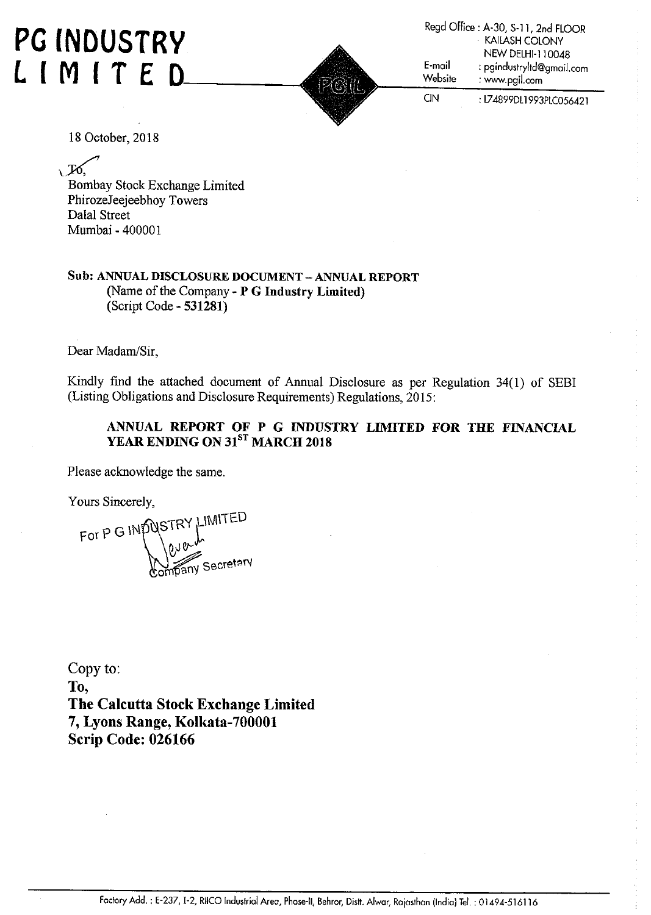# PG INDUSTRY LIMITED

Regd Office : A-30, S-11, 2nd FLOOR
KAILASH COLONY
NEW DELHI-110048
E-mail : pgindustryltd@gmail.com
Website : www.pgil.com
CIN : L74899DL1993PLC056421

18 October, 2018

To,
Bombay Stock Exchange Limited
PhirozeJeejeebhoy Towers
Dalal Street
Mumbai - 400001

**Sub: ANNUAL DISCLOSURE DOCUMENT – ANNUAL REPORT**
(Name of the Company - **P G Industry Limited**)
(Script Code - **531281**)

Dear Madam/Sir,

Kindly find the attached document of Annual Disclosure as per Regulation 34(1) of SEBI (Listing Obligations and Disclosure Requirements) Regulations, 2015:

**ANNUAL REPORT OF P G INDUSTRY LIMITED FOR THE FINANCIAL YEAR ENDING ON 31ST MARCH 2018**

Please acknowledge the same.

Yours Sincerely,

For P G INDUSTRY LIMITED

Company Secretary

Copy to:

**To,**
**The Calcutta Stock Exchange Limited**
**7, Lyons Range, Kolkata-700001**
**Scrip Code: 026166**

Factory Add. : E-237, I-2, RIICO Industrial Area, Phase-II, Behror, Distt. Alwar, Rajasthan (India) Tel. : 01494-516116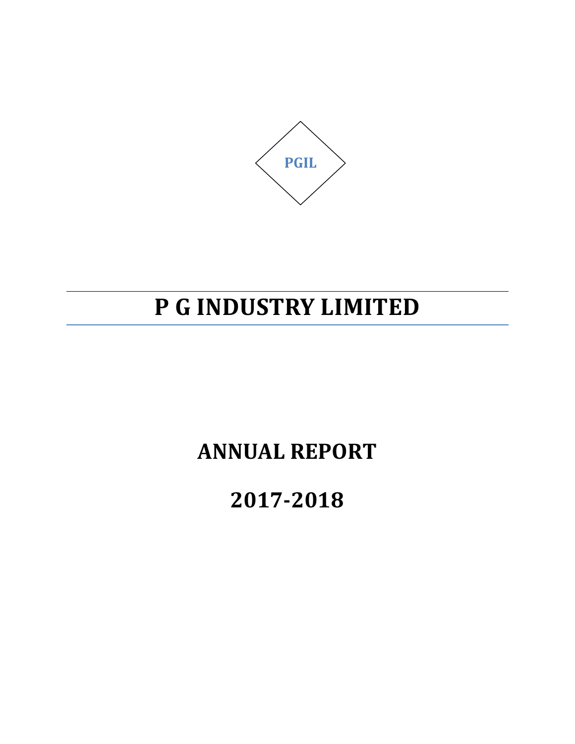PGIL

# P G INDUSTRY LIMITED

## ANNUAL REPORT

## 2017-2018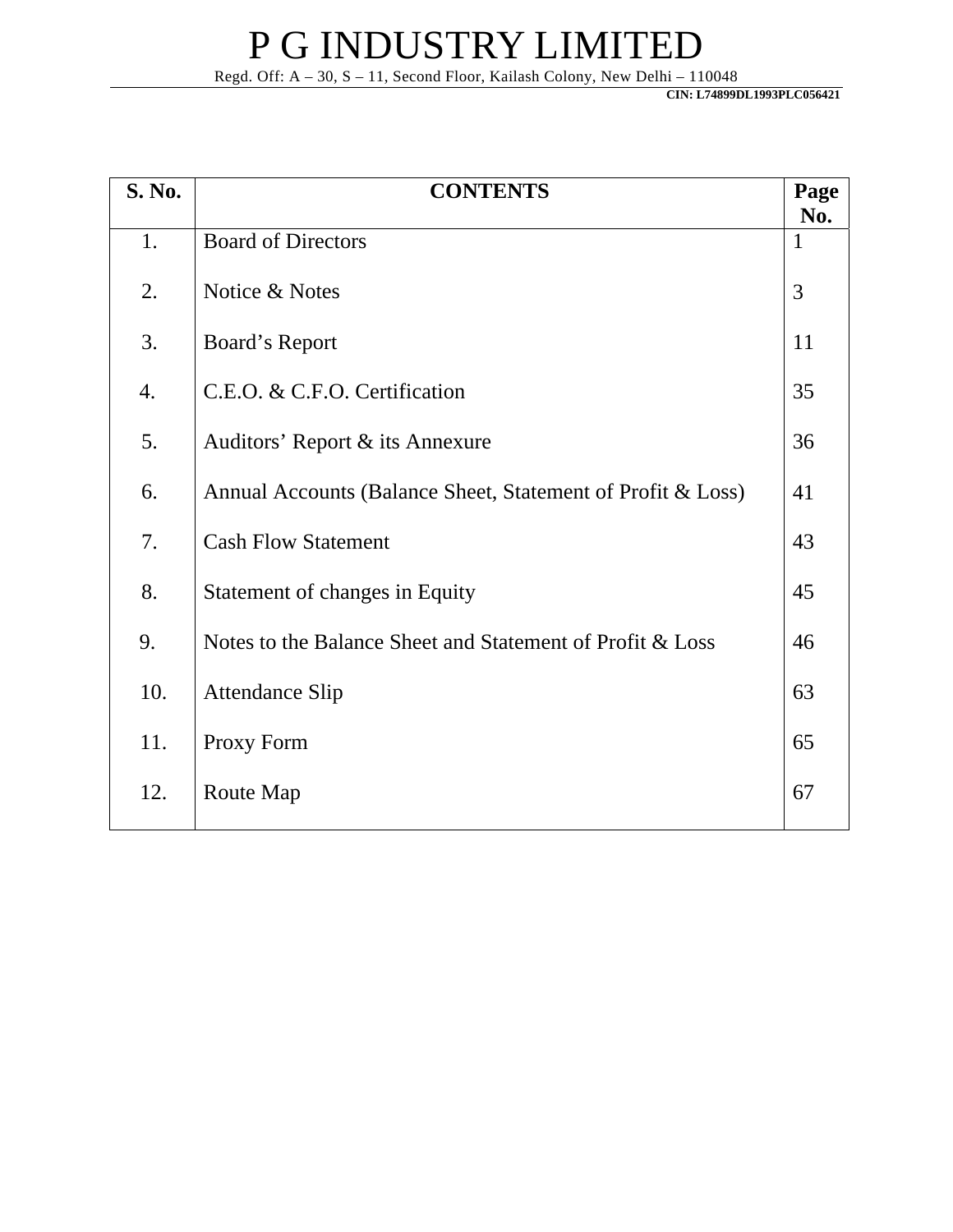# P G INDUSTRY LIMITED

Regd. Off: A – 30, S – 11, Second Floor, Kailash Colony, New Delhi – 110048

**CIN: L74899DL1993PLC056421**

| S. No. | CONTENTS | Page No. |
|---|---|---|
| 1. | Board of Directors | 1 |
| 2. | Notice & Notes | 3 |
| 3. | Board's Report | 11 |
| 4. | C.E.O. & C.F.O. Certification | 35 |
| 5. | Auditors' Report & its Annexure | 36 |
| 6. | Annual Accounts (Balance Sheet, Statement of Profit & Loss) | 41 |
| 7. | Cash Flow Statement | 43 |
| 8. | Statement of changes in Equity | 45 |
| 9. | Notes to the Balance Sheet and Statement of Profit & Loss | 46 |
| 10. | Attendance Slip | 63 |
| 11. | Proxy Form | 65 |
| 12. | Route Map | 67 |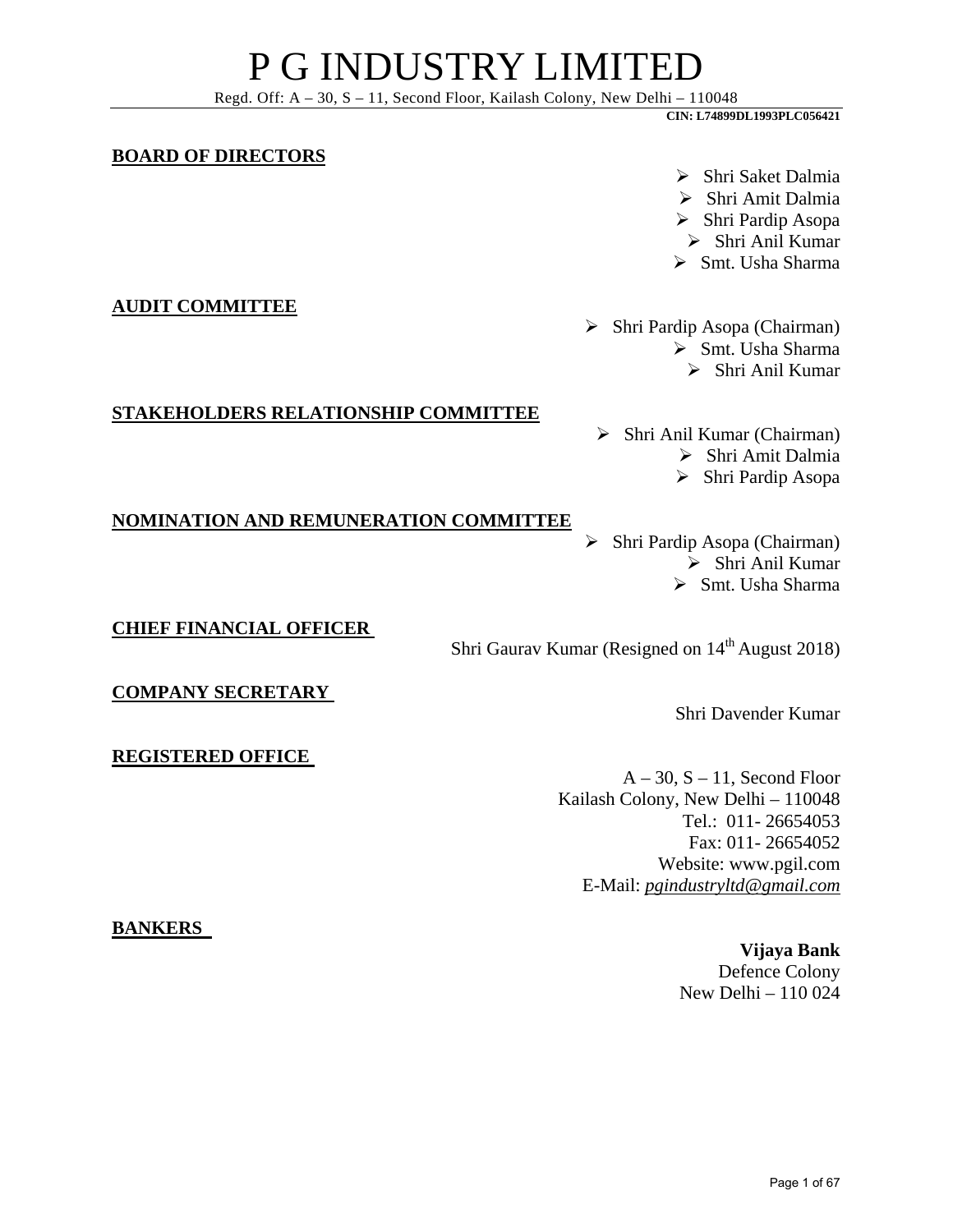# P G INDUSTRY LIMITED

Regd. Off: A – 30, S – 11, Second Floor, Kailash Colony, New Delhi – 110048

**CIN: L74899DL1993PLC056421**

## BOARD OF DIRECTORS

- Shri Saket Dalmia
- Shri Amit Dalmia
- Shri Pardip Asopa
- Shri Anil Kumar
- Smt. Usha Sharma

## AUDIT COMMITTEE

- Shri Pardip Asopa (Chairman)
- Smt. Usha Sharma
- Shri Anil Kumar

## STAKEHOLDERS RELATIONSHIP COMMITTEE

- Shri Anil Kumar (Chairman)
- Shri Amit Dalmia
- Shri Pardip Asopa

## NOMINATION AND REMUNERATION COMMITTEE

- Shri Pardip Asopa (Chairman)
- Shri Anil Kumar
- Smt. Usha Sharma

## CHIEF FINANCIAL OFFICER

Shri Gaurav Kumar (Resigned on 14th August 2018)

## COMPANY SECRETARY

Shri Davender Kumar

## REGISTERED OFFICE

A – 30, S – 11, Second Floor
Kailash Colony, New Delhi – 110048
Tel.: 011- 26654053
Fax: 011- 26654052
Website: www.pgil.com
E-Mail: *pgindustryltd@gmail.com*

## BANKERS

**Vijaya Bank**
Defence Colony
New Delhi – 110 024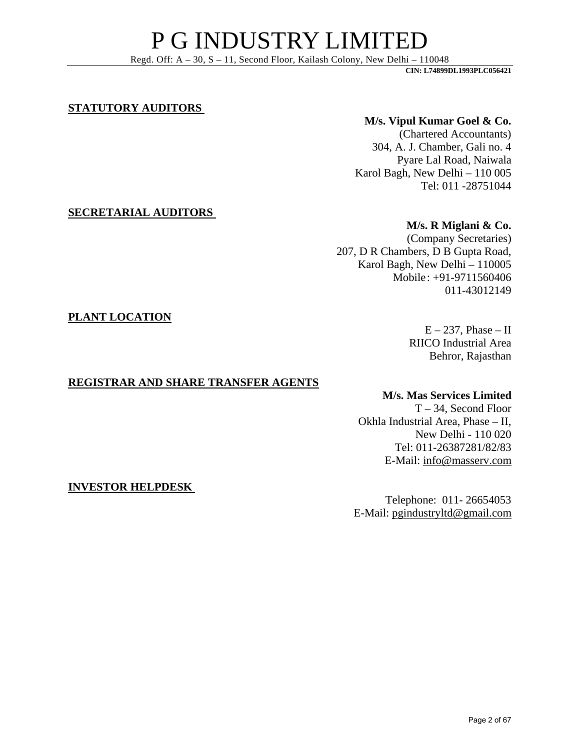## STATUTORY AUDITORS

**M/s. Vipul Kumar Goel & Co.**
(Chartered Accountants)
304, A. J. Chamber, Gali no. 4
Pyare Lal Road, Naiwala
Karol Bagh, New Delhi – 110 005
Tel: 011 -28751044

## SECRETARIAL AUDITORS

**M/s. R Miglani & Co.**
(Company Secretaries)
207, D R Chambers, D B Gupta Road,
Karol Bagh, New Delhi – 110005
Mobile: +91-9711560406
011-43012149

## PLANT LOCATION

E – 237, Phase – II
RIICO Industrial Area
Behror, Rajasthan

## REGISTRAR AND SHARE TRANSFER AGENTS

**M/s. Mas Services Limited**
T – 34, Second Floor
Okhla Industrial Area, Phase – II,
New Delhi - 110 020
Tel: 011-26387281/82/83
E-Mail: info@masserv.com

## INVESTOR HELPDESK

Telephone: 011- 26654053
E-Mail: pgindustryltd@gmail.com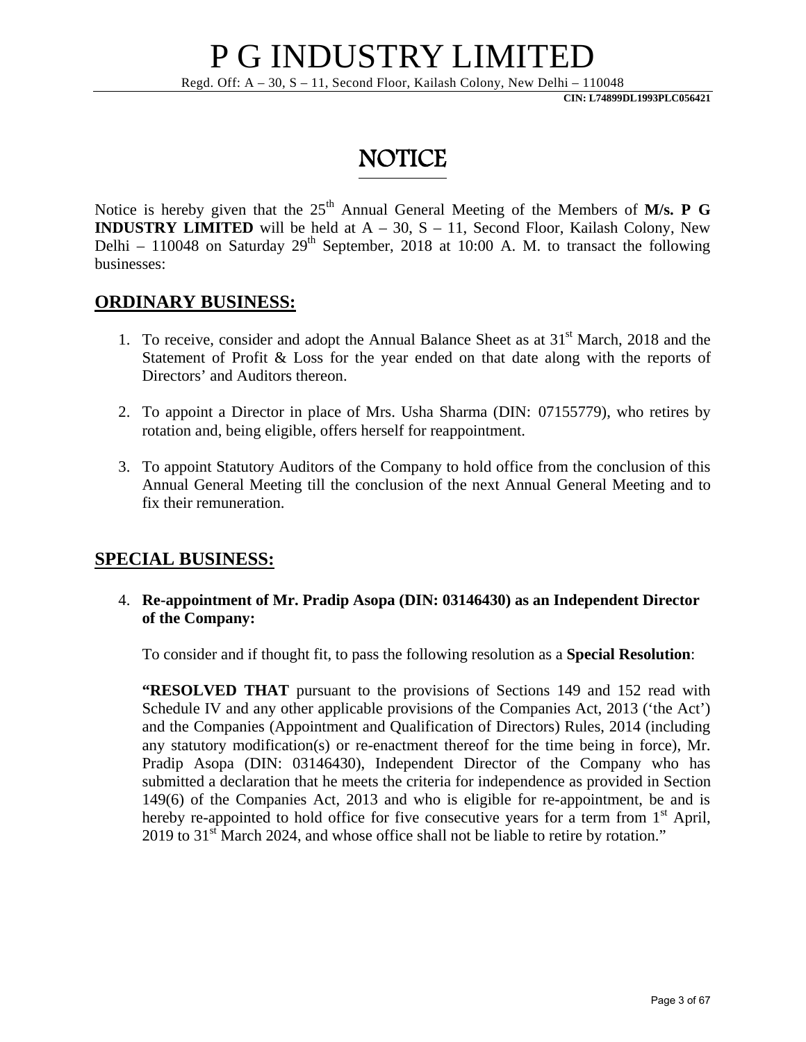# P G INDUSTRY LIMITED

Regd. Off: A – 30, S – 11, Second Floor, Kailash Colony, New Delhi – 110048

**CIN: L74899DL1993PLC056421**

# NOTICE

Notice is hereby given that the 25th Annual General Meeting of the Members of **M/s. P G INDUSTRY LIMITED** will be held at A – 30, S – 11, Second Floor, Kailash Colony, New Delhi – 110048 on Saturday 29th September, 2018 at 10:00 A. M. to transact the following businesses:

## ORDINARY BUSINESS:

1. To receive, consider and adopt the Annual Balance Sheet as at 31st March, 2018 and the Statement of Profit & Loss for the year ended on that date along with the reports of Directors' and Auditors thereon.

2. To appoint a Director in place of Mrs. Usha Sharma (DIN: 07155779), who retires by rotation and, being eligible, offers herself for reappointment.

3. To appoint Statutory Auditors of the Company to hold office from the conclusion of this Annual General Meeting till the conclusion of the next Annual General Meeting and to fix their remuneration.

## SPECIAL BUSINESS:

4. **Re-appointment of Mr. Pradip Asopa (DIN: 03146430) as an Independent Director of the Company:**

   To consider and if thought fit, to pass the following resolution as a **Special Resolution**:

   **"RESOLVED THAT** pursuant to the provisions of Sections 149 and 152 read with Schedule IV and any other applicable provisions of the Companies Act, 2013 ('the Act') and the Companies (Appointment and Qualification of Directors) Rules, 2014 (including any statutory modification(s) or re-enactment thereof for the time being in force), Mr. Pradip Asopa (DIN: 03146430), Independent Director of the Company who has submitted a declaration that he meets the criteria for independence as provided in Section 149(6) of the Companies Act, 2013 and who is eligible for re-appointment, be and is hereby re-appointed to hold office for five consecutive years for a term from 1st April, 2019 to 31st March 2024, and whose office shall not be liable to retire by rotation."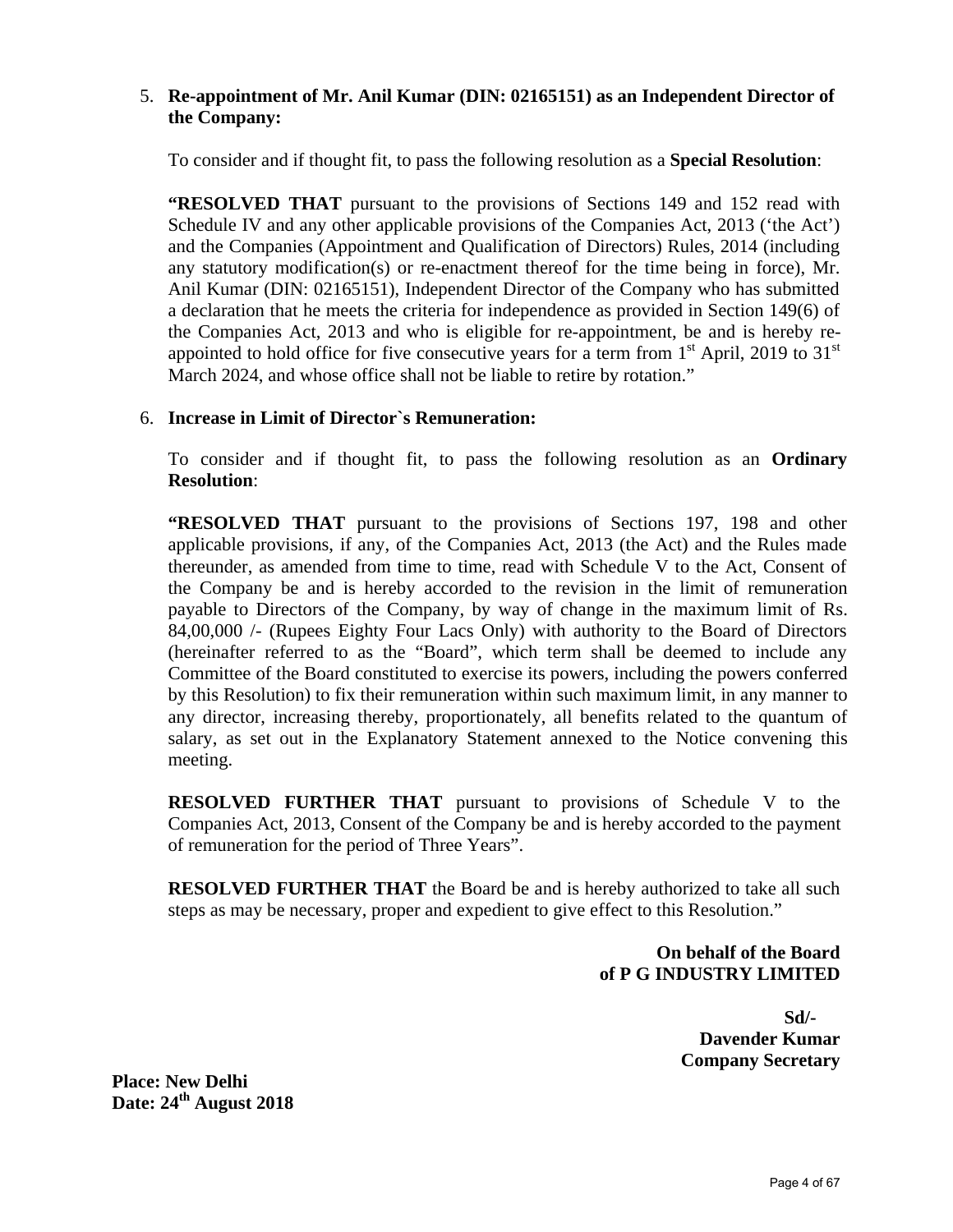5. **Re-appointment of Mr. Anil Kumar (DIN: 02165151) as an Independent Director of the Company:**

   To consider and if thought fit, to pass the following resolution as a **Special Resolution**:

   **"RESOLVED THAT** pursuant to the provisions of Sections 149 and 152 read with Schedule IV and any other applicable provisions of the Companies Act, 2013 ('the Act') and the Companies (Appointment and Qualification of Directors) Rules, 2014 (including any statutory modification(s) or re-enactment thereof for the time being in force), Mr. Anil Kumar (DIN: 02165151), Independent Director of the Company who has submitted a declaration that he meets the criteria for independence as provided in Section 149(6) of the Companies Act, 2013 and who is eligible for re-appointment, be and is hereby re-appointed to hold office for five consecutive years for a term from 1st April, 2019 to 31st March 2024, and whose office shall not be liable to retire by rotation."

6. **Increase in Limit of Director`s Remuneration:**

   To consider and if thought fit, to pass the following resolution as an **Ordinary Resolution**:

   **"RESOLVED THAT** pursuant to the provisions of Sections 197, 198 and other applicable provisions, if any, of the Companies Act, 2013 (the Act) and the Rules made thereunder, as amended from time to time, read with Schedule V to the Act, Consent of the Company be and is hereby accorded to the revision in the limit of remuneration payable to Directors of the Company, by way of change in the maximum limit of Rs. 84,00,000 /- (Rupees Eighty Four Lacs Only) with authority to the Board of Directors (hereinafter referred to as the "Board", which term shall be deemed to include any Committee of the Board constituted to exercise its powers, including the powers conferred by this Resolution) to fix their remuneration within such maximum limit, in any manner to any director, increasing thereby, proportionately, all benefits related to the quantum of salary, as set out in the Explanatory Statement annexed to the Notice convening this meeting.

   **RESOLVED FURTHER THAT** pursuant to provisions of Schedule V to the Companies Act, 2013, Consent of the Company be and is hereby accorded to the payment of remuneration for the period of Three Years".

   **RESOLVED FURTHER THAT** the Board be and is hereby authorized to take all such steps as may be necessary, proper and expedient to give effect to this Resolution."

**On behalf of the Board**
**of P G INDUSTRY LIMITED**

**Sd/-**
**Davender Kumar**
**Company Secretary**

**Place: New Delhi**
**Date: 24th August 2018**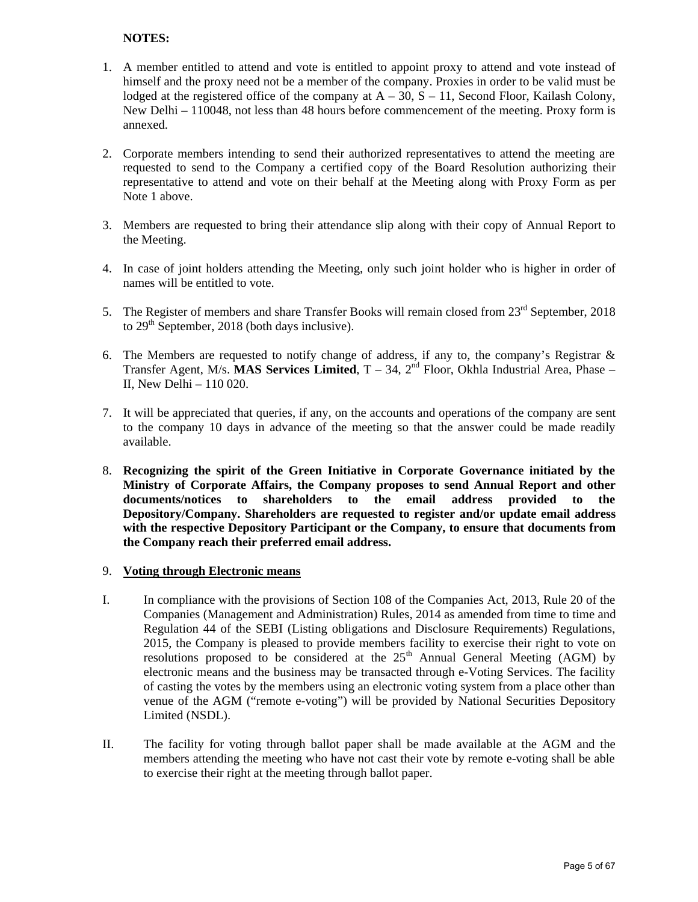**NOTES:**

1. A member entitled to attend and vote is entitled to appoint proxy to attend and vote instead of himself and the proxy need not be a member of the company. Proxies in order to be valid must be lodged at the registered office of the company at A – 30, S – 11, Second Floor, Kailash Colony, New Delhi – 110048, not less than 48 hours before commencement of the meeting. Proxy form is annexed.

2. Corporate members intending to send their authorized representatives to attend the meeting are requested to send to the Company a certified copy of the Board Resolution authorizing their representative to attend and vote on their behalf at the Meeting along with Proxy Form as per Note 1 above.

3. Members are requested to bring their attendance slip along with their copy of Annual Report to the Meeting.

4. In case of joint holders attending the Meeting, only such joint holder who is higher in order of names will be entitled to vote.

5. The Register of members and share Transfer Books will remain closed from 23rd September, 2018 to 29th September, 2018 (both days inclusive).

6. The Members are requested to notify change of address, if any to, the company's Registrar & Transfer Agent, M/s. **MAS Services Limited**, T – 34, 2nd Floor, Okhla Industrial Area, Phase – II, New Delhi – 110 020.

7. It will be appreciated that queries, if any, on the accounts and operations of the company are sent to the company 10 days in advance of the meeting so that the answer could be made readily available.

8. **Recognizing the spirit of the Green Initiative in Corporate Governance initiated by the Ministry of Corporate Affairs, the Company proposes to send Annual Report and other documents/notices to shareholders to the email address provided to the Depository/Company. Shareholders are requested to register and/or update email address with the respective Depository Participant or the Company, to ensure that documents from the Company reach their preferred email address.**

9. **Voting through Electronic means**

I. In compliance with the provisions of Section 108 of the Companies Act, 2013, Rule 20 of the Companies (Management and Administration) Rules, 2014 as amended from time to time and Regulation 44 of the SEBI (Listing obligations and Disclosure Requirements) Regulations, 2015, the Company is pleased to provide members facility to exercise their right to vote on resolutions proposed to be considered at the 25th Annual General Meeting (AGM) by electronic means and the business may be transacted through e-Voting Services. The facility of casting the votes by the members using an electronic voting system from a place other than venue of the AGM ("remote e-voting") will be provided by National Securities Depository Limited (NSDL).

II. The facility for voting through ballot paper shall be made available at the AGM and the members attending the meeting who have not cast their vote by remote e-voting shall be able to exercise their right at the meeting through ballot paper.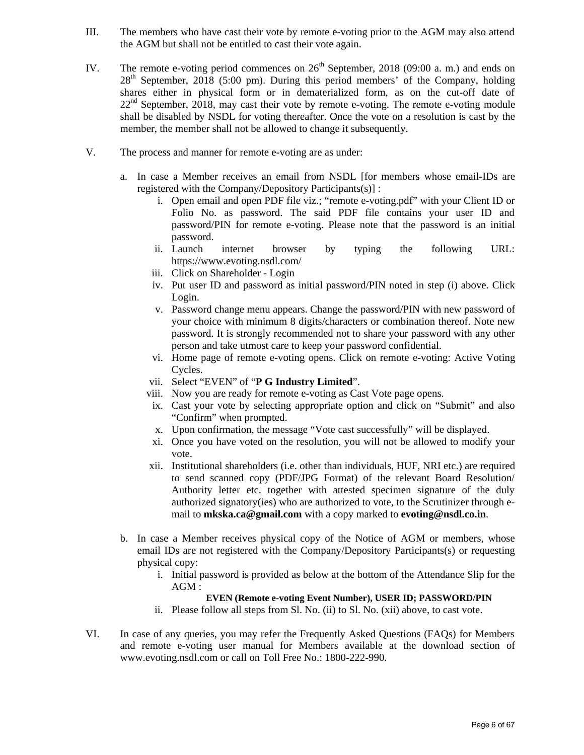III. The members who have cast their vote by remote e-voting prior to the AGM may also attend the AGM but shall not be entitled to cast their vote again.

IV. The remote e-voting period commences on 26th September, 2018 (09:00 a. m.) and ends on 28th September, 2018 (5:00 pm). During this period members' of the Company, holding shares either in physical form or in dematerialized form, as on the cut-off date of 22nd September, 2018, may cast their vote by remote e-voting. The remote e-voting module shall be disabled by NSDL for voting thereafter. Once the vote on a resolution is cast by the member, the member shall not be allowed to change it subsequently.

V. The process and manner for remote e-voting are as under:

a. In case a Member receives an email from NSDL [for members whose email-IDs are registered with the Company/Depository Participants(s)] :

   i. Open email and open PDF file viz.; "remote e-voting.pdf" with your Client ID or Folio No. as password. The said PDF file contains your user ID and password/PIN for remote e-voting. Please note that the password is an initial password.
   ii. Launch internet browser by typing the following URL: https://www.evoting.nsdl.com/
   iii. Click on Shareholder - Login
   iv. Put user ID and password as initial password/PIN noted in step (i) above. Click Login.
   v. Password change menu appears. Change the password/PIN with new password of your choice with minimum 8 digits/characters or combination thereof. Note new password. It is strongly recommended not to share your password with any other person and take utmost care to keep your password confidential.
   vi. Home page of remote e-voting opens. Click on remote e-voting: Active Voting Cycles.
   vii. Select "EVEN" of "**P G Industry Limited**".
   viii. Now you are ready for remote e-voting as Cast Vote page opens.
   ix. Cast your vote by selecting appropriate option and click on "Submit" and also "Confirm" when prompted.
   x. Upon confirmation, the message "Vote cast successfully" will be displayed.
   xi. Once you have voted on the resolution, you will not be allowed to modify your vote.
   xii. Institutional shareholders (i.e. other than individuals, HUF, NRI etc.) are required to send scanned copy (PDF/JPG Format) of the relevant Board Resolution/ Authority letter etc. together with attested specimen signature of the duly authorized signatory(ies) who are authorized to vote, to the Scrutinizer through e-mail to **mkska.ca@gmail.com** with a copy marked to **evoting@nsdl.co.in**.

b. In case a Member receives physical copy of the Notice of AGM or members, whose email IDs are not registered with the Company/Depository Participants(s) or requesting physical copy:

   i. Initial password is provided as below at the bottom of the Attendance Slip for the AGM :

      **EVEN (Remote e-voting Event Number), USER ID; PASSWORD/PIN**

   ii. Please follow all steps from Sl. No. (ii) to Sl. No. (xii) above, to cast vote.

VI. In case of any queries, you may refer the Frequently Asked Questions (FAQs) for Members and remote e-voting user manual for Members available at the download section of www.evoting.nsdl.com or call on Toll Free No.: 1800-222-990.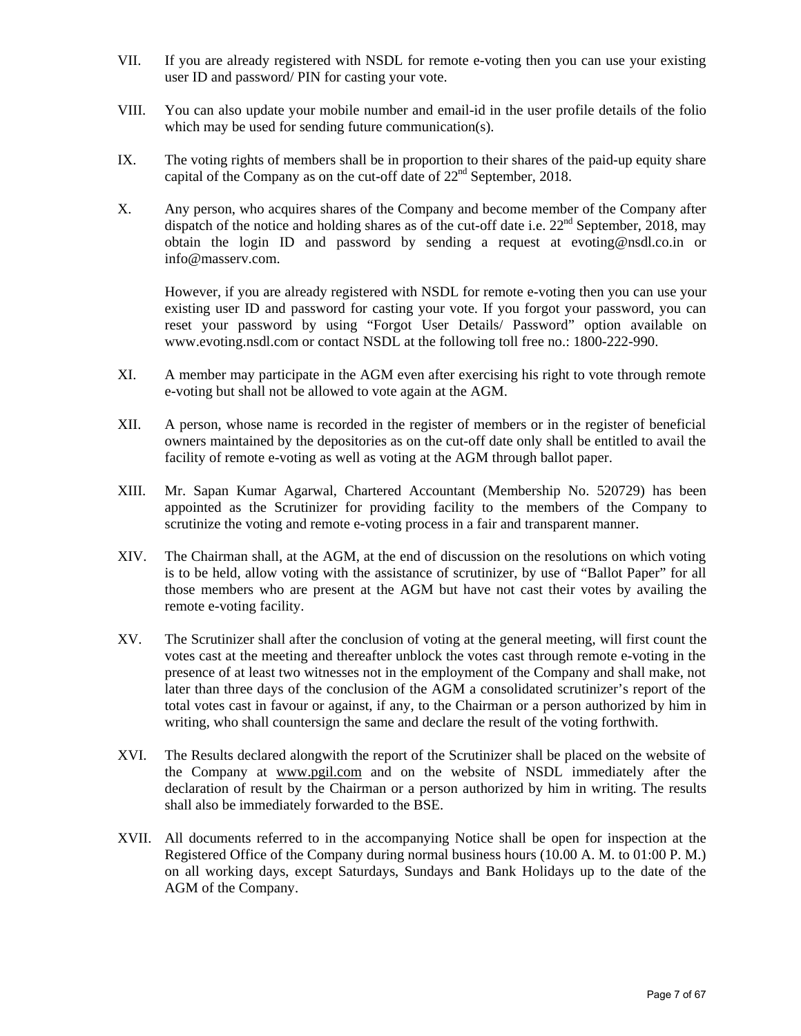VII. If you are already registered with NSDL for remote e-voting then you can use your existing user ID and password/ PIN for casting your vote.

VIII. You can also update your mobile number and email-id in the user profile details of the folio which may be used for sending future communication(s).

IX. The voting rights of members shall be in proportion to their shares of the paid-up equity share capital of the Company as on the cut-off date of 22nd September, 2018.

X. Any person, who acquires shares of the Company and become member of the Company after dispatch of the notice and holding shares as of the cut-off date i.e. 22nd September, 2018, may obtain the login ID and password by sending a request at evoting@nsdl.co.in or info@masserv.com.

However, if you are already registered with NSDL for remote e-voting then you can use your existing user ID and password for casting your vote. If you forgot your password, you can reset your password by using "Forgot User Details/ Password" option available on www.evoting.nsdl.com or contact NSDL at the following toll free no.: 1800-222-990.

XI. A member may participate in the AGM even after exercising his right to vote through remote e-voting but shall not be allowed to vote again at the AGM.

XII. A person, whose name is recorded in the register of members or in the register of beneficial owners maintained by the depositories as on the cut-off date only shall be entitled to avail the facility of remote e-voting as well as voting at the AGM through ballot paper.

XIII. Mr. Sapan Kumar Agarwal, Chartered Accountant (Membership No. 520729) has been appointed as the Scrutinizer for providing facility to the members of the Company to scrutinize the voting and remote e-voting process in a fair and transparent manner.

XIV. The Chairman shall, at the AGM, at the end of discussion on the resolutions on which voting is to be held, allow voting with the assistance of scrutinizer, by use of "Ballot Paper" for all those members who are present at the AGM but have not cast their votes by availing the remote e-voting facility.

XV. The Scrutinizer shall after the conclusion of voting at the general meeting, will first count the votes cast at the meeting and thereafter unblock the votes cast through remote e-voting in the presence of at least two witnesses not in the employment of the Company and shall make, not later than three days of the conclusion of the AGM a consolidated scrutinizer's report of the total votes cast in favour or against, if any, to the Chairman or a person authorized by him in writing, who shall countersign the same and declare the result of the voting forthwith.

XVI. The Results declared alongwith the report of the Scrutinizer shall be placed on the website of the Company at www.pgil.com and on the website of NSDL immediately after the declaration of result by the Chairman or a person authorized by him in writing. The results shall also be immediately forwarded to the BSE.

XVII. All documents referred to in the accompanying Notice shall be open for inspection at the Registered Office of the Company during normal business hours (10.00 A. M. to 01:00 P. M.) on all working days, except Saturdays, Sundays and Bank Holidays up to the date of the AGM of the Company.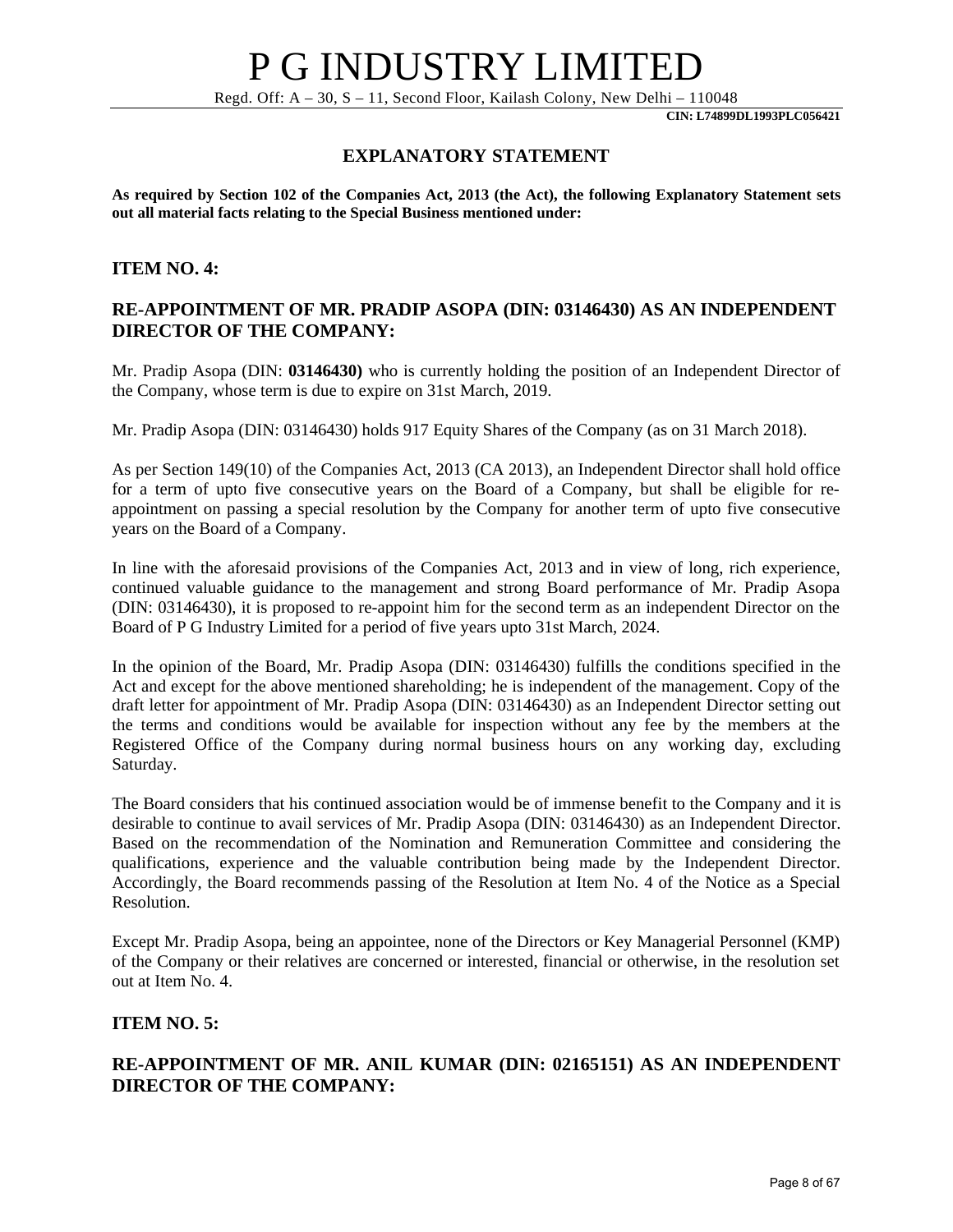# EXPLANATORY STATEMENT

**As required by Section 102 of the Companies Act, 2013 (the Act), the following Explanatory Statement sets out all material facts relating to the Special Business mentioned under:**

## ITEM NO. 4:

## RE-APPOINTMENT OF MR. PRADIP ASOPA (DIN: 03146430) AS AN INDEPENDENT DIRECTOR OF THE COMPANY:

Mr. Pradip Asopa (DIN: **03146430)** who is currently holding the position of an Independent Director of the Company, whose term is due to expire on 31st March, 2019.

Mr. Pradip Asopa (DIN: 03146430) holds 917 Equity Shares of the Company (as on 31 March 2018).

As per Section 149(10) of the Companies Act, 2013 (CA 2013), an Independent Director shall hold office for a term of upto five consecutive years on the Board of a Company, but shall be eligible for re-appointment on passing a special resolution by the Company for another term of upto five consecutive years on the Board of a Company.

In line with the aforesaid provisions of the Companies Act, 2013 and in view of long, rich experience, continued valuable guidance to the management and strong Board performance of Mr. Pradip Asopa (DIN: 03146430), it is proposed to re-appoint him for the second term as an independent Director on the Board of P G Industry Limited for a period of five years upto 31st March, 2024.

In the opinion of the Board, Mr. Pradip Asopa (DIN: 03146430) fulfills the conditions specified in the Act and except for the above mentioned shareholding; he is independent of the management. Copy of the draft letter for appointment of Mr. Pradip Asopa (DIN: 03146430) as an Independent Director setting out the terms and conditions would be available for inspection without any fee by the members at the Registered Office of the Company during normal business hours on any working day, excluding Saturday.

The Board considers that his continued association would be of immense benefit to the Company and it is desirable to continue to avail services of Mr. Pradip Asopa (DIN: 03146430) as an Independent Director. Based on the recommendation of the Nomination and Remuneration Committee and considering the qualifications, experience and the valuable contribution being made by the Independent Director. Accordingly, the Board recommends passing of the Resolution at Item No. 4 of the Notice as a Special Resolution.

Except Mr. Pradip Asopa, being an appointee, none of the Directors or Key Managerial Personnel (KMP) of the Company or their relatives are concerned or interested, financial or otherwise, in the resolution set out at Item No. 4.

## ITEM NO. 5:

## RE-APPOINTMENT OF MR. ANIL KUMAR (DIN: 02165151) AS AN INDEPENDENT DIRECTOR OF THE COMPANY: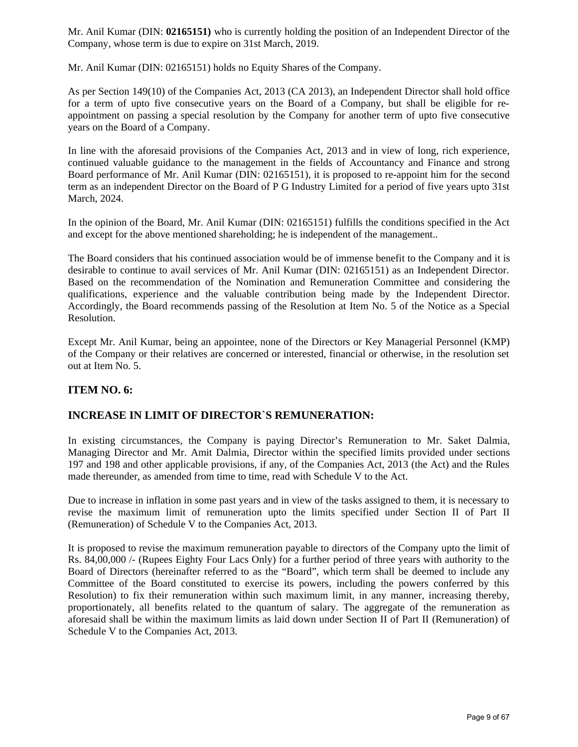Mr. Anil Kumar (DIN: **02165151)** who is currently holding the position of an Independent Director of the Company, whose term is due to expire on 31st March, 2019.

Mr. Anil Kumar (DIN: 02165151) holds no Equity Shares of the Company.

As per Section 149(10) of the Companies Act, 2013 (CA 2013), an Independent Director shall hold office for a term of upto five consecutive years on the Board of a Company, but shall be eligible for re-appointment on passing a special resolution by the Company for another term of upto five consecutive years on the Board of a Company.

In line with the aforesaid provisions of the Companies Act, 2013 and in view of long, rich experience, continued valuable guidance to the management in the fields of Accountancy and Finance and strong Board performance of Mr. Anil Kumar (DIN: 02165151), it is proposed to re-appoint him for the second term as an independent Director on the Board of P G Industry Limited for a period of five years upto 31st March, 2024.

In the opinion of the Board, Mr. Anil Kumar (DIN: 02165151) fulfills the conditions specified in the Act and except for the above mentioned shareholding; he is independent of the management..

The Board considers that his continued association would be of immense benefit to the Company and it is desirable to continue to avail services of Mr. Anil Kumar (DIN: 02165151) as an Independent Director. Based on the recommendation of the Nomination and Remuneration Committee and considering the qualifications, experience and the valuable contribution being made by the Independent Director. Accordingly, the Board recommends passing of the Resolution at Item No. 5 of the Notice as a Special Resolution.

Except Mr. Anil Kumar, being an appointee, none of the Directors or Key Managerial Personnel (KMP) of the Company or their relatives are concerned or interested, financial or otherwise, in the resolution set out at Item No. 5.

## ITEM NO. 6:

## INCREASE IN LIMIT OF DIRECTOR`S REMUNERATION:

In existing circumstances, the Company is paying Director's Remuneration to Mr. Saket Dalmia, Managing Director and Mr. Amit Dalmia, Director within the specified limits provided under sections 197 and 198 and other applicable provisions, if any, of the Companies Act, 2013 (the Act) and the Rules made thereunder, as amended from time to time, read with Schedule V to the Act.

Due to increase in inflation in some past years and in view of the tasks assigned to them, it is necessary to revise the maximum limit of remuneration upto the limits specified under Section II of Part II (Remuneration) of Schedule V to the Companies Act, 2013.

It is proposed to revise the maximum remuneration payable to directors of the Company upto the limit of Rs. 84,00,000 /- (Rupees Eighty Four Lacs Only) for a further period of three years with authority to the Board of Directors (hereinafter referred to as the "Board", which term shall be deemed to include any Committee of the Board constituted to exercise its powers, including the powers conferred by this Resolution) to fix their remuneration within such maximum limit, in any manner, increasing thereby, proportionately, all benefits related to the quantum of salary. The aggregate of the remuneration as aforesaid shall be within the maximum limits as laid down under Section II of Part II (Remuneration) of Schedule V to the Companies Act, 2013.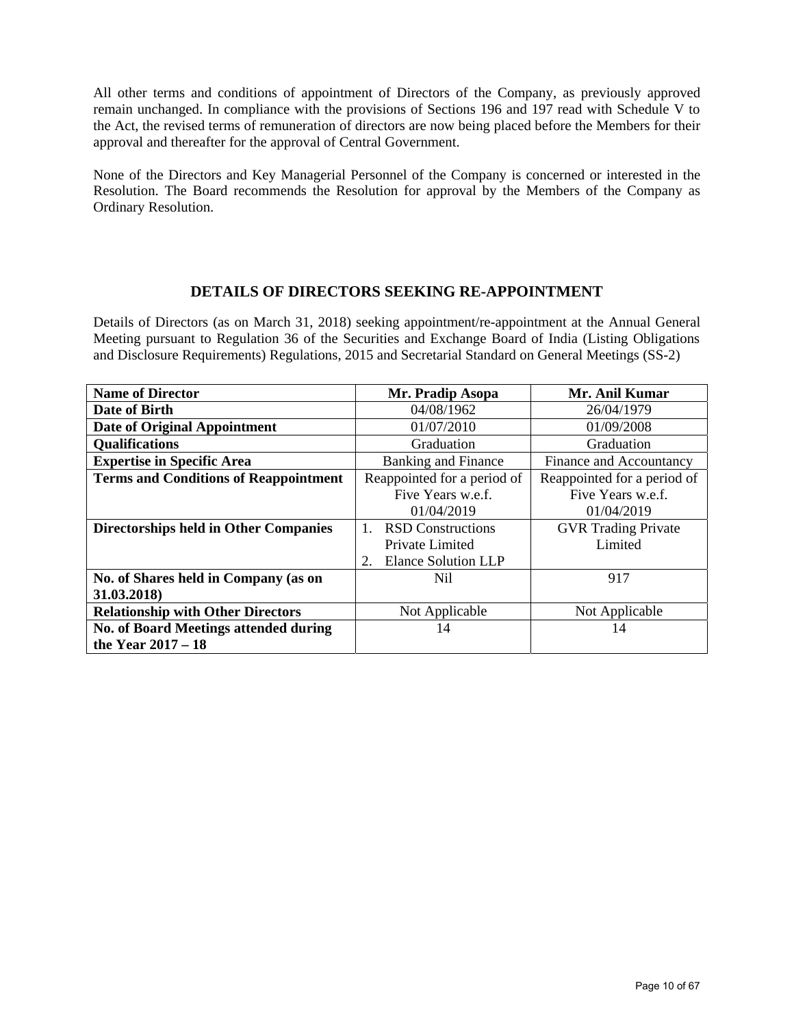All other terms and conditions of appointment of Directors of the Company, as previously approved remain unchanged. In compliance with the provisions of Sections 196 and 197 read with Schedule V to the Act, the revised terms of remuneration of directors are now being placed before the Members for their approval and thereafter for the approval of Central Government.

None of the Directors and Key Managerial Personnel of the Company is concerned or interested in the Resolution. The Board recommends the Resolution for approval by the Members of the Company as Ordinary Resolution.

## DETAILS OF DIRECTORS SEEKING RE-APPOINTMENT

Details of Directors (as on March 31, 2018) seeking appointment/re-appointment at the Annual General Meeting pursuant to Regulation 36 of the Securities and Exchange Board of India (Listing Obligations and Disclosure Requirements) Regulations, 2015 and Secretarial Standard on General Meetings (SS-2)

| **Name of Director** | **Mr. Pradip Asopa** | **Mr. Anil Kumar** |
|---|---|---|
| **Date of Birth** | 04/08/1962 | 26/04/1979 |
| **Date of Original Appointment** | 01/07/2010 | 01/09/2008 |
| **Qualifications** | Graduation | Graduation |
| **Expertise in Specific Area** | Banking and Finance | Finance and Accountancy |
| **Terms and Conditions of Reappointment** | Reappointed for a period of Five Years w.e.f. 01/04/2019 | Reappointed for a period of Five Years w.e.f. 01/04/2019 |
| **Directorships held in Other Companies** | 1. RSD Constructions Private Limited<br>2. Elance Solution LLP | GVR Trading Private Limited |
| **No. of Shares held in Company (as on 31.03.2018)** | Nil | 917 |
| **Relationship with Other Directors** | Not Applicable | Not Applicable |
| **No. of Board Meetings attended during the Year 2017 – 18** | 14 | 14 |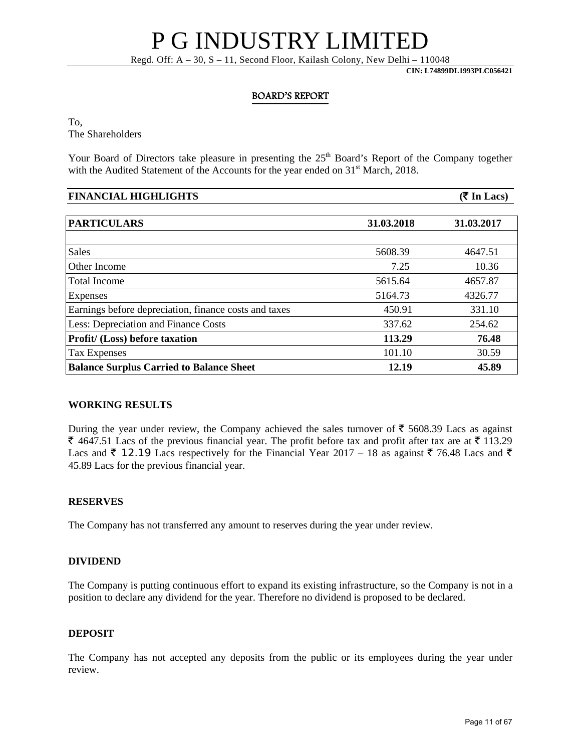# P G INDUSTRY LIMITED

Regd. Off: A – 30, S – 11, Second Floor, Kailash Colony, New Delhi – 110048

**CIN: L74899DL1993PLC056421**

## BOARD'S REPORT

To,
The Shareholders

Your Board of Directors take pleasure in presenting the 25th Board's Report of the Company together with the Audited Statement of the Accounts for the year ended on 31st March, 2018.

**FINANCIAL HIGHLIGHTS** **(₹ In Lacs)**

| PARTICULARS | 31.03.2018 | 31.03.2017 |
|---|---|---|
| | | |
| Sales | 5608.39 | 4647.51 |
| Other Income | 7.25 | 10.36 |
| Total Income | 5615.64 | 4657.87 |
| Expenses | 5164.73 | 4326.77 |
| Earnings before depreciation, finance costs and taxes | 450.91 | 331.10 |
| Less: Depreciation and Finance Costs | 337.62 | 254.62 |
| **Profit/ (Loss) before taxation** | **113.29** | **76.48** |
| Tax Expenses | 101.10 | 30.59 |
| **Balance Surplus Carried to Balance Sheet** | **12.19** | **45.89** |

**WORKING RESULTS**

During the year under review, the Company achieved the sales turnover of ₹ 5608.39 Lacs as against ₹ 4647.51 Lacs of the previous financial year. The profit before tax and profit after tax are at ₹ 113.29 Lacs and ₹ 12.19 Lacs respectively for the Financial Year 2017 – 18 as against ₹ 76.48 Lacs and ₹ 45.89 Lacs for the previous financial year.

**RESERVES**

The Company has not transferred any amount to reserves during the year under review.

**DIVIDEND**

The Company is putting continuous effort to expand its existing infrastructure, so the Company is not in a position to declare any dividend for the year. Therefore no dividend is proposed to be declared.

**DEPOSIT**

The Company has not accepted any deposits from the public or its employees during the year under review.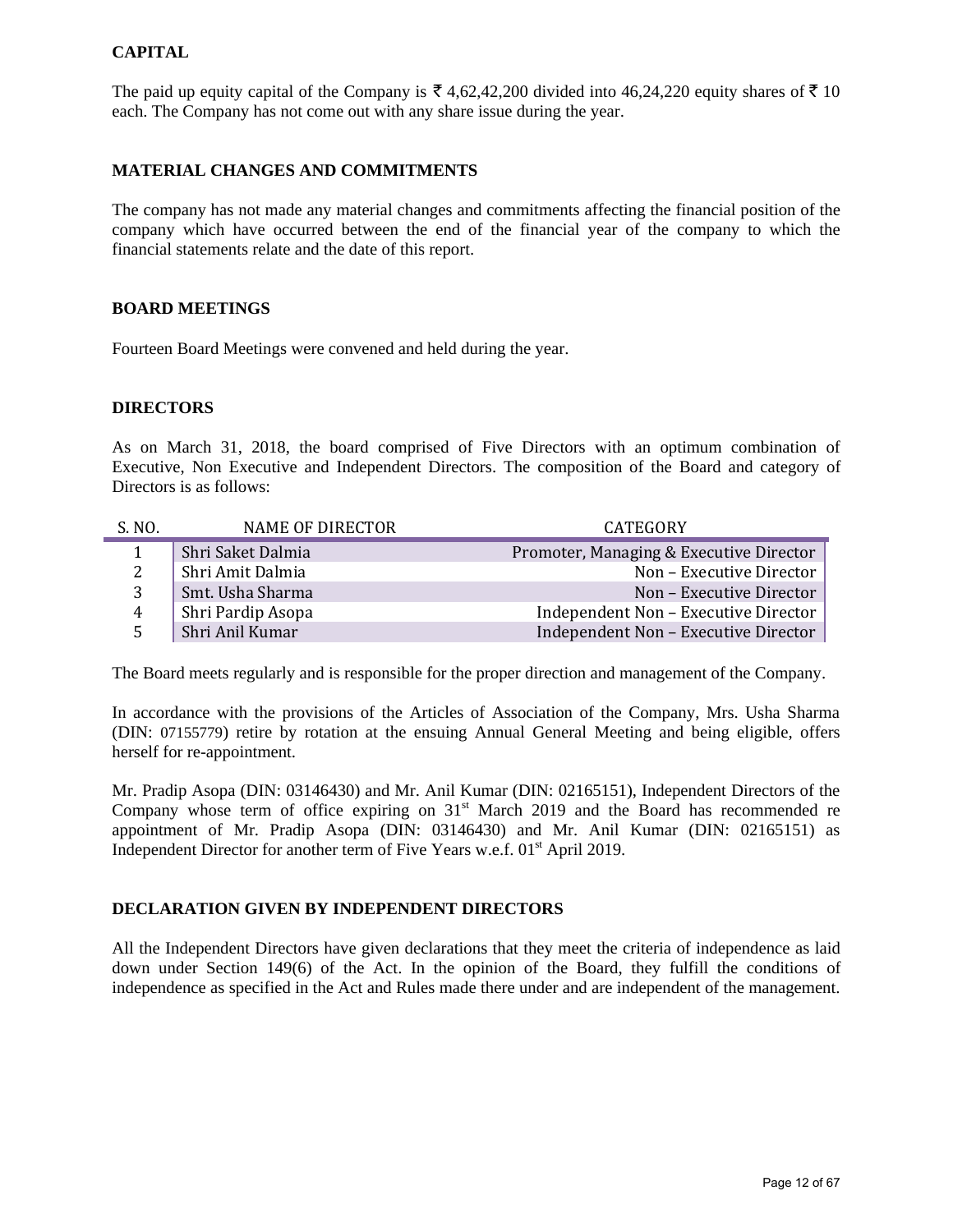## CAPITAL

The paid up equity capital of the Company is ₹ 4,62,42,200 divided into 46,24,220 equity shares of ₹ 10 each. The Company has not come out with any share issue during the year.

## MATERIAL CHANGES AND COMMITMENTS

The company has not made any material changes and commitments affecting the financial position of the company which have occurred between the end of the financial year of the company to which the financial statements relate and the date of this report.

## BOARD MEETINGS

Fourteen Board Meetings were convened and held during the year.

## DIRECTORS

As on March 31, 2018, the board comprised of Five Directors with an optimum combination of Executive, Non Executive and Independent Directors. The composition of the Board and category of Directors is as follows:

| S. NO. | NAME OF DIRECTOR | CATEGORY |
|---|---|---|
| 1 | Shri Saket Dalmia | Promoter, Managing & Executive Director |
| 2 | Shri Amit Dalmia | Non – Executive Director |
| 3 | Smt. Usha Sharma | Non – Executive Director |
| 4 | Shri Pardip Asopa | Independent Non – Executive Director |
| 5 | Shri Anil Kumar | Independent Non – Executive Director |

The Board meets regularly and is responsible for the proper direction and management of the Company.

In accordance with the provisions of the Articles of Association of the Company, Mrs. Usha Sharma (DIN: 07155779) retire by rotation at the ensuing Annual General Meeting and being eligible, offers herself for re-appointment.

Mr. Pradip Asopa (DIN: 03146430) and Mr. Anil Kumar (DIN: 02165151), Independent Directors of the Company whose term of office expiring on 31st March 2019 and the Board has recommended re appointment of Mr. Pradip Asopa (DIN: 03146430) and Mr. Anil Kumar (DIN: 02165151) as Independent Director for another term of Five Years w.e.f. 01st April 2019.

## DECLARATION GIVEN BY INDEPENDENT DIRECTORS

All the Independent Directors have given declarations that they meet the criteria of independence as laid down under Section 149(6) of the Act. In the opinion of the Board, they fulfill the conditions of independence as specified in the Act and Rules made there under and are independent of the management.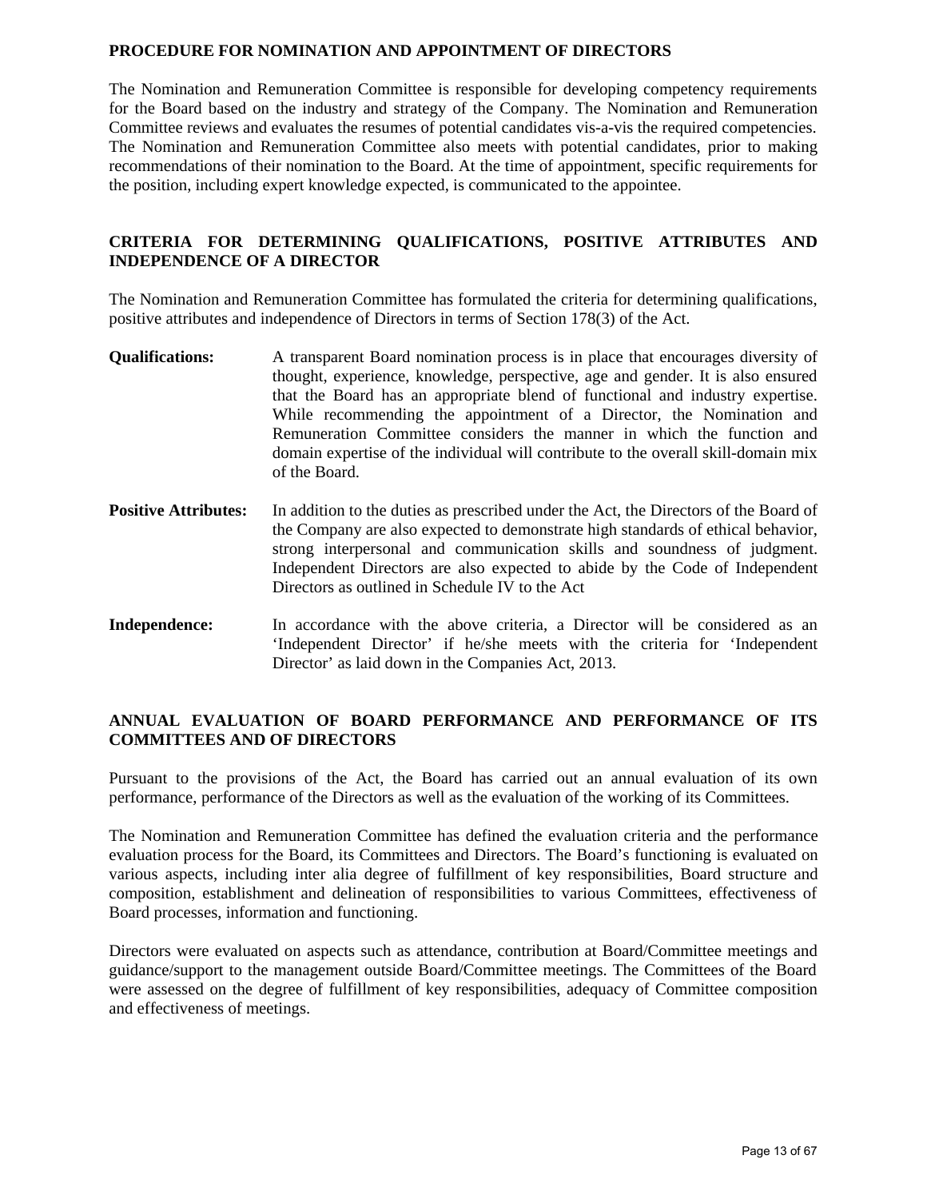## PROCEDURE FOR NOMINATION AND APPOINTMENT OF DIRECTORS

The Nomination and Remuneration Committee is responsible for developing competency requirements for the Board based on the industry and strategy of the Company. The Nomination and Remuneration Committee reviews and evaluates the resumes of potential candidates vis-a-vis the required competencies. The Nomination and Remuneration Committee also meets with potential candidates, prior to making recommendations of their nomination to the Board. At the time of appointment, specific requirements for the position, including expert knowledge expected, is communicated to the appointee.

## CRITERIA FOR DETERMINING QUALIFICATIONS, POSITIVE ATTRIBUTES AND INDEPENDENCE OF A DIRECTOR

The Nomination and Remuneration Committee has formulated the criteria for determining qualifications, positive attributes and independence of Directors in terms of Section 178(3) of the Act.

**Qualifications:** A transparent Board nomination process is in place that encourages diversity of thought, experience, knowledge, perspective, age and gender. It is also ensured that the Board has an appropriate blend of functional and industry expertise. While recommending the appointment of a Director, the Nomination and Remuneration Committee considers the manner in which the function and domain expertise of the individual will contribute to the overall skill-domain mix of the Board.

**Positive Attributes:** In addition to the duties as prescribed under the Act, the Directors of the Board of the Company are also expected to demonstrate high standards of ethical behavior, strong interpersonal and communication skills and soundness of judgment. Independent Directors are also expected to abide by the Code of Independent Directors as outlined in Schedule IV to the Act

**Independence:** In accordance with the above criteria, a Director will be considered as an 'Independent Director' if he/she meets with the criteria for 'Independent Director' as laid down in the Companies Act, 2013.

## ANNUAL EVALUATION OF BOARD PERFORMANCE AND PERFORMANCE OF ITS COMMITTEES AND OF DIRECTORS

Pursuant to the provisions of the Act, the Board has carried out an annual evaluation of its own performance, performance of the Directors as well as the evaluation of the working of its Committees.

The Nomination and Remuneration Committee has defined the evaluation criteria and the performance evaluation process for the Board, its Committees and Directors. The Board's functioning is evaluated on various aspects, including inter alia degree of fulfillment of key responsibilities, Board structure and composition, establishment and delineation of responsibilities to various Committees, effectiveness of Board processes, information and functioning.

Directors were evaluated on aspects such as attendance, contribution at Board/Committee meetings and guidance/support to the management outside Board/Committee meetings. The Committees of the Board were assessed on the degree of fulfillment of key responsibilities, adequacy of Committee composition and effectiveness of meetings.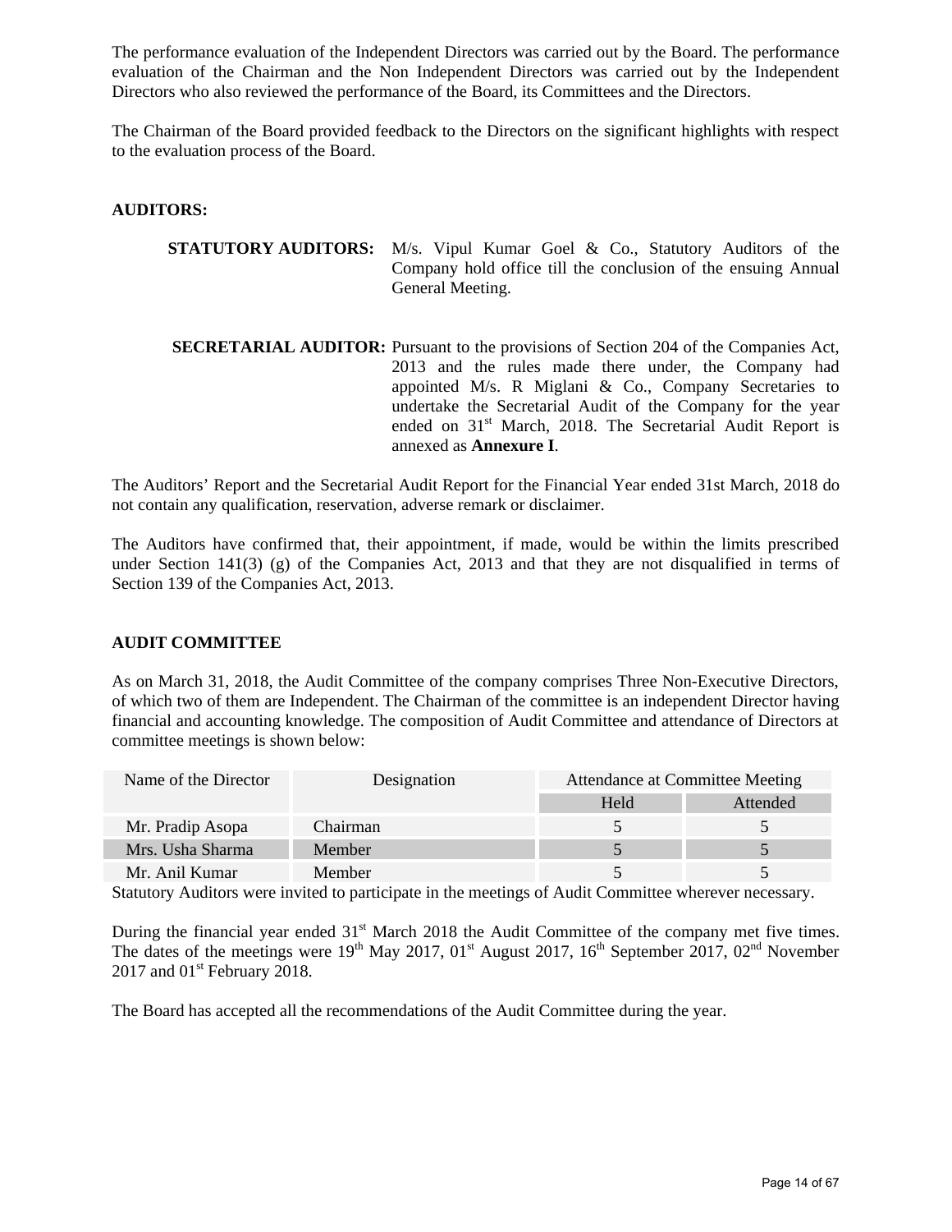The performance evaluation of the Independent Directors was carried out by the Board. The performance evaluation of the Chairman and the Non Independent Directors was carried out by the Independent Directors who also reviewed the performance of the Board, its Committees and the Directors.

The Chairman of the Board provided feedback to the Directors on the significant highlights with respect to the evaluation process of the Board.

## AUDITORS:

**STATUTORY AUDITORS:** M/s. Vipul Kumar Goel & Co., Statutory Auditors of the Company hold office till the conclusion of the ensuing Annual General Meeting.

**SECRETARIAL AUDITOR:** Pursuant to the provisions of Section 204 of the Companies Act, 2013 and the rules made there under, the Company had appointed M/s. R Miglani & Co., Company Secretaries to undertake the Secretarial Audit of the Company for the year ended on 31st March, 2018. The Secretarial Audit Report is annexed as **Annexure I**.

The Auditors' Report and the Secretarial Audit Report for the Financial Year ended 31st March, 2018 do not contain any qualification, reservation, adverse remark or disclaimer.

The Auditors have confirmed that, their appointment, if made, would be within the limits prescribed under Section 141(3) (g) of the Companies Act, 2013 and that they are not disqualified in terms of Section 139 of the Companies Act, 2013.

## AUDIT COMMITTEE

As on March 31, 2018, the Audit Committee of the company comprises Three Non-Executive Directors, of which two of them are Independent. The Chairman of the committee is an independent Director having financial and accounting knowledge. The composition of Audit Committee and attendance of Directors at committee meetings is shown below:

| Name of the Director | Designation | Attendance at Committee Meeting | |
|---|---|---|---|
| | | Held | Attended |
| Mr. Pradip Asopa | Chairman | 5 | 5 |
| Mrs. Usha Sharma | Member | 5 | 5 |
| Mr. Anil Kumar | Member | 5 | 5 |

Statutory Auditors were invited to participate in the meetings of Audit Committee wherever necessary.

During the financial year ended 31st March 2018 the Audit Committee of the company met five times. The dates of the meetings were 19th May 2017, 01st August 2017, 16th September 2017, 02nd November 2017 and 01st February 2018.

The Board has accepted all the recommendations of the Audit Committee during the year.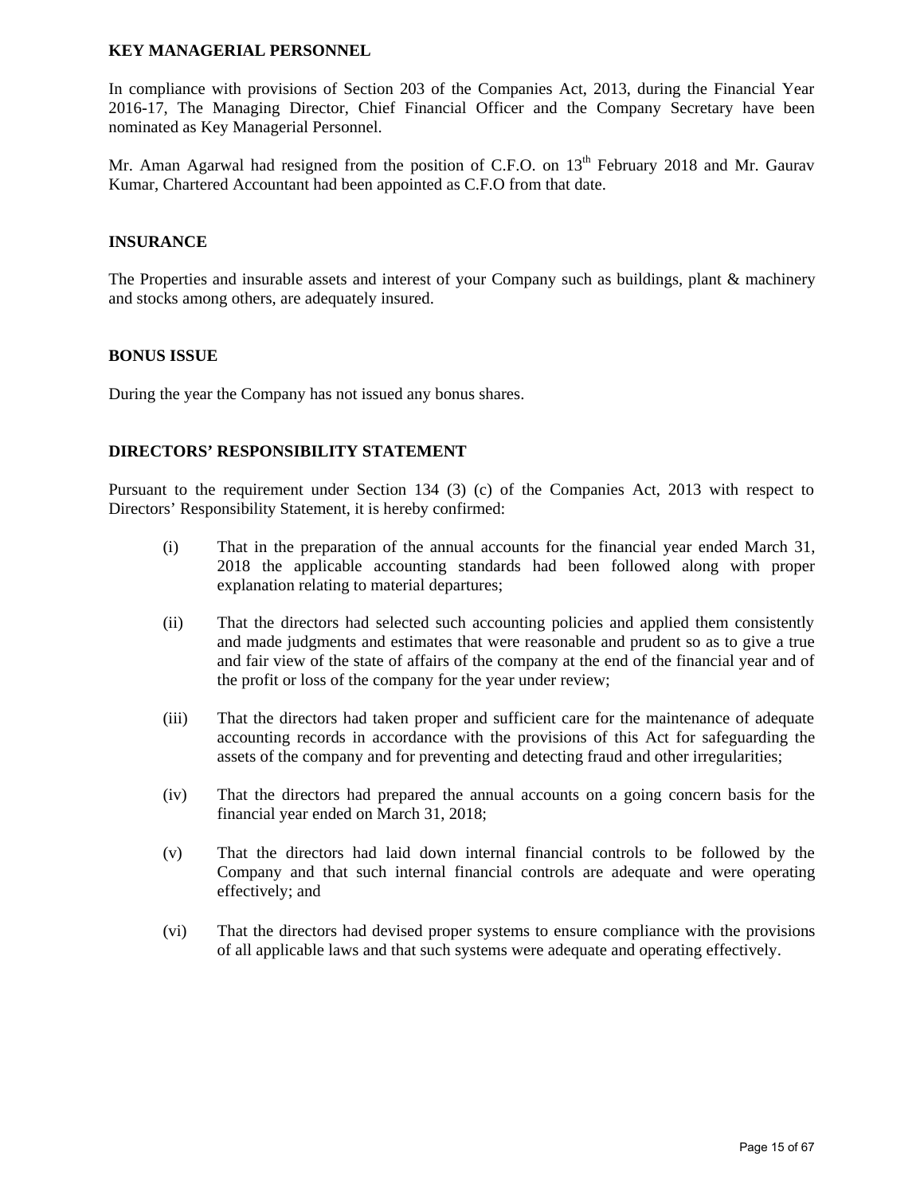## KEY MANAGERIAL PERSONNEL

In compliance with provisions of Section 203 of the Companies Act, 2013, during the Financial Year 2016-17, The Managing Director, Chief Financial Officer and the Company Secretary have been nominated as Key Managerial Personnel.

Mr. Aman Agarwal had resigned from the position of C.F.O. on 13th February 2018 and Mr. Gaurav Kumar, Chartered Accountant had been appointed as C.F.O from that date.

## INSURANCE

The Properties and insurable assets and interest of your Company such as buildings, plant & machinery and stocks among others, are adequately insured.

## BONUS ISSUE

During the year the Company has not issued any bonus shares.

## DIRECTORS' RESPONSIBILITY STATEMENT

Pursuant to the requirement under Section 134 (3) (c) of the Companies Act, 2013 with respect to Directors' Responsibility Statement, it is hereby confirmed:

(i) That in the preparation of the annual accounts for the financial year ended March 31, 2018 the applicable accounting standards had been followed along with proper explanation relating to material departures;

(ii) That the directors had selected such accounting policies and applied them consistently and made judgments and estimates that were reasonable and prudent so as to give a true and fair view of the state of affairs of the company at the end of the financial year and of the profit or loss of the company for the year under review;

(iii) That the directors had taken proper and sufficient care for the maintenance of adequate accounting records in accordance with the provisions of this Act for safeguarding the assets of the company and for preventing and detecting fraud and other irregularities;

(iv) That the directors had prepared the annual accounts on a going concern basis for the financial year ended on March 31, 2018;

(v) That the directors had laid down internal financial controls to be followed by the Company and that such internal financial controls are adequate and were operating effectively; and

(vi) That the directors had devised proper systems to ensure compliance with the provisions of all applicable laws and that such systems were adequate and operating effectively.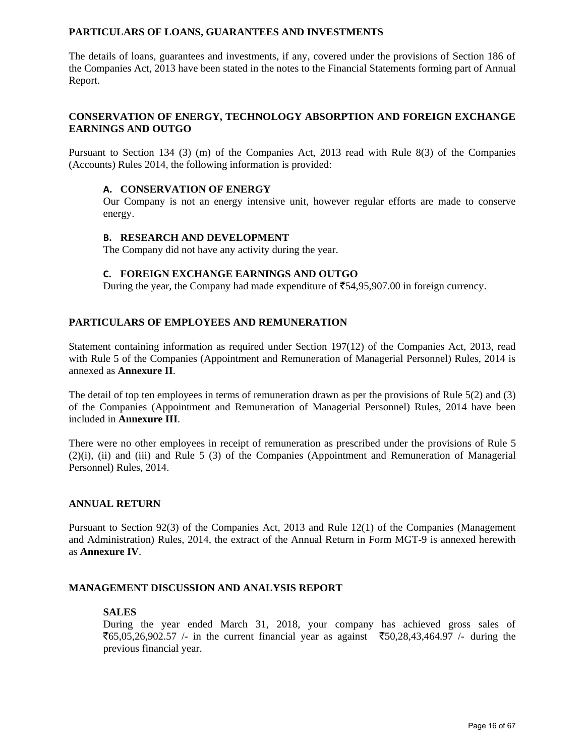## PARTICULARS OF LOANS, GUARANTEES AND INVESTMENTS

The details of loans, guarantees and investments, if any, covered under the provisions of Section 186 of the Companies Act, 2013 have been stated in the notes to the Financial Statements forming part of Annual Report.

## CONSERVATION OF ENERGY, TECHNOLOGY ABSORPTION AND FOREIGN EXCHANGE EARNINGS AND OUTGO

Pursuant to Section 134 (3) (m) of the Companies Act, 2013 read with Rule 8(3) of the Companies (Accounts) Rules 2014, the following information is provided:

### A. CONSERVATION OF ENERGY

Our Company is not an energy intensive unit, however regular efforts are made to conserve energy.

### B. RESEARCH AND DEVELOPMENT

The Company did not have any activity during the year.

### C. FOREIGN EXCHANGE EARNINGS AND OUTGO

During the year, the Company had made expenditure of ₹54,95,907.00 in foreign currency.

## PARTICULARS OF EMPLOYEES AND REMUNERATION

Statement containing information as required under Section 197(12) of the Companies Act, 2013, read with Rule 5 of the Companies (Appointment and Remuneration of Managerial Personnel) Rules, 2014 is annexed as **Annexure II**.

The detail of top ten employees in terms of remuneration drawn as per the provisions of Rule 5(2) and (3) of the Companies (Appointment and Remuneration of Managerial Personnel) Rules, 2014 have been included in **Annexure III**.

There were no other employees in receipt of remuneration as prescribed under the provisions of Rule 5 (2)(i), (ii) and (iii) and Rule 5 (3) of the Companies (Appointment and Remuneration of Managerial Personnel) Rules, 2014.

## ANNUAL RETURN

Pursuant to Section 92(3) of the Companies Act, 2013 and Rule 12(1) of the Companies (Management and Administration) Rules, 2014, the extract of the Annual Return in Form MGT-9 is annexed herewith as **Annexure IV**.

## MANAGEMENT DISCUSSION AND ANALYSIS REPORT

### SALES

During the year ended March 31, 2018, your company has achieved gross sales of ₹65,05,26,902.57 /- in the current financial year as against ₹50,28,43,464.97 /- during the previous financial year.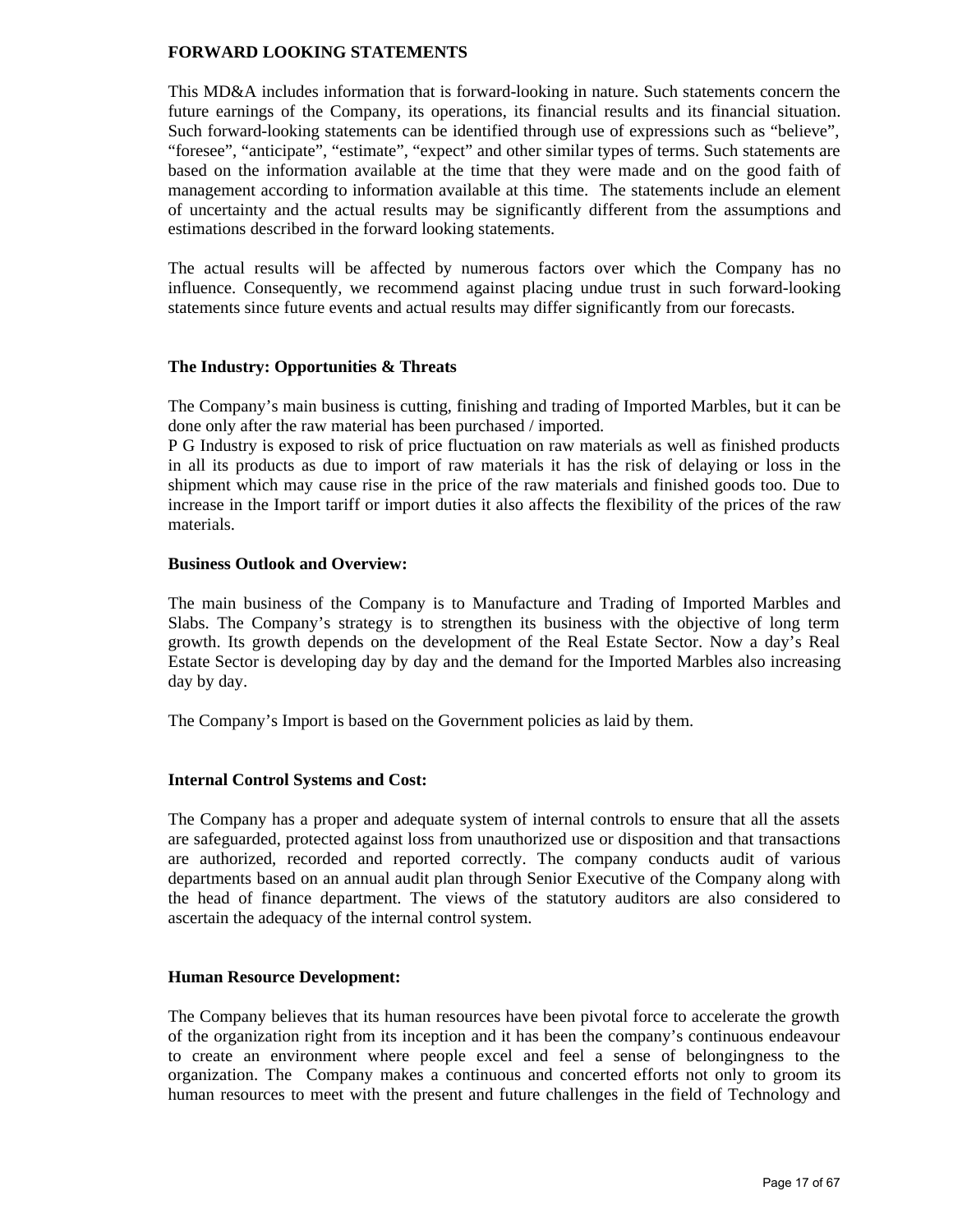**FORWARD LOOKING STATEMENTS**

This MD&A includes information that is forward-looking in nature. Such statements concern the future earnings of the Company, its operations, its financial results and its financial situation. Such forward-looking statements can be identified through use of expressions such as "believe", "foresee", "anticipate", "estimate", "expect" and other similar types of terms. Such statements are based on the information available at the time that they were made and on the good faith of management according to information available at this time. The statements include an element of uncertainty and the actual results may be significantly different from the assumptions and estimations described in the forward looking statements.

The actual results will be affected by numerous factors over which the Company has no influence. Consequently, we recommend against placing undue trust in such forward-looking statements since future events and actual results may differ significantly from our forecasts.

**The Industry: Opportunities & Threats**

The Company's main business is cutting, finishing and trading of Imported Marbles, but it can be done only after the raw material has been purchased / imported.
P G Industry is exposed to risk of price fluctuation on raw materials as well as finished products in all its products as due to import of raw materials it has the risk of delaying or loss in the shipment which may cause rise in the price of the raw materials and finished goods too. Due to increase in the Import tariff or import duties it also affects the flexibility of the prices of the raw materials.

**Business Outlook and Overview:**

The main business of the Company is to Manufacture and Trading of Imported Marbles and Slabs. The Company's strategy is to strengthen its business with the objective of long term growth. Its growth depends on the development of the Real Estate Sector. Now a day's Real Estate Sector is developing day by day and the demand for the Imported Marbles also increasing day by day.

The Company's Import is based on the Government policies as laid by them.

**Internal Control Systems and Cost:**

The Company has a proper and adequate system of internal controls to ensure that all the assets are safeguarded, protected against loss from unauthorized use or disposition and that transactions are authorized, recorded and reported correctly. The company conducts audit of various departments based on an annual audit plan through Senior Executive of the Company along with the head of finance department. The views of the statutory auditors are also considered to ascertain the adequacy of the internal control system.

**Human Resource Development:**

The Company believes that its human resources have been pivotal force to accelerate the growth of the organization right from its inception and it has been the company's continuous endeavour to create an environment where people excel and feel a sense of belongingness to the organization. The Company makes a continuous and concerted efforts not only to groom its human resources to meet with the present and future challenges in the field of Technology and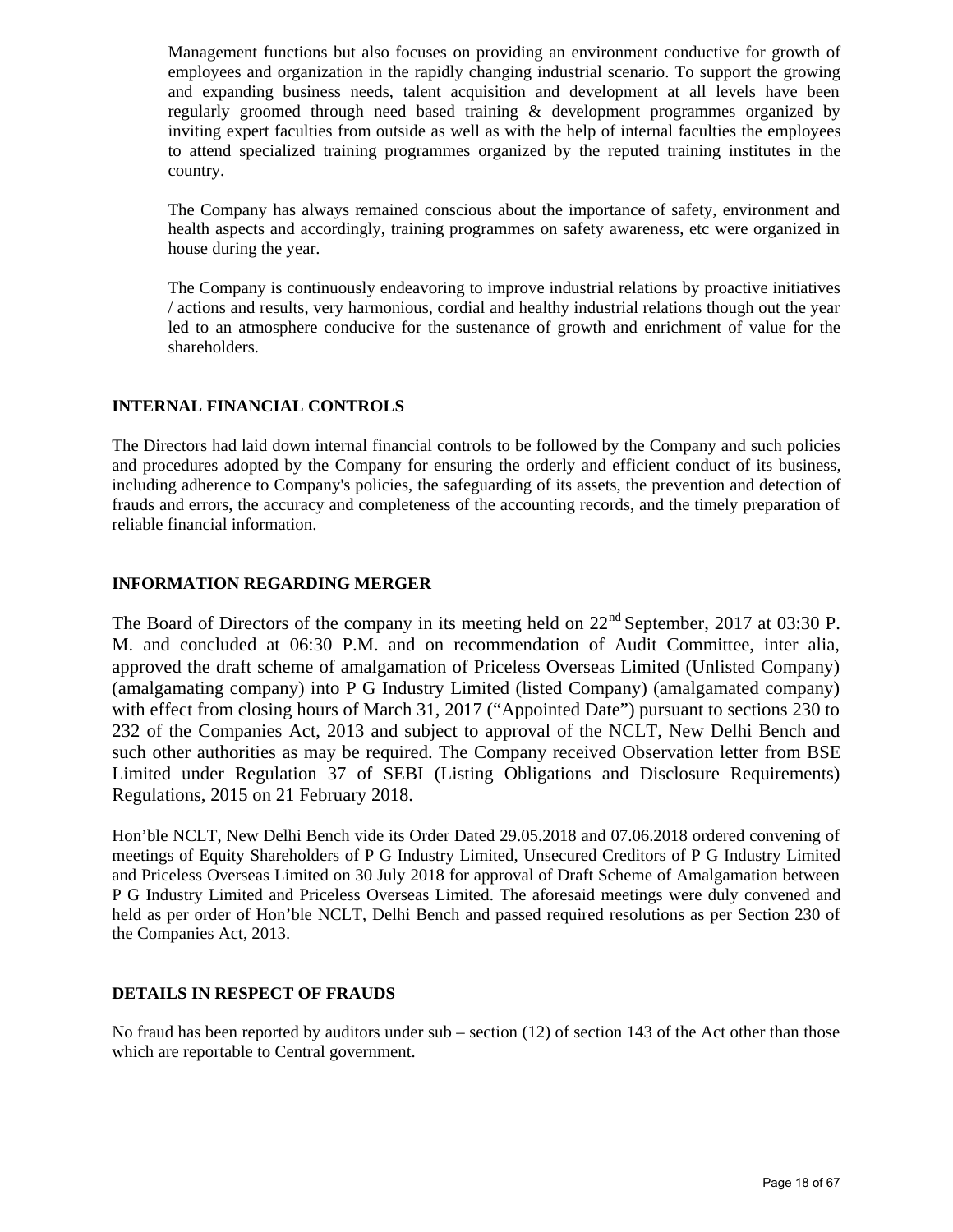Management functions but also focuses on providing an environment conductive for growth of employees and organization in the rapidly changing industrial scenario. To support the growing and expanding business needs, talent acquisition and development at all levels have been regularly groomed through need based training & development programmes organized by inviting expert faculties from outside as well as with the help of internal faculties the employees to attend specialized training programmes organized by the reputed training institutes in the country.

The Company has always remained conscious about the importance of safety, environment and health aspects and accordingly, training programmes on safety awareness, etc were organized in house during the year.

The Company is continuously endeavoring to improve industrial relations by proactive initiatives / actions and results, very harmonious, cordial and healthy industrial relations though out the year led to an atmosphere conducive for the sustenance of growth and enrichment of value for the shareholders.

## INTERNAL FINANCIAL CONTROLS

The Directors had laid down internal financial controls to be followed by the Company and such policies and procedures adopted by the Company for ensuring the orderly and efficient conduct of its business, including adherence to Company's policies, the safeguarding of its assets, the prevention and detection of frauds and errors, the accuracy and completeness of the accounting records, and the timely preparation of reliable financial information.

## INFORMATION REGARDING MERGER

The Board of Directors of the company in its meeting held on 22nd September, 2017 at 03:30 P. M. and concluded at 06:30 P.M. and on recommendation of Audit Committee, inter alia, approved the draft scheme of amalgamation of Priceless Overseas Limited (Unlisted Company) (amalgamating company) into P G Industry Limited (listed Company) (amalgamated company) with effect from closing hours of March 31, 2017 ("Appointed Date") pursuant to sections 230 to 232 of the Companies Act, 2013 and subject to approval of the NCLT, New Delhi Bench and such other authorities as may be required. The Company received Observation letter from BSE Limited under Regulation 37 of SEBI (Listing Obligations and Disclosure Requirements) Regulations, 2015 on 21 February 2018.

Hon'ble NCLT, New Delhi Bench vide its Order Dated 29.05.2018 and 07.06.2018 ordered convening of meetings of Equity Shareholders of P G Industry Limited, Unsecured Creditors of P G Industry Limited and Priceless Overseas Limited on 30 July 2018 for approval of Draft Scheme of Amalgamation between P G Industry Limited and Priceless Overseas Limited. The aforesaid meetings were duly convened and held as per order of Hon'ble NCLT, Delhi Bench and passed required resolutions as per Section 230 of the Companies Act, 2013.

## DETAILS IN RESPECT OF FRAUDS

No fraud has been reported by auditors under sub – section (12) of section 143 of the Act other than those which are reportable to Central government.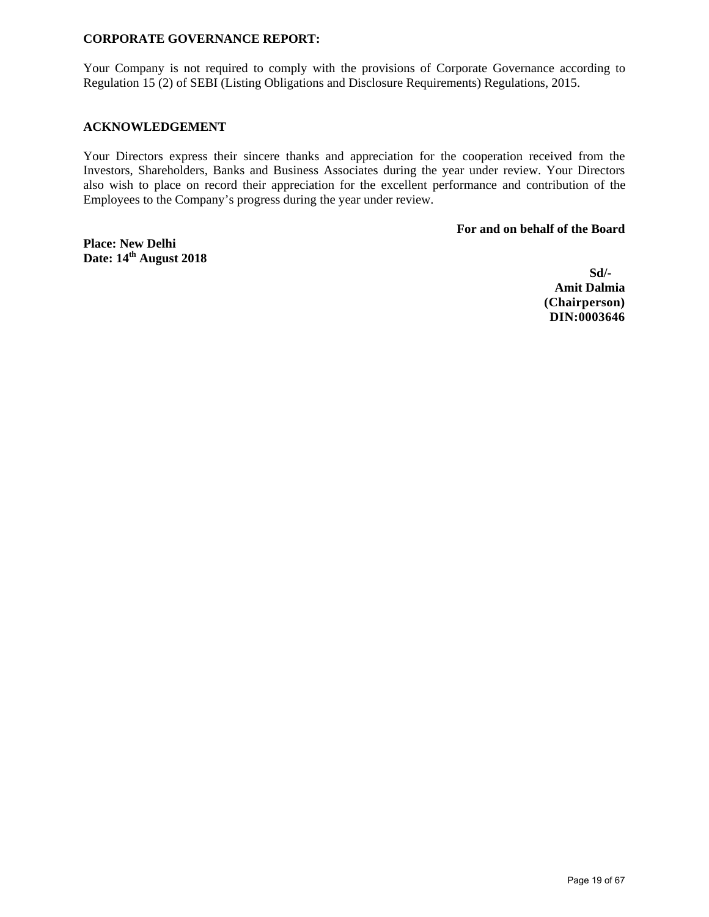**CORPORATE GOVERNANCE REPORT:**

Your Company is not required to comply with the provisions of Corporate Governance according to Regulation 15 (2) of SEBI (Listing Obligations and Disclosure Requirements) Regulations, 2015.

**ACKNOWLEDGEMENT**

Your Directors express their sincere thanks and appreciation for the cooperation received from the Investors, Shareholders, Banks and Business Associates during the year under review. Your Directors also wish to place on record their appreciation for the excellent performance and contribution of the Employees to the Company's progress during the year under review.

**For and on behalf of the Board**

**Place: New Delhi**
**Date: 14th August 2018**

**Sd/-**
**Amit Dalmia**
**(Chairperson)**
**DIN:0003646**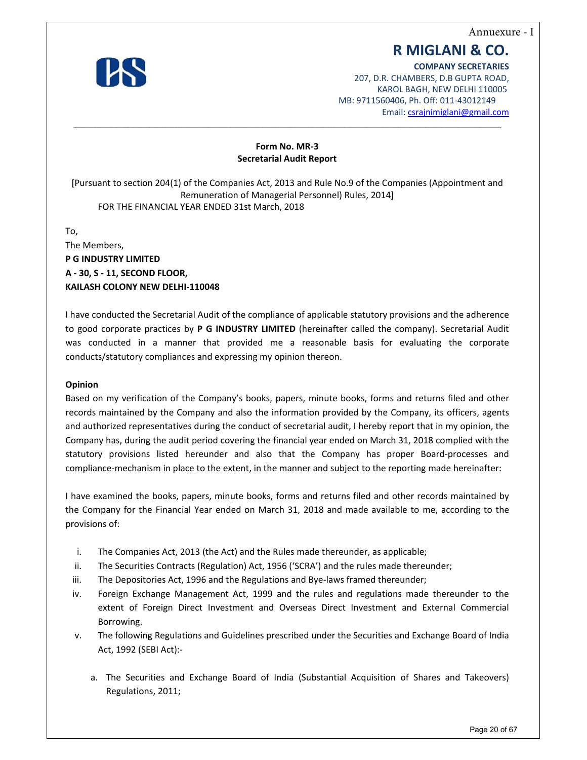Annuexure - I

# R MIGLANI & CO.

**COMPANY SECRETARIES**
207, D.R. CHAMBERS, D.B GUPTA ROAD,
KAROL BAGH, NEW DELHI 110005
MB: 9711560406, Ph. Off: 011-43012149
Email: csrajnimiglani@gmail.com

---

**Form No. MR-3**
**Secretarial Audit Report**

[Pursuant to section 204(1) of the Companies Act, 2013 and Rule No.9 of the Companies (Appointment and Remuneration of Managerial Personnel) Rules, 2014]
FOR THE FINANCIAL YEAR ENDED 31st March, 2018

To,
The Members,
**P G INDUSTRY LIMITED**
**A - 30, S - 11, SECOND FLOOR,**
**KAILASH COLONY NEW DELHI-110048**

I have conducted the Secretarial Audit of the compliance of applicable statutory provisions and the adherence to good corporate practices by **P G INDUSTRY LIMITED** (hereinafter called the company). Secretarial Audit was conducted in a manner that provided me a reasonable basis for evaluating the corporate conducts/statutory compliances and expressing my opinion thereon.

**Opinion**

Based on my verification of the Company's books, papers, minute books, forms and returns filed and other records maintained by the Company and also the information provided by the Company, its officers, agents and authorized representatives during the conduct of secretarial audit, I hereby report that in my opinion, the Company has, during the audit period covering the financial year ended on March 31, 2018 complied with the statutory provisions listed hereunder and also that the Company has proper Board-processes and compliance-mechanism in place to the extent, in the manner and subject to the reporting made hereinafter:

I have examined the books, papers, minute books, forms and returns filed and other records maintained by the Company for the Financial Year ended on March 31, 2018 and made available to me, according to the provisions of:

i. The Companies Act, 2013 (the Act) and the Rules made thereunder, as applicable;
ii. The Securities Contracts (Regulation) Act, 1956 ('SCRA') and the rules made thereunder;
iii. The Depositories Act, 1996 and the Regulations and Bye-laws framed thereunder;
iv. Foreign Exchange Management Act, 1999 and the rules and regulations made thereunder to the extent of Foreign Direct Investment and Overseas Direct Investment and External Commercial Borrowing.
v. The following Regulations and Guidelines prescribed under the Securities and Exchange Board of India Act, 1992 (SEBI Act):-

   a. The Securities and Exchange Board of India (Substantial Acquisition of Shares and Takeovers) Regulations, 2011;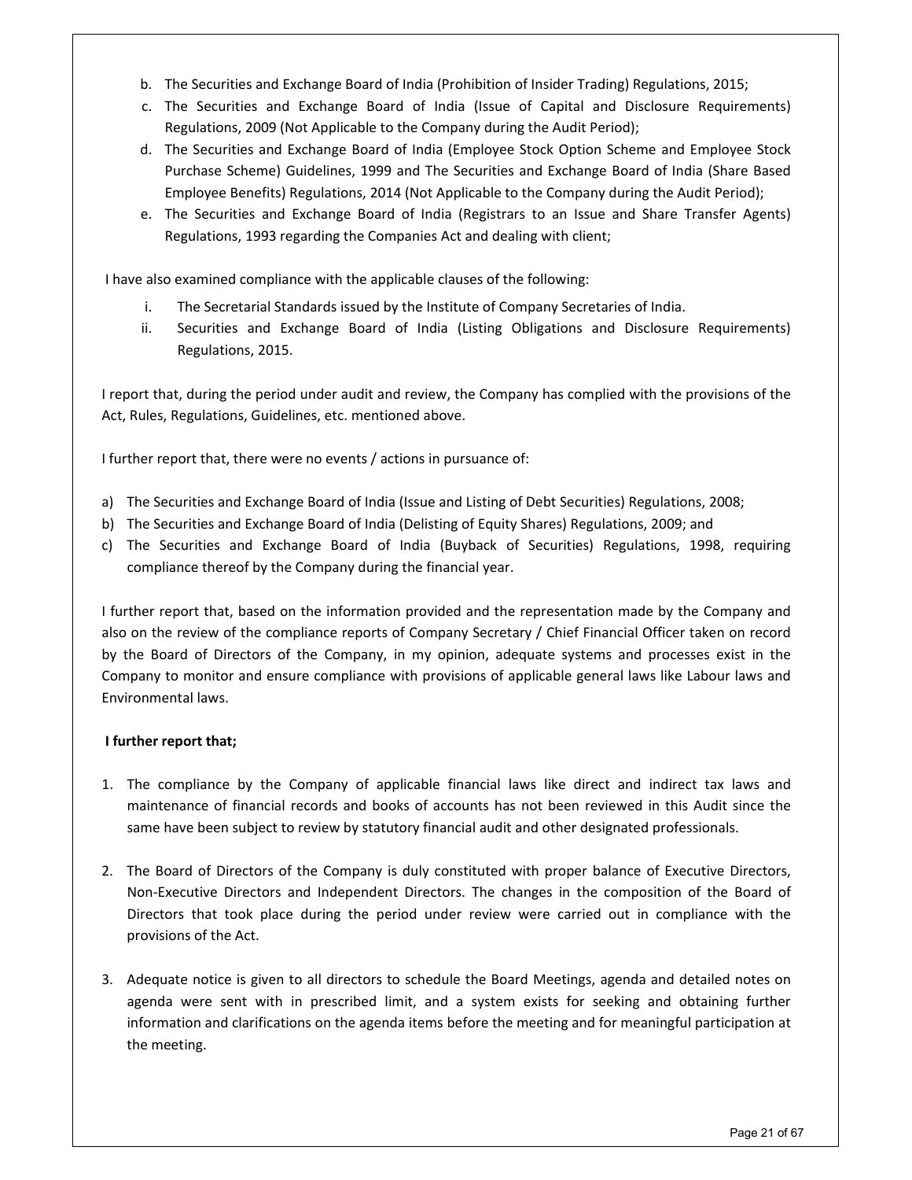b. The Securities and Exchange Board of India (Prohibition of Insider Trading) Regulations, 2015;
c. The Securities and Exchange Board of India (Issue of Capital and Disclosure Requirements) Regulations, 2009 (Not Applicable to the Company during the Audit Period);
d. The Securities and Exchange Board of India (Employee Stock Option Scheme and Employee Stock Purchase Scheme) Guidelines, 1999 and The Securities and Exchange Board of India (Share Based Employee Benefits) Regulations, 2014 (Not Applicable to the Company during the Audit Period);
e. The Securities and Exchange Board of India (Registrars to an Issue and Share Transfer Agents) Regulations, 1993 regarding the Companies Act and dealing with client;

I have also examined compliance with the applicable clauses of the following:

i. The Secretarial Standards issued by the Institute of Company Secretaries of India.
ii. Securities and Exchange Board of India (Listing Obligations and Disclosure Requirements) Regulations, 2015.

I report that, during the period under audit and review, the Company has complied with the provisions of the Act, Rules, Regulations, Guidelines, etc. mentioned above.

I further report that, there were no events / actions in pursuance of:

a) The Securities and Exchange Board of India (Issue and Listing of Debt Securities) Regulations, 2008;
b) The Securities and Exchange Board of India (Delisting of Equity Shares) Regulations, 2009; and
c) The Securities and Exchange Board of India (Buyback of Securities) Regulations, 1998, requiring compliance thereof by the Company during the financial year.

I further report that, based on the information provided and the representation made by the Company and also on the review of the compliance reports of Company Secretary / Chief Financial Officer taken on record by the Board of Directors of the Company, in my opinion, adequate systems and processes exist in the Company to monitor and ensure compliance with provisions of applicable general laws like Labour laws and Environmental laws.

**I further report that;**

1. The compliance by the Company of applicable financial laws like direct and indirect tax laws and maintenance of financial records and books of accounts has not been reviewed in this Audit since the same have been subject to review by statutory financial audit and other designated professionals.

2. The Board of Directors of the Company is duly constituted with proper balance of Executive Directors, Non-Executive Directors and Independent Directors. The changes in the composition of the Board of Directors that took place during the period under review were carried out in compliance with the provisions of the Act.

3. Adequate notice is given to all directors to schedule the Board Meetings, agenda and detailed notes on agenda were sent with in prescribed limit, and a system exists for seeking and obtaining further information and clarifications on the agenda items before the meeting and for meaningful participation at the meeting.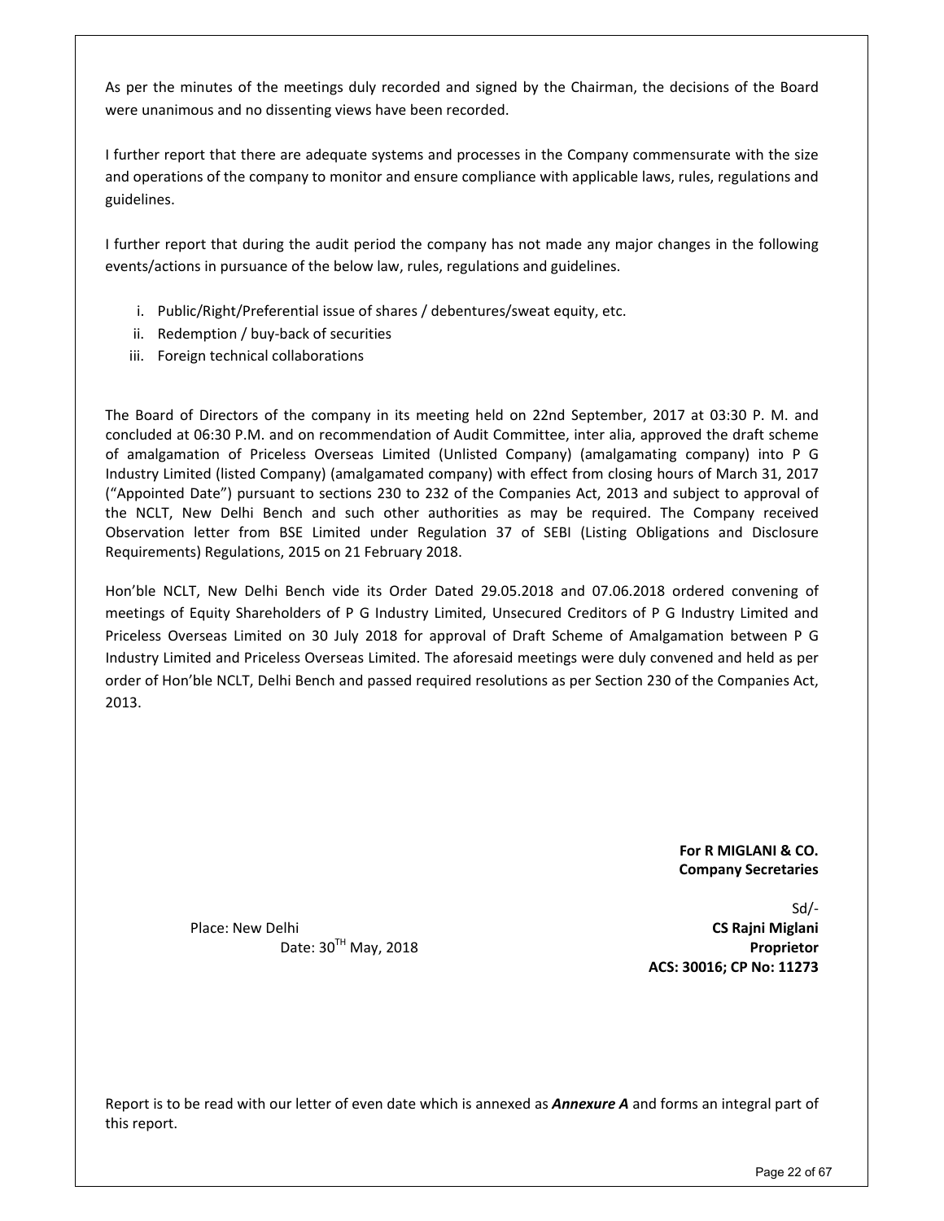As per the minutes of the meetings duly recorded and signed by the Chairman, the decisions of the Board were unanimous and no dissenting views have been recorded.

I further report that there are adequate systems and processes in the Company commensurate with the size and operations of the company to monitor and ensure compliance with applicable laws, rules, regulations and guidelines.

I further report that during the audit period the company has not made any major changes in the following events/actions in pursuance of the below law, rules, regulations and guidelines.

i. Public/Right/Preferential issue of shares / debentures/sweat equity, etc.
ii. Redemption / buy-back of securities
iii. Foreign technical collaborations

The Board of Directors of the company in its meeting held on 22nd September, 2017 at 03:30 P. M. and concluded at 06:30 P.M. and on recommendation of Audit Committee, inter alia, approved the draft scheme of amalgamation of Priceless Overseas Limited (Unlisted Company) (amalgamating company) into P G Industry Limited (listed Company) (amalgamated company) with effect from closing hours of March 31, 2017 ("Appointed Date") pursuant to sections 230 to 232 of the Companies Act, 2013 and subject to approval of the NCLT, New Delhi Bench and such other authorities as may be required. The Company received Observation letter from BSE Limited under Regulation 37 of SEBI (Listing Obligations and Disclosure Requirements) Regulations, 2015 on 21 February 2018.

Hon'ble NCLT, New Delhi Bench vide its Order Dated 29.05.2018 and 07.06.2018 ordered convening of meetings of Equity Shareholders of P G Industry Limited, Unsecured Creditors of P G Industry Limited and Priceless Overseas Limited on 30 July 2018 for approval of Draft Scheme of Amalgamation between P G Industry Limited and Priceless Overseas Limited. The aforesaid meetings were duly convened and held as per order of Hon'ble NCLT, Delhi Bench and passed required resolutions as per Section 230 of the Companies Act, 2013.

**For R MIGLANI & CO.**
**Company Secretaries**

Sd/-
**CS Rajni Miglani**
**Proprietor**
**ACS: 30016; CP No: 11273**

Place: New Delhi
Date: 30TH May, 2018

Report is to be read with our letter of even date which is annexed as ***Annexure A*** and forms an integral part of this report.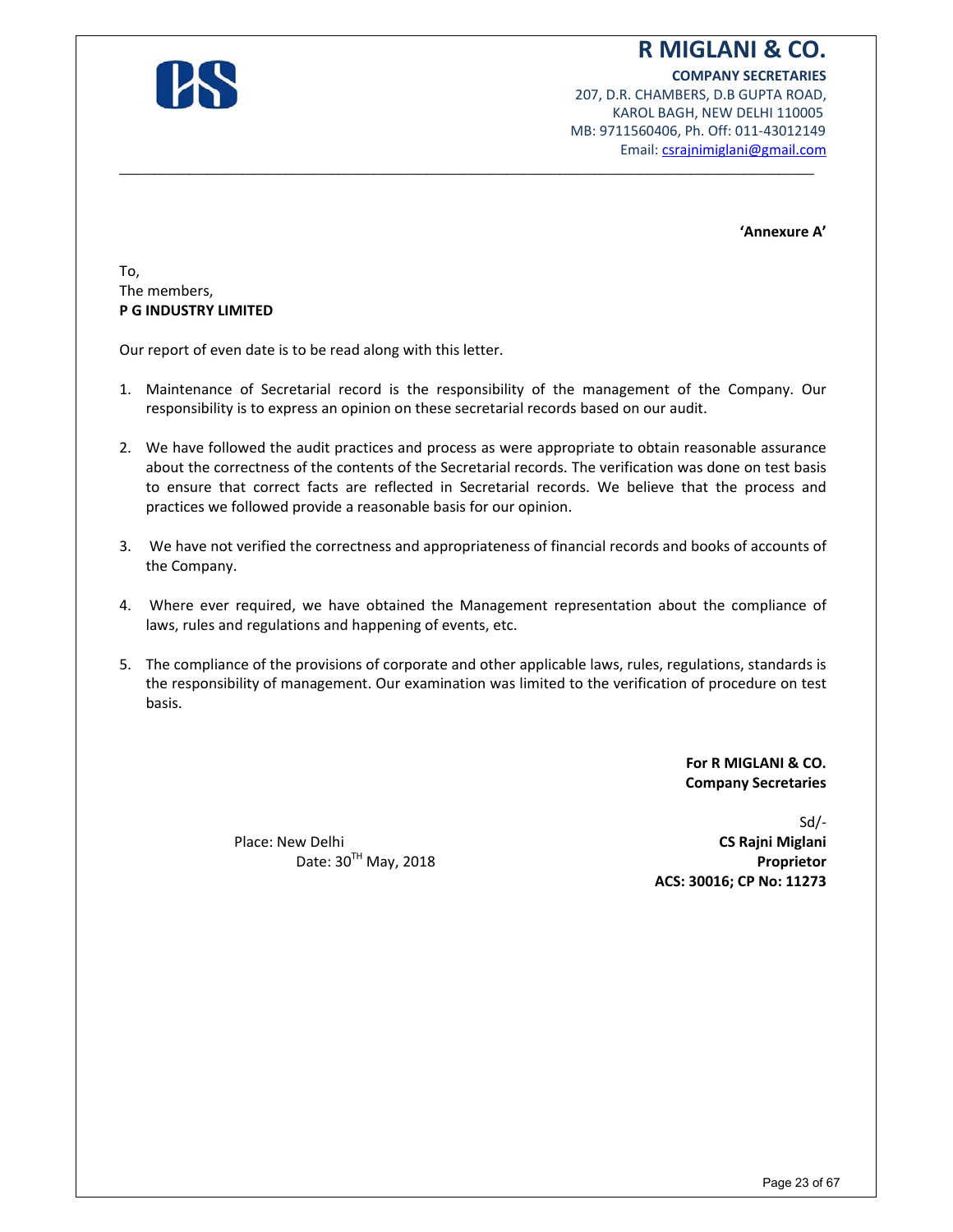# R MIGLANI & CO.

**COMPANY SECRETARIES**
207, D.R. CHAMBERS, D.B GUPTA ROAD,
KAROL BAGH, NEW DELHI 110005
MB: 9711560406, Ph. Off: 011-43012149
Email: csrajnimiglani@gmail.com

**'Annexure A'**

To,
The members,
**P G INDUSTRY LIMITED**

Our report of even date is to be read along with this letter.

1. Maintenance of Secretarial record is the responsibility of the management of the Company. Our responsibility is to express an opinion on these secretarial records based on our audit.

2. We have followed the audit practices and process as were appropriate to obtain reasonable assurance about the correctness of the contents of the Secretarial records. The verification was done on test basis to ensure that correct facts are reflected in Secretarial records. We believe that the process and practices we followed provide a reasonable basis for our opinion.

3. We have not verified the correctness and appropriateness of financial records and books of accounts of the Company.

4. Where ever required, we have obtained the Management representation about the compliance of laws, rules and regulations and happening of events, etc.

5. The compliance of the provisions of corporate and other applicable laws, rules, regulations, standards is the responsibility of management. Our examination was limited to the verification of procedure on test basis.

**For R MIGLANI & CO.**
**Company Secretaries**

Sd/-
**CS Rajni Miglani**
**Proprietor**
**ACS: 30016; CP No: 11273**

Place: New Delhi
Date: 30TH May, 2018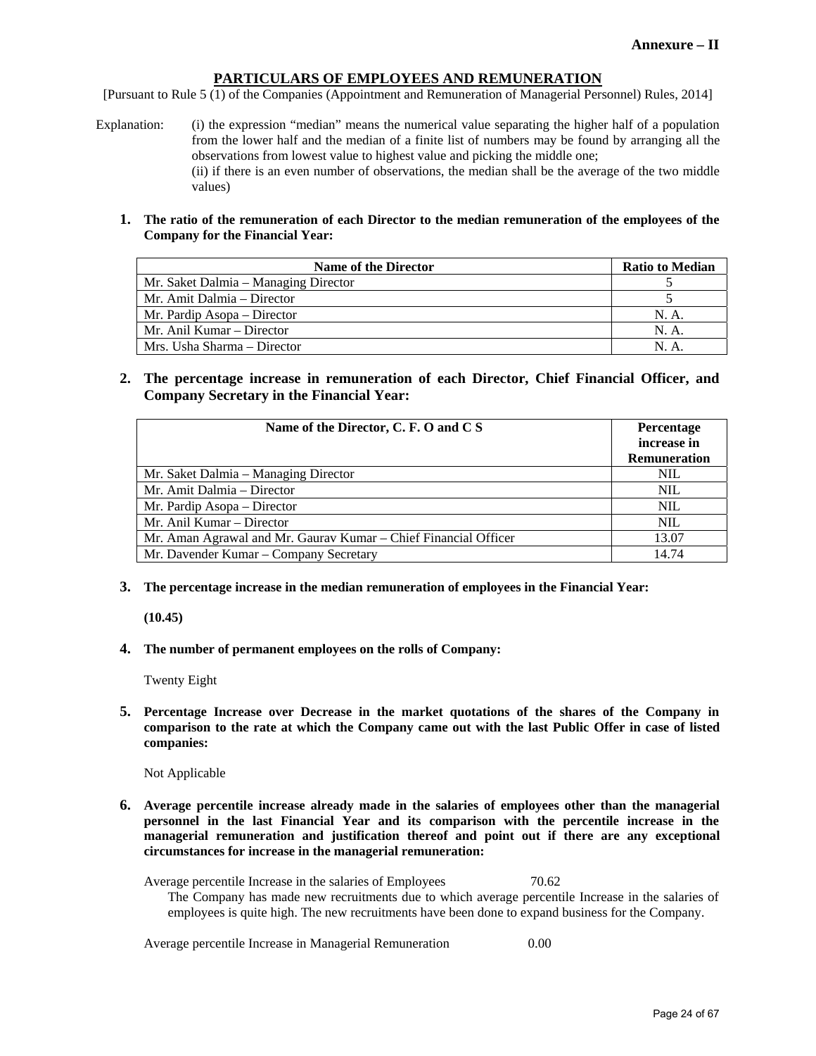**Annexure – II**

## PARTICULARS OF EMPLOYEES AND REMUNERATION

[Pursuant to Rule 5 (1) of the Companies (Appointment and Remuneration of Managerial Personnel) Rules, 2014]

Explanation: (i) the expression "median" means the numerical value separating the higher half of a population from the lower half and the median of a finite list of numbers may be found by arranging all the observations from lowest value to highest value and picking the middle one;
(ii) if there is an even number of observations, the median shall be the average of the two middle values)

**1. The ratio of the remuneration of each Director to the median remuneration of the employees of the Company for the Financial Year:**

| Name of the Director | Ratio to Median |
|---|---|
| Mr. Saket Dalmia – Managing Director | 5 |
| Mr. Amit Dalmia – Director | 5 |
| Mr. Pardip Asopa – Director | N. A. |
| Mr. Anil Kumar – Director | N. A. |
| Mrs. Usha Sharma – Director | N. A. |

**2. The percentage increase in remuneration of each Director, Chief Financial Officer, and Company Secretary in the Financial Year:**

| Name of the Director, C. F. O and C S | Percentage increase in Remuneration |
|---|---|
| Mr. Saket Dalmia – Managing Director | NIL |
| Mr. Amit Dalmia – Director | NIL |
| Mr. Pardip Asopa – Director | NIL |
| Mr. Anil Kumar – Director | NIL |
| Mr. Aman Agrawal and Mr. Gaurav Kumar – Chief Financial Officer | 13.07 |
| Mr. Davender Kumar – Company Secretary | 14.74 |

**3. The percentage increase in the median remuneration of employees in the Financial Year:**

**(10.45)**

**4. The number of permanent employees on the rolls of Company:**

Twenty Eight

**5. Percentage Increase over Decrease in the market quotations of the shares of the Company in comparison to the rate at which the Company came out with the last Public Offer in case of listed companies:**

Not Applicable

**6. Average percentile increase already made in the salaries of employees other than the managerial personnel in the last Financial Year and its comparison with the percentile increase in the managerial remuneration and justification thereof and point out if there are any exceptional circumstances for increase in the managerial remuneration:**

Average percentile Increase in the salaries of Employees 70.62

The Company has made new recruitments due to which average percentile Increase in the salaries of employees is quite high. The new recruitments have been done to expand business for the Company.

Average percentile Increase in Managerial Remuneration 0.00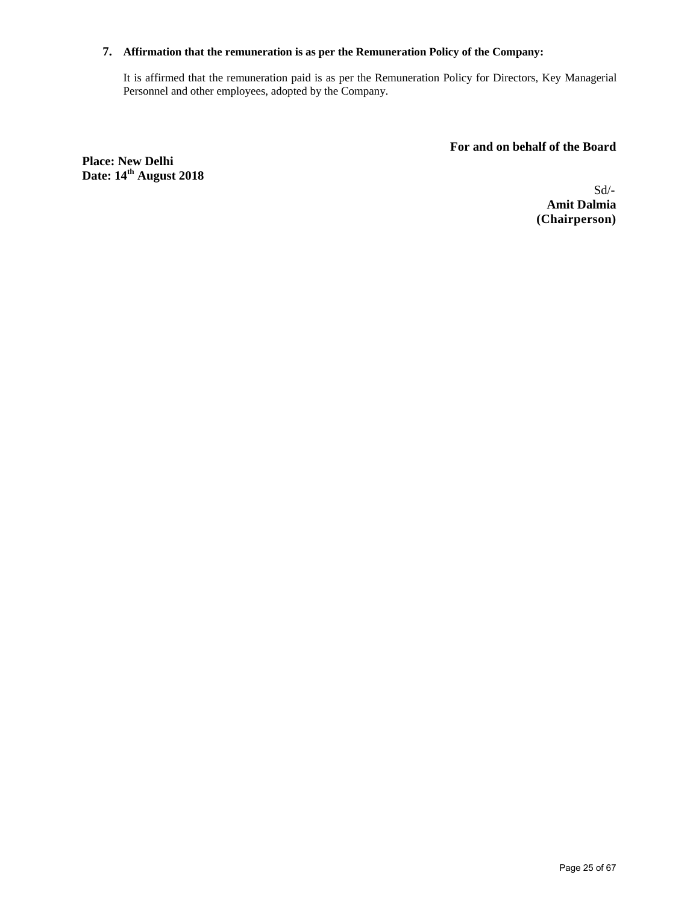**7. Affirmation that the remuneration is as per the Remuneration Policy of the Company:**

It is affirmed that the remuneration paid is as per the Remuneration Policy for Directors, Key Managerial Personnel and other employees, adopted by the Company.

**For and on behalf of the Board**

**Place: New Delhi**
**Date: 14th August 2018**

Sd/-
**Amit Dalmia**
**(Chairperson)**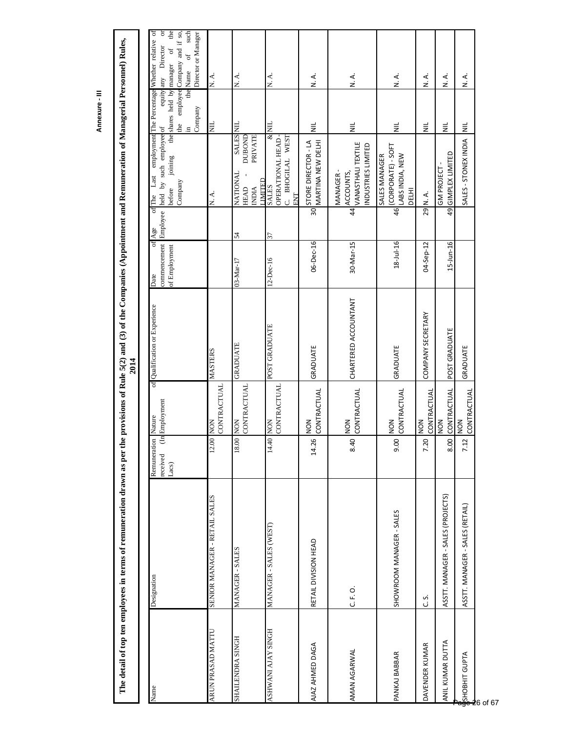**Annexure - III**

**The detail of top ten employees in terms of remuneration drawn as per the provisions of Rule 5(2) and (3) of the Companies (Appointment and Remuneration of Managerial Personnel) Rules, 2014**

| Name | Designation | Remuneration received (In Lacs) | Nature of Employment | Qualification or Experience | Date of commencement of Employment | Age of Employee | The Last employment held by such employee before joining the Company | The Percentage of equity shares held by the employee in the Company | Whether relative of any Director or manager of the Company and if so, the Name of such Director or Manager |
|---|---|---|---|---|---|---|---|---|---|
| ARUN PRASAD MATTU | SENIOR MANAGER - RETAIL SALES | 12.00 | NON CONTRACTUAL | MASTERS | | | N. A. | NIL | N. A. |
| SHAILENDRA SINGH | MANAGER - SALES | 18.00 | NON CONTRACTUAL | GRADUATE | 03-Mar-17 | 54 | NATIONAL SALES HEAD - DUBOND INDIA PRIVATE LIMITED | NIL | N. A. |
| ASHWANI AJAY SINGH | MANAGER - SALES (WEST) | 14.40 | NON CONTRACTUAL | POST GRADUATE | 12-Dec-16 | 37 | SALES & OPERATIONAL HEAD - C. BHOGILAL WEST ENT | NIL | N. A. |
| AJAZ AHMED DAGA | RETAIL DIVISION HEAD | 14.26 | NON CONTRACTUAL | GRADUATE | 06-Dec-16 | 30 | STORE DIRECTOR - LA MARTINA NEW DELHI | NIL | N. A. |
| AMAN AGARWAL | C. F. O. | 8.40 | NON CONTRACTUAL | CHARTERED ACCOUNTANT | 30-Mar-15 | 44 | MANAGER - ACCOUNTS, VANASTHALI TEXTILE INDUSTRIES LIMITED | NIL | N. A. |
| PANKAJ BABBAR | SHOWROOM MANAGER - SALES | 9.00 | NON CONTRACTUAL | GRADUATE | 18-Jul-16 | 46 | SALES MANAGER (CORPORATE) - SOFT LABS INDIA, NEW DELHI | NIL | N. A. |
| DAVENDER KUMAR | C. S. | 7.20 | NON CONTRACTUAL | COMPANY SECRETARY | 04-Sep-12 | 29 | N. A. | NIL | N. A. |
| ANIL KUMAR DUTTA | ASSTT. MANAGER - SALES (PROJECTS) | 8.00 | NON CONTRACTUAL | POST GRADUATE | 15-Jun-16 | 49 | GM PROJECT - GIMPLEX LIMITED | NIL | N. A. |
| SHOBHIT GUPTA | ASSTT. MANAGER - SALES (RETAIL) | 7.12 | NON CONTRACTUAL | GRADUATE | | | SALES - STONEX INDIA | NIL | N. A. |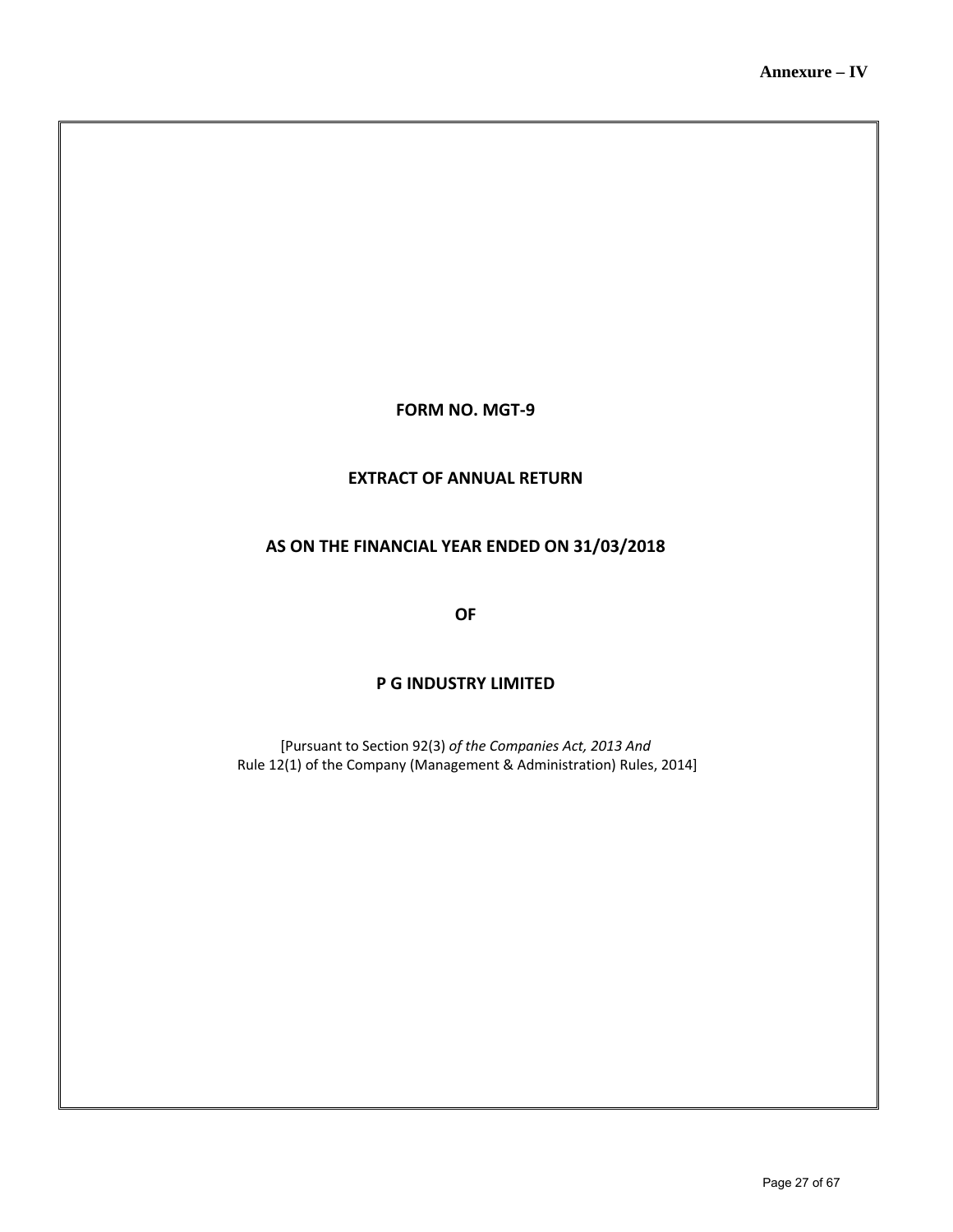**Annexure – IV**

# FORM NO. MGT-9

## EXTRACT OF ANNUAL RETURN

## AS ON THE FINANCIAL YEAR ENDED ON 31/03/2018

## OF

## P G INDUSTRY LIMITED

[Pursuant to Section 92(3) *of the Companies Act, 2013 And*
Rule 12(1) of the Company (Management & Administration) Rules, 2014]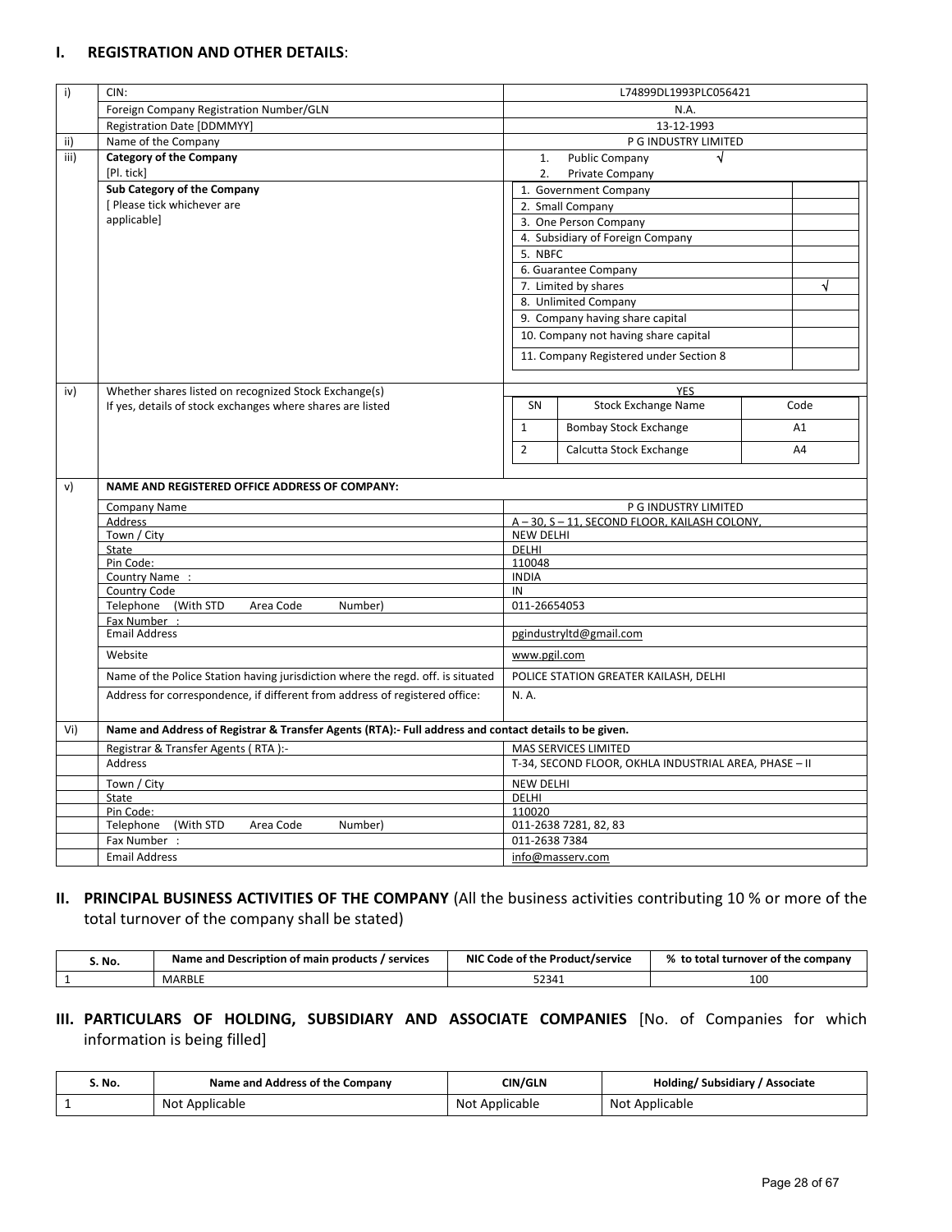## I. REGISTRATION AND OTHER DETAILS:

| | | |
|---|---|---|
| i) | CIN: | L74899DL1993PLC056421 |
| | Foreign Company Registration Number/GLN | N.A. |
| | Registration Date [DDMMYY] | 13-12-1993 |
| ii) | Name of the Company | P G INDUSTRY LIMITED |
| iii) | **Category of the Company** [Pl. tick] | 1. Public Company √<br>2. Private Company |
| | **Sub Category of the Company** [ Please tick whichever are applicable] | 1. Government Company<br>2. Small Company<br>3. One Person Company<br>4. Subsidiary of Foreign Company<br>5. NBFC<br>6. Guarantee Company<br>7. Limited by shares √<br>8. Unlimited Company<br>9. Company having share capital<br>10. Company not having share capital<br>11. Company Registered under Section 8 |
| iv) | Whether shares listed on recognized Stock Exchange(s)<br>If yes, details of stock exchanges where shares are listed | YES |

| SN | Stock Exchange Name | Code |
|---|---|---|
| 1 | Bombay Stock Exchange | A1 |
| 2 | Calcutta Stock Exchange | A4 |

| | | |
|---|---|---|
| v) | **NAME AND REGISTERED OFFICE ADDRESS OF COMPANY:** | |
| | Company Name | P G INDUSTRY LIMITED |
| | Address | A – 30, S – 11, SECOND FLOOR, KAILASH COLONY, |
| | Town / City | NEW DELHI |
| | State | DELHI |
| | Pin Code: | 110048 |
| | Country Name : | INDIA |
| | Country Code | IN |
| | Telephone (With STD Area Code Number) | 011-26654053 |
| | Fax Number : | |
| | Email Address | pgindustryltd@gmail.com |
| | Website | www.pgil.com |
| | Name of the Police Station having jurisdiction where the regd. off. is situated | POLICE STATION GREATER KAILASH, DELHI |
| | Address for correspondence, if different from address of registered office: | N. A. |
| Vi) | **Name and Address of Registrar & Transfer Agents (RTA):- Full address and contact details to be given.** | |
| | Registrar & Transfer Agents ( RTA ):- | MAS SERVICES LIMITED |
| | Address | T-34, SECOND FLOOR, OKHLA INDUSTRIAL AREA, PHASE – II |
| | Town / City | NEW DELHI |
| | State | DELHI |
| | Pin Code: | 110020 |
| | Telephone (With STD Area Code Number) | 011-2638 7281, 82, 83 |
| | Fax Number : | 011-2638 7384 |
| | Email Address | info@masserv.com |

## II. PRINCIPAL BUSINESS ACTIVITIES OF THE COMPANY (All the business activities contributing 10 % or more of the total turnover of the company shall be stated)

| S. No. | Name and Description of main products / services | NIC Code of the Product/service | % to total turnover of the company |
|---|---|---|---|
| 1 | MARBLE | 52341 | 100 |

## III. PARTICULARS OF HOLDING, SUBSIDIARY AND ASSOCIATE COMPANIES [No. of Companies for which information is being filled]

| S. No. | Name and Address of the Company | CIN/GLN | Holding/ Subsidiary / Associate |
|---|---|---|---|
| 1 | Not Applicable | Not Applicable | Not Applicable |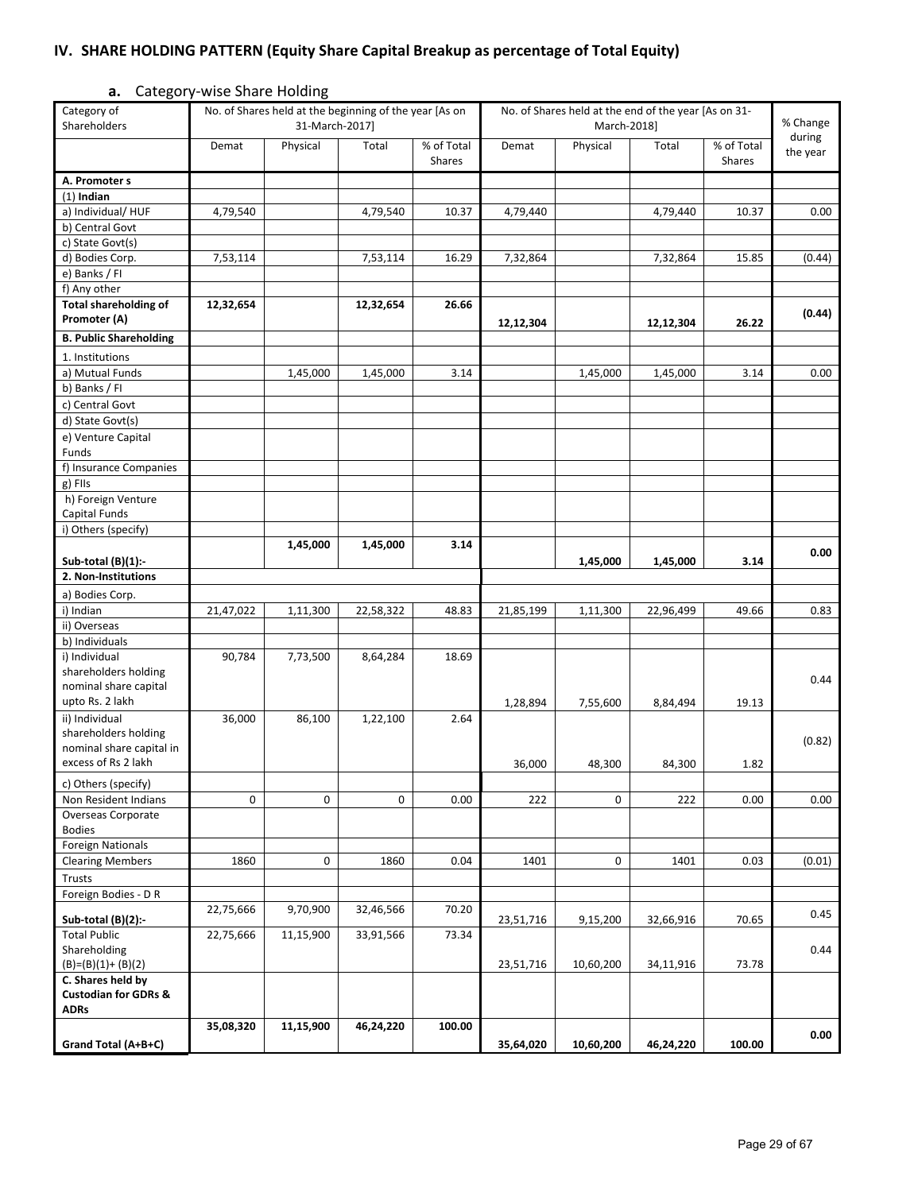## IV. SHARE HOLDING PATTERN (Equity Share Capital Breakup as percentage of Total Equity)

### a. Category-wise Share Holding

| Category of Shareholders | No. of Shares held at the beginning of the year [As on 31-March-2017] | | | | No. of Shares held at the end of the year [As on 31-March-2018] | | | | % Change during the year |
|---|---|---|---|---|---|---|---|---|---|
| | Demat | Physical | Total | % of Total Shares | Demat | Physical | Total | % of Total Shares | |
| **A. Promoter s** | | | | | | | | | |
| (1) **Indian** | | | | | | | | | |
| a) Individual/ HUF | 4,79,540 | | 4,79,540 | 10.37 | 4,79,440 | | 4,79,440 | 10.37 | 0.00 |
| b) Central Govt | | | | | | | | | |
| c) State Govt(s) | | | | | | | | | |
| d) Bodies Corp. | 7,53,114 | | 7,53,114 | 16.29 | 7,32,864 | | 7,32,864 | 15.85 | (0.44) |
| e) Banks / FI | | | | | | | | | |
| f) Any other | | | | | | | | | |
| **Total shareholding of Promoter (A)** | **12,32,654** | | **12,32,654** | **26.66** | **12,12,304** | | **12,12,304** | **26.22** | **(0.44)** |
| **B. Public Shareholding** | | | | | | | | | |
| 1. Institutions | | | | | | | | | |
| a) Mutual Funds | | 1,45,000 | 1,45,000 | 3.14 | | 1,45,000 | 1,45,000 | 3.14 | 0.00 |
| b) Banks / FI | | | | | | | | | |
| c) Central Govt | | | | | | | | | |
| d) State Govt(s) | | | | | | | | | |
| e) Venture Capital Funds | | | | | | | | | |
| f) Insurance Companies | | | | | | | | | |
| g) FIIs | | | | | | | | | |
| h) Foreign Venture Capital Funds | | | | | | | | | |
| i) Others (specify) | | | | | | | | | |
| **Sub-total (B)(1):-** | | **1,45,000** | **1,45,000** | **3.14** | | **1,45,000** | **1,45,000** | **3.14** | **0.00** |
| **2. Non-Institutions** | | | | | | | | | |
| a) Bodies Corp. | | | | | | | | | |
| i) Indian | 21,47,022 | 1,11,300 | 22,58,322 | 48.83 | 21,85,199 | 1,11,300 | 22,96,499 | 49.66 | 0.83 |
| ii) Overseas | | | | | | | | | |
| b) Individuals | | | | | | | | | |
| i) Individual shareholders holding nominal share capital upto Rs. 2 lakh | 90,784 | 7,73,500 | 8,64,284 | 18.69 | 1,28,894 | 7,55,600 | 8,84,494 | 19.13 | 0.44 |
| ii) Individual shareholders holding nominal share capital in excess of Rs 2 lakh | 36,000 | 86,100 | 1,22,100 | 2.64 | 36,000 | 48,300 | 84,300 | 1.82 | (0.82) |
| c) Others (specify) | | | | | | | | | |
| Non Resident Indians | 0 | 0 | 0 | 0.00 | 222 | 0 | 222 | 0.00 | 0.00 |
| Overseas Corporate Bodies | | | | | | | | | |
| Foreign Nationals | | | | | | | | | |
| Clearing Members | 1860 | 0 | 1860 | 0.04 | 1401 | 0 | 1401 | 0.03 | (0.01) |
| Trusts | | | | | | | | | |
| Foreign Bodies - D R | | | | | | | | | |
| **Sub-total (B)(2):-** | 22,75,666 | 9,70,900 | 32,46,566 | 70.20 | 23,51,716 | 9,15,200 | 32,66,916 | 70.65 | 0.45 |
| Total Public Shareholding (B)=(B)(1)+ (B)(2) | 22,75,666 | 11,15,900 | 33,91,566 | 73.34 | 23,51,716 | 10,60,200 | 34,11,916 | 73.78 | 0.44 |
| **C. Shares held by Custodian for GDRs & ADRs** | | | | | | | | | |
| **Grand Total (A+B+C)** | **35,08,320** | **11,15,900** | **46,24,220** | **100.00** | **35,64,020** | **10,60,200** | **46,24,220** | **100.00** | **0.00** |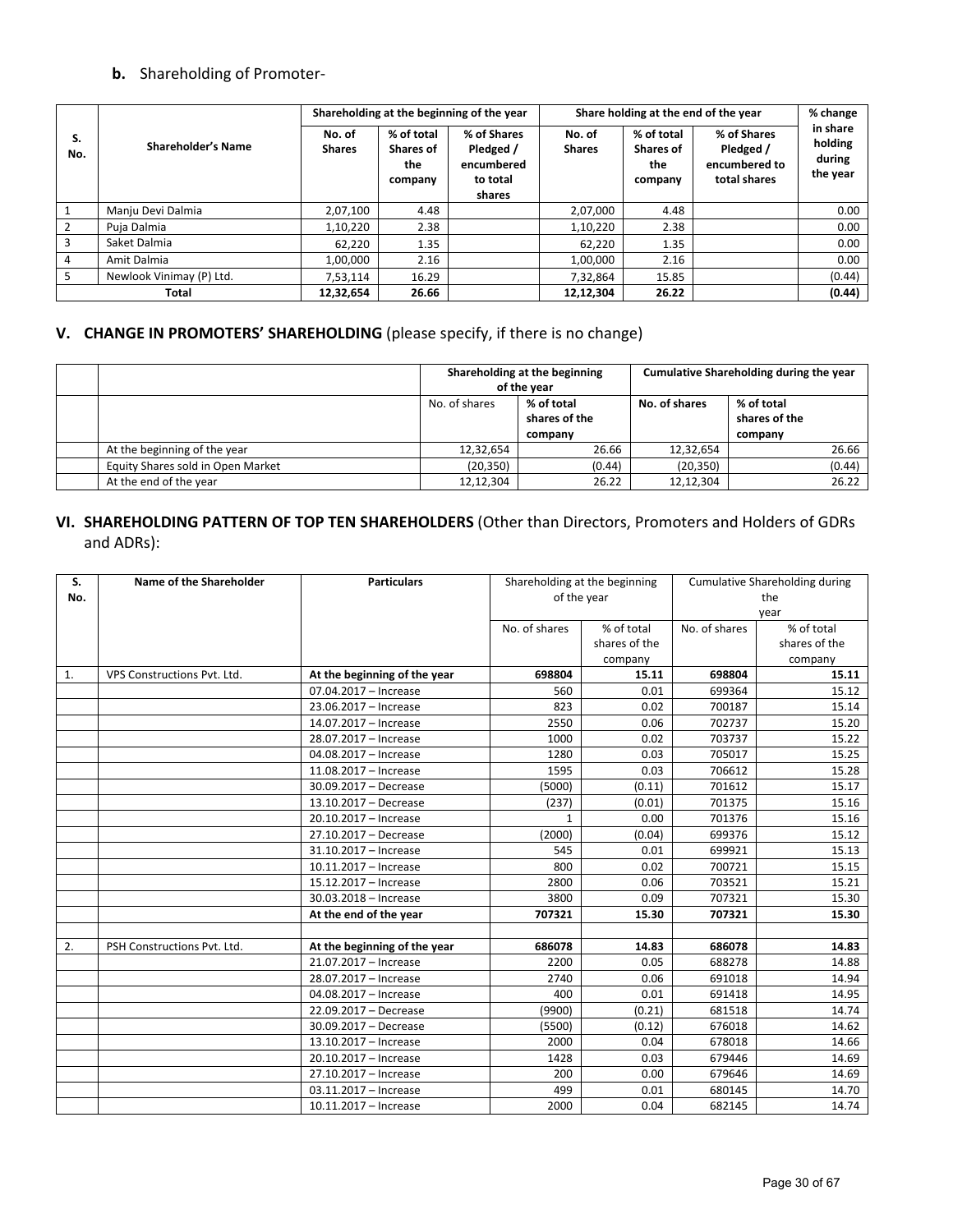**b.** Shareholding of Promoter-

| S. No. | Shareholder's Name | Shareholding at the beginning of the year | | | Share holding at the end of the year | | | % change in share holding during the year |
|---|---|---|---|---|---|---|---|---|
| | | No. of Shares | % of total Shares of the company | % of Shares Pledged / encumbered to total shares | No. of Shares | % of total Shares of the company | % of Shares Pledged / encumbered to total shares | |
| 1 | Manju Devi Dalmia | 2,07,100 | 4.48 | | 2,07,000 | 4.48 | | 0.00 |
| 2 | Puja Dalmia | 1,10,220 | 2.38 | | 1,10,220 | 2.38 | | 0.00 |
| 3 | Saket Dalmia | 62,220 | 1.35 | | 62,220 | 1.35 | | 0.00 |
| 4 | Amit Dalmia | 1,00,000 | 2.16 | | 1,00,000 | 2.16 | | 0.00 |
| 5 | Newlook Vinimay (P) Ltd. | 7,53,114 | 16.29 | | 7,32,864 | 15.85 | | (0.44) |
| | **Total** | **12,32,654** | **26.66** | | **12,12,304** | **26.22** | | **(0.44)** |

## V. CHANGE IN PROMOTERS' SHAREHOLDING (please specify, if there is no change)

| | | Shareholding at the beginning of the year | | Cumulative Shareholding during the year | |
|---|---|---|---|---|---|
| | | No. of shares | % of total shares of the company | No. of shares | % of total shares of the company |
| | At the beginning of the year | 12,32,654 | 26.66 | 12,32,654 | 26.66 |
| | Equity Shares sold in Open Market | (20,350) | (0.44) | (20,350) | (0.44) |
| | At the end of the year | 12,12,304 | 26.22 | 12,12,304 | 26.22 |

## VI. SHAREHOLDING PATTERN OF TOP TEN SHAREHOLDERS (Other than Directors, Promoters and Holders of GDRs and ADRs):

| S. No. | Name of the Shareholder | Particulars | Shareholding at the beginning of the year | | Cumulative Shareholding during the year | |
|---|---|---|---|---|---|---|
| | | | No. of shares | % of total shares of the company | No. of shares | % of total shares of the company |
| 1. | VPS Constructions Pvt. Ltd. | **At the beginning of the year** | **698804** | **15.11** | **698804** | **15.11** |
| | | 07.04.2017 – Increase | 560 | 0.01 | 699364 | 15.12 |
| | | 23.06.2017 – Increase | 823 | 0.02 | 700187 | 15.14 |
| | | 14.07.2017 – Increase | 2550 | 0.06 | 702737 | 15.20 |
| | | 28.07.2017 – Increase | 1000 | 0.02 | 703737 | 15.22 |
| | | 04.08.2017 – Increase | 1280 | 0.03 | 705017 | 15.25 |
| | | 11.08.2017 – Increase | 1595 | 0.03 | 706612 | 15.28 |
| | | 30.09.2017 – Decrease | (5000) | (0.11) | 701612 | 15.17 |
| | | 13.10.2017 – Decrease | (237) | (0.01) | 701375 | 15.16 |
| | | 20.10.2017 – Increase | 1 | 0.00 | 701376 | 15.16 |
| | | 27.10.2017 – Decrease | (2000) | (0.04) | 699376 | 15.12 |
| | | 31.10.2017 – Increase | 545 | 0.01 | 699921 | 15.13 |
| | | 10.11.2017 – Increase | 800 | 0.02 | 700721 | 15.15 |
| | | 15.12.2017 – Increase | 2800 | 0.06 | 703521 | 15.21 |
| | | 30.03.2018 – Increase | 3800 | 0.09 | 707321 | 15.30 |
| | | **At the end of the year** | **707321** | **15.30** | **707321** | **15.30** |
| | | | | | | |
| 2. | PSH Constructions Pvt. Ltd. | **At the beginning of the year** | **686078** | **14.83** | **686078** | **14.83** |
| | | 21.07.2017 – Increase | 2200 | 0.05 | 688278 | 14.88 |
| | | 28.07.2017 – Increase | 2740 | 0.06 | 691018 | 14.94 |
| | | 04.08.2017 – Increase | 400 | 0.01 | 691418 | 14.95 |
| | | 22.09.2017 – Decrease | (9900) | (0.21) | 681518 | 14.74 |
| | | 30.09.2017 – Decrease | (5500) | (0.12) | 676018 | 14.62 |
| | | 13.10.2017 – Increase | 2000 | 0.04 | 678018 | 14.66 |
| | | 20.10.2017 – Increase | 1428 | 0.03 | 679446 | 14.69 |
| | | 27.10.2017 – Increase | 200 | 0.00 | 679646 | 14.69 |
| | | 03.11.2017 – Increase | 499 | 0.01 | 680145 | 14.70 |
| | | 10.11.2017 – Increase | 2000 | 0.04 | 682145 | 14.74 |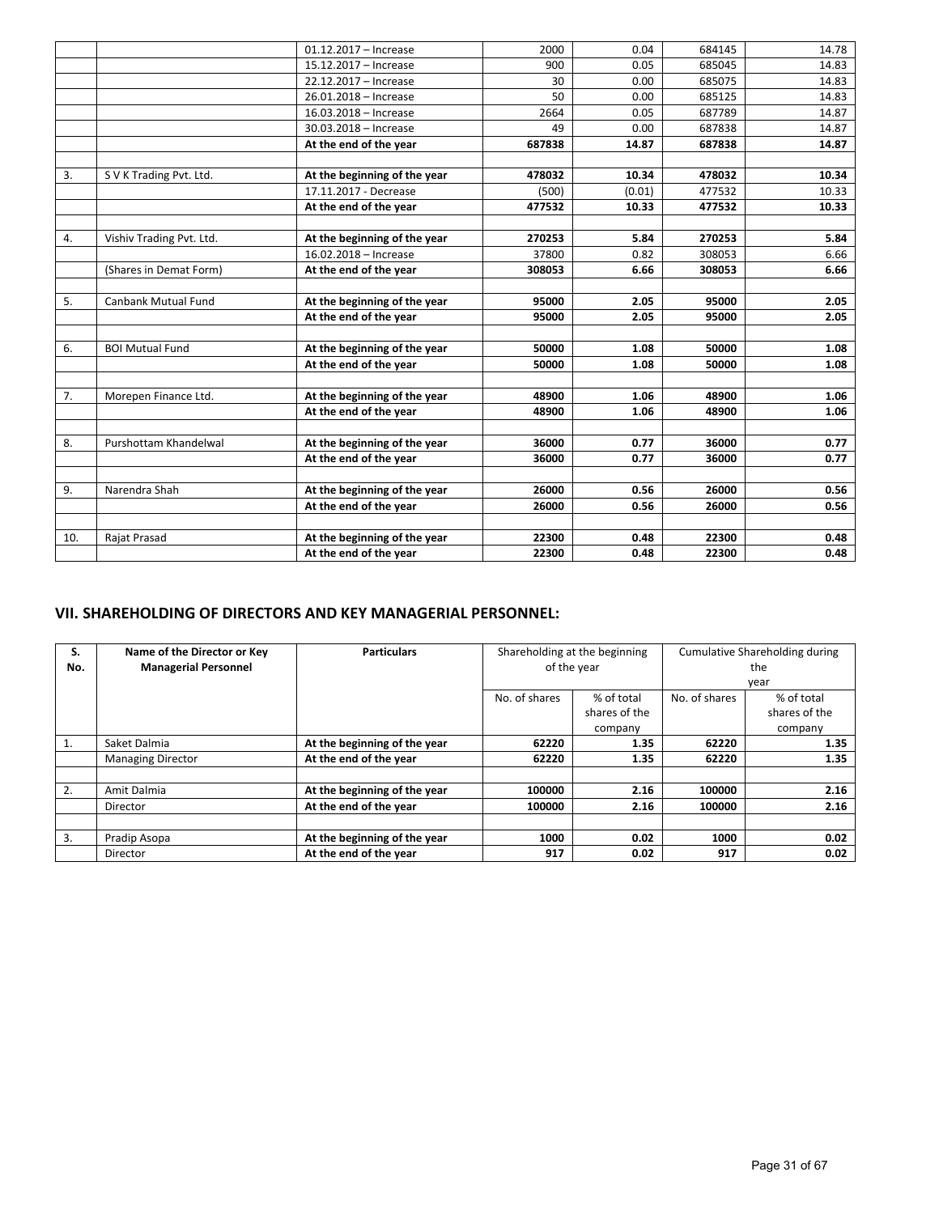| | | 01.12.2017 – Increase | 2000 | 0.04 | 684145 | 14.78 |
|---|---|---|---|---|---|---|
| | | 15.12.2017 – Increase | 900 | 0.05 | 685045 | 14.83 |
| | | 22.12.2017 – Increase | 30 | 0.00 | 685075 | 14.83 |
| | | 26.01.2018 – Increase | 50 | 0.00 | 685125 | 14.83 |
| | | 16.03.2018 – Increase | 2664 | 0.05 | 687789 | 14.87 |
| | | 30.03.2018 – Increase | 49 | 0.00 | 687838 | 14.87 |
| | | **At the end of the year** | **687838** | **14.87** | **687838** | **14.87** |
| | | | | | | |
| 3. | S V K Trading Pvt. Ltd. | **At the beginning of the year** | **478032** | **10.34** | **478032** | **10.34** |
| | | 17.11.2017 - Decrease | (500) | (0.01) | 477532 | 10.33 |
| | | **At the end of the year** | **477532** | **10.33** | **477532** | **10.33** |
| | | | | | | |
| 4. | Vishiv Trading Pvt. Ltd. | **At the beginning of the year** | **270253** | **5.84** | **270253** | **5.84** |
| | | 16.02.2018 – Increase | 37800 | 0.82 | 308053 | 6.66 |
| | (Shares in Demat Form) | **At the end of the year** | **308053** | **6.66** | **308053** | **6.66** |
| | | | | | | |
| 5. | Canbank Mutual Fund | **At the beginning of the year** | **95000** | **2.05** | **95000** | **2.05** |
| | | **At the end of the year** | **95000** | **2.05** | **95000** | **2.05** |
| | | | | | | |
| 6. | BOI Mutual Fund | **At the beginning of the year** | **50000** | **1.08** | **50000** | **1.08** |
| | | **At the end of the year** | **50000** | **1.08** | **50000** | **1.08** |
| | | | | | | |
| 7. | Morepen Finance Ltd. | **At the beginning of the year** | **48900** | **1.06** | **48900** | **1.06** |
| | | **At the end of the year** | **48900** | **1.06** | **48900** | **1.06** |
| | | | | | | |
| 8. | Purshottam Khandelwal | **At the beginning of the year** | **36000** | **0.77** | **36000** | **0.77** |
| | | **At the end of the year** | **36000** | **0.77** | **36000** | **0.77** |
| | | | | | | |
| 9. | Narendra Shah | **At the beginning of the year** | **26000** | **0.56** | **26000** | **0.56** |
| | | **At the end of the year** | **26000** | **0.56** | **26000** | **0.56** |
| | | | | | | |
| 10. | Rajat Prasad | **At the beginning of the year** | **22300** | **0.48** | **22300** | **0.48** |
| | | **At the end of the year** | **22300** | **0.48** | **22300** | **0.48** |

## VII. SHAREHOLDING OF DIRECTORS AND KEY MANAGERIAL PERSONNEL:

| **S. No.** | **Name of the Director or Key Managerial Personnel** | **Particulars** | Shareholding at the beginning of the year | | Cumulative Shareholding during the year | |
|---|---|---|---|---|---|---|
| | | | No. of shares | % of total shares of the company | No. of shares | % of total shares of the company |
| 1. | Saket Dalmia | **At the beginning of the year** | **62220** | **1.35** | **62220** | **1.35** |
| | Managing Director | **At the end of the year** | **62220** | **1.35** | **62220** | **1.35** |
| | | | | | | |
| 2. | Amit Dalmia | **At the beginning of the year** | **100000** | **2.16** | **100000** | **2.16** |
| | Director | **At the end of the year** | **100000** | **2.16** | **100000** | **2.16** |
| | | | | | | |
| 3. | Pradip Asopa | **At the beginning of the year** | **1000** | **0.02** | **1000** | **0.02** |
| | Director | **At the end of the year** | **917** | **0.02** | **917** | **0.02** |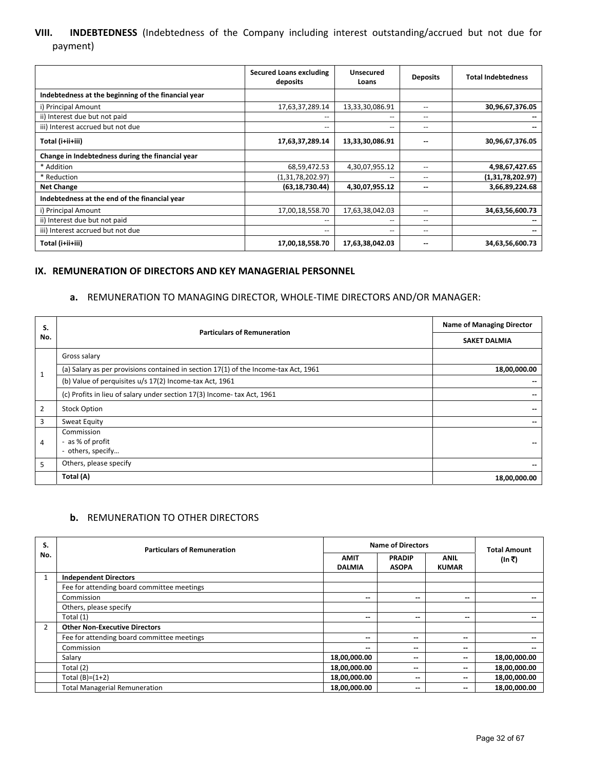## VIII. INDEBTEDNESS (Indebtedness of the Company including interest outstanding/accrued but not due for payment)

| | Secured Loans excluding deposits | Unsecured Loans | Deposits | Total Indebtedness |
|---|---|---|---|---|
| **Indebtedness at the beginning of the financial year** | | | | |
| i) Principal Amount | 17,63,37,289.14 | 13,33,30,086.91 | -- | **30,96,67,376.05** |
| ii) Interest due but not paid | -- | -- | -- | **--** |
| iii) Interest accrued but not due | -- | -- | -- | **--** |
| **Total (i+ii+iii)** | **17,63,37,289.14** | **13,33,30,086.91** | **--** | **30,96,67,376.05** |
| **Change in Indebtedness during the financial year** | | | | |
| * Addition | 68,59,472.53 | 4,30,07,955.12 | -- | **4,98,67,427.65** |
| * Reduction | (1,31,78,202.97) | -- | -- | **(1,31,78,202.97)** |
| **Net Change** | **(63,18,730.44)** | **4,30,07,955.12** | **--** | **3,66,89,224.68** |
| **Indebtedness at the end of the financial year** | | | | |
| i) Principal Amount | 17,00,18,558.70 | 17,63,38,042.03 | -- | **34,63,56,600.73** |
| ii) Interest due but not paid | -- | -- | -- | **--** |
| iii) Interest accrued but not due | -- | -- | -- | **--** |
| **Total (i+ii+iii)** | **17,00,18,558.70** | **17,63,38,042.03** | **--** | **34,63,56,600.73** |

## IX. REMUNERATION OF DIRECTORS AND KEY MANAGERIAL PERSONNEL

### a. REMUNERATION TO MANAGING DIRECTOR, WHOLE-TIME DIRECTORS AND/OR MANAGER:

| S. No. | Particulars of Remuneration | Name of Managing Director |
|---|---|---|
| | | **SAKET DALMIA** |
| 1 | Gross salary | |
| | (a) Salary as per provisions contained in section 17(1) of the Income-tax Act, 1961 | **18,00,000.00** |
| | (b) Value of perquisites u/s 17(2) Income-tax Act, 1961 | **--** |
| | (c) Profits in lieu of salary under section 17(3) Income- tax Act, 1961 | **--** |
| 2 | Stock Option | **--** |
| 3 | Sweat Equity | **--** |
| 4 | Commission<br>- as % of profit<br>- others, specify… | **--** |
| 5 | Others, please specify | **--** |
| | **Total (A)** | **18,00,000.00** |

### b. REMUNERATION TO OTHER DIRECTORS

| S. No. | Particulars of Remuneration | Name of Directors | | | Total Amount (In ₹) |
|---|---|---|---|---|---|
| | | **AMIT DALMIA** | **PRADIP ASOPA** | **ANIL KUMAR** | |
| 1 | **Independent Directors** | | | | |
| | Fee for attending board committee meetings | | | | |
| | Commission | **--** | **--** | **--** | **--** |
| | Others, please specify | | | | |
| | Total (1) | **--** | **--** | **--** | **--** |
| 2 | **Other Non-Executive Directors** | | | | |
| | Fee for attending board committee meetings | **--** | **--** | **--** | **--** |
| | Commission | **--** | **--** | **--** | **--** |
| | Salary | **18,00,000.00** | **--** | **--** | **18,00,000.00** |
| | Total (2) | **18,00,000.00** | **--** | **--** | **18,00,000.00** |
| | Total (B)=(1+2) | **18,00,000.00** | **--** | **--** | **18,00,000.00** |
| | Total Managerial Remuneration | **18,00,000.00** | **--** | **--** | **18,00,000.00** |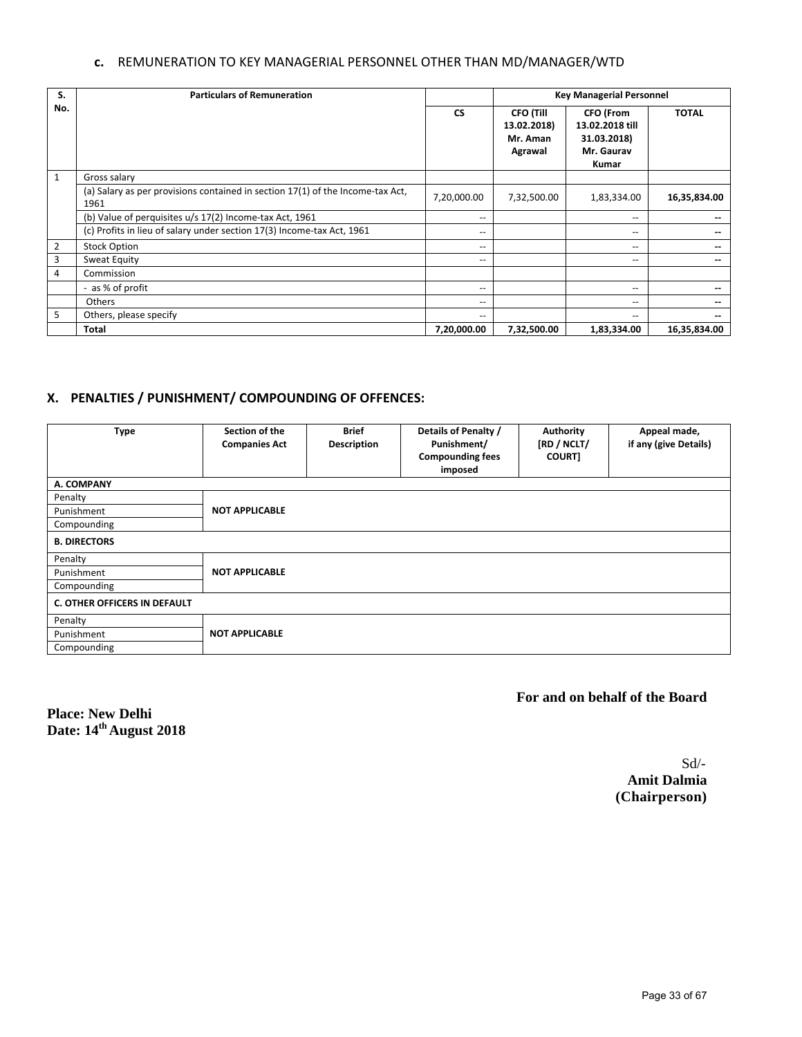**c.** REMUNERATION TO KEY MANAGERIAL PERSONNEL OTHER THAN MD/MANAGER/WTD

| S. No. | Particulars of Remuneration | Key Managerial Personnel | | | |
|---|---|---|---|---|---|
| | | CS | CFO (Till 13.02.2018) Mr. Aman Agrawal | CFO (From 13.02.2018 till 31.03.2018) Mr. Gaurav Kumar | TOTAL |
| 1 | Gross salary | | | | |
| | (a) Salary as per provisions contained in section 17(1) of the Income-tax Act, 1961 | 7,20,000.00 | 7,32,500.00 | 1,83,334.00 | **16,35,834.00** |
| | (b) Value of perquisites u/s 17(2) Income-tax Act, 1961 | -- | | -- | -- |
| | (c) Profits in lieu of salary under section 17(3) Income-tax Act, 1961 | -- | | -- | -- |
| 2 | Stock Option | -- | | -- | -- |
| 3 | Sweat Equity | -- | | -- | -- |
| 4 | Commission | | | | |
| | - as % of profit | -- | | -- | -- |
| | Others | -- | | -- | -- |
| 5 | Others, please specify | -- | | -- | -- |
| | **Total** | **7,20,000.00** | **7,32,500.00** | **1,83,334.00** | **16,35,834.00** |

## X. PENALTIES / PUNISHMENT/ COMPOUNDING OF OFFENCES:

| Type | Section of the Companies Act | Brief Description | Details of Penalty / Punishment/ Compounding fees imposed | Authority [RD / NCLT/ COURT] | Appeal made, if any (give Details) |
|---|---|---|---|---|---|
| **A. COMPANY** | | | | | |
| Penalty | **NOT APPLICABLE** | | | | |
| Punishment | | | | | |
| Compounding | | | | | |
| **B. DIRECTORS** | | | | | |
| Penalty | **NOT APPLICABLE** | | | | |
| Punishment | | | | | |
| Compounding | | | | | |
| **C. OTHER OFFICERS IN DEFAULT** | | | | | |
| Penalty | **NOT APPLICABLE** | | | | |
| Punishment | | | | | |
| Compounding | | | | | |

**For and on behalf of the Board**

**Place: New Delhi**
**Date: 14th August 2018**

Sd/-
**Amit Dalmia**
**(Chairperson)**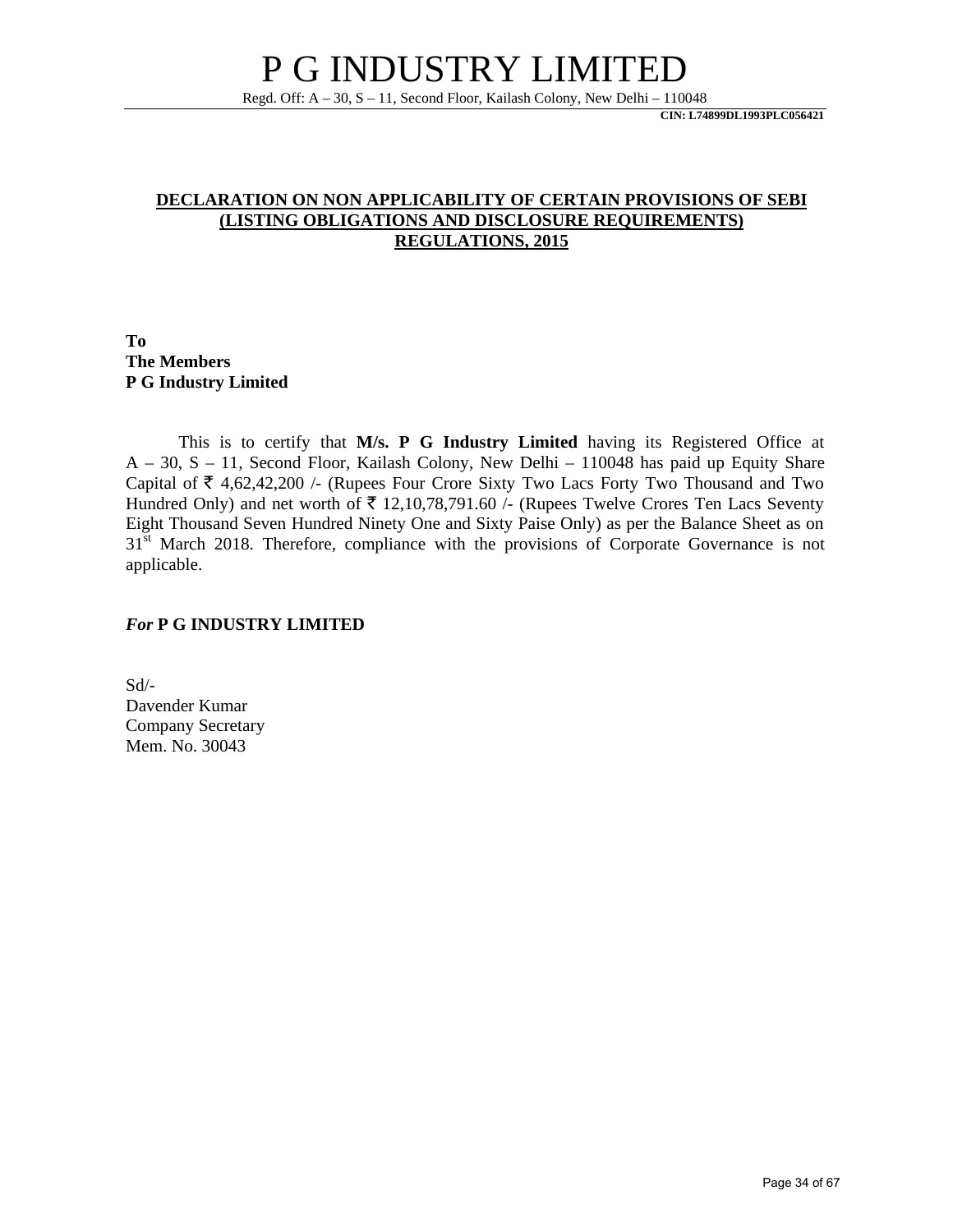# P G INDUSTRY LIMITED

Regd. Off: A – 30, S – 11, Second Floor, Kailash Colony, New Delhi – 110048

**CIN: L74899DL1993PLC056421**

## DECLARATION ON NON APPLICABILITY OF CERTAIN PROVISIONS OF SEBI (LISTING OBLIGATIONS AND DISCLOSURE REQUIREMENTS) REGULATIONS, 2015

**To**
**The Members**
**P G Industry Limited**

This is to certify that **M/s. P G Industry Limited** having its Registered Office at A – 30, S – 11, Second Floor, Kailash Colony, New Delhi – 110048 has paid up Equity Share Capital of ₹ 4,62,42,200 /- (Rupees Four Crore Sixty Two Lacs Forty Two Thousand and Two Hundred Only) and net worth of ₹ 12,10,78,791.60 /- (Rupees Twelve Crores Ten Lacs Seventy Eight Thousand Seven Hundred Ninety One and Sixty Paise Only) as per the Balance Sheet as on 31st March 2018. Therefore, compliance with the provisions of Corporate Governance is not applicable.

***For* P G INDUSTRY LIMITED**

Sd/-
Davender Kumar
Company Secretary
Mem. No. 30043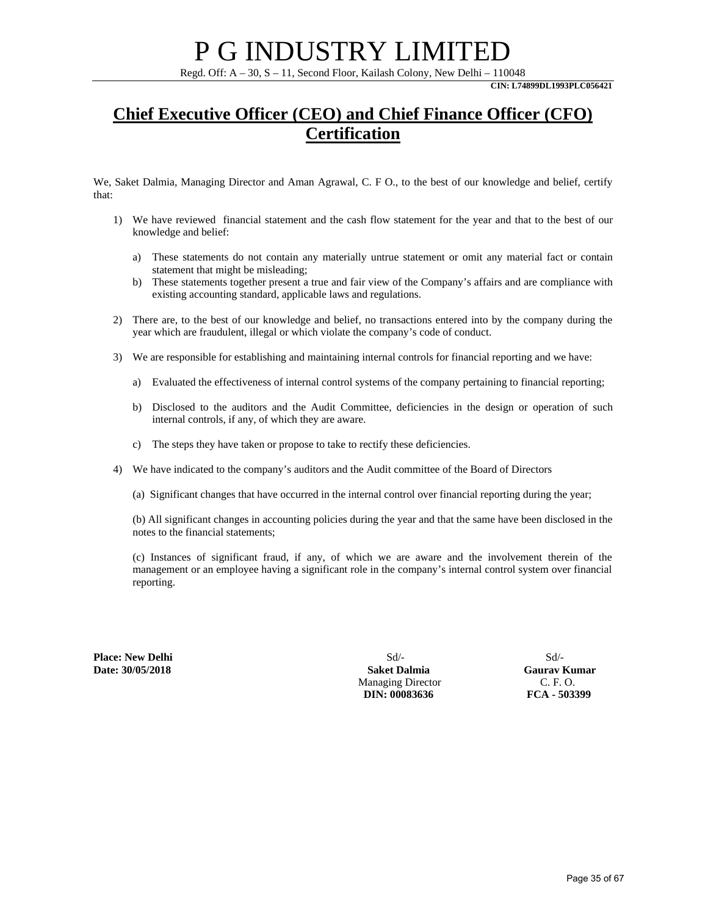# P G INDUSTRY LIMITED

Regd. Off: A – 30, S – 11, Second Floor, Kailash Colony, New Delhi – 110048

**CIN: L74899DL1993PLC056421**

## Chief Executive Officer (CEO) and Chief Finance Officer (CFO) Certification

We, Saket Dalmia, Managing Director and Aman Agrawal, C. F O., to the best of our knowledge and belief, certify that:

1) We have reviewed financial statement and the cash flow statement for the year and that to the best of our knowledge and belief:

   a) These statements do not contain any materially untrue statement or omit any material fact or contain statement that might be misleading;
   b) These statements together present a true and fair view of the Company's affairs and are compliance with existing accounting standard, applicable laws and regulations.

2) There are, to the best of our knowledge and belief, no transactions entered into by the company during the year which are fraudulent, illegal or which violate the company's code of conduct.

3) We are responsible for establishing and maintaining internal controls for financial reporting and we have:

   a) Evaluated the effectiveness of internal control systems of the company pertaining to financial reporting;

   b) Disclosed to the auditors and the Audit Committee, deficiencies in the design or operation of such internal controls, if any, of which they are aware.

   c) The steps they have taken or propose to take to rectify these deficiencies.

4) We have indicated to the company's auditors and the Audit committee of the Board of Directors

   (a) Significant changes that have occurred in the internal control over financial reporting during the year;

   (b) All significant changes in accounting policies during the year and that the same have been disclosed in the notes to the financial statements;

   (c) Instances of significant fraud, if any, of which we are aware and the involvement therein of the management or an employee having a significant role in the company's internal control system over financial reporting.

**Place: New Delhi**
**Date: 30/05/2018**

Sd/-
**Saket Dalmia**
Managing Director
**DIN: 00083636**

Sd/-
**Gaurav Kumar**
C. F. O.
**FCA - 503399**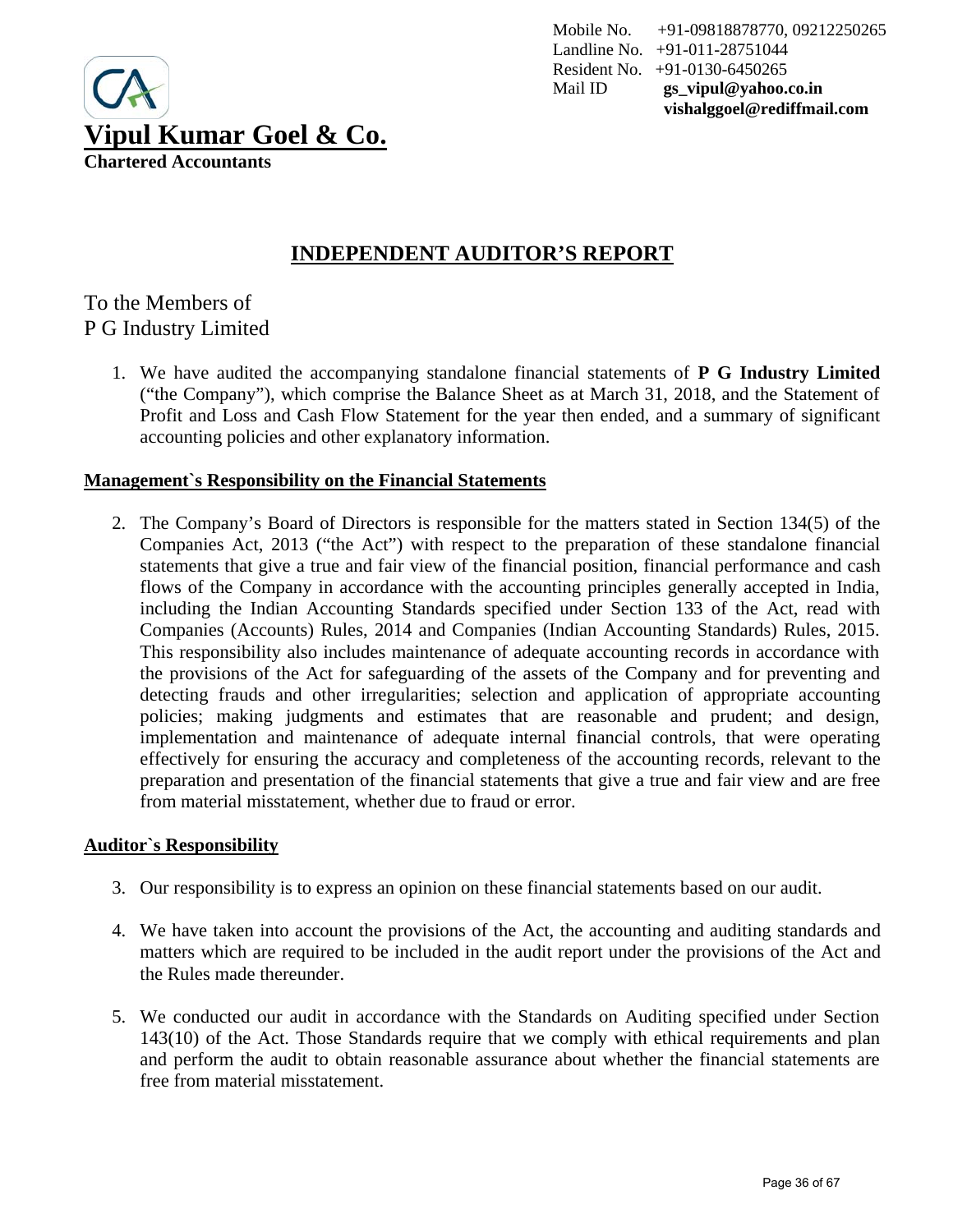Mobile No. +91-09818878770, 09212250265
Landline No. +91-011-28751044
Resident No. +91-0130-6450265
Mail ID **gs_vipul@yahoo.co.in**
**vishalggoel@rediffmail.com**

# Vipul Kumar Goel & Co.

**Chartered Accountants**

## INDEPENDENT AUDITOR'S REPORT

To the Members of
P G Industry Limited

1. We have audited the accompanying standalone financial statements of **P G Industry Limited** ("the Company"), which comprise the Balance Sheet as at March 31, 2018, and the Statement of Profit and Loss and Cash Flow Statement for the year then ended, and a summary of significant accounting policies and other explanatory information.

### Management`s Responsibility on the Financial Statements

2. The Company's Board of Directors is responsible for the matters stated in Section 134(5) of the Companies Act, 2013 ("the Act") with respect to the preparation of these standalone financial statements that give a true and fair view of the financial position, financial performance and cash flows of the Company in accordance with the accounting principles generally accepted in India, including the Indian Accounting Standards specified under Section 133 of the Act, read with Companies (Accounts) Rules, 2014 and Companies (Indian Accounting Standards) Rules, 2015. This responsibility also includes maintenance of adequate accounting records in accordance with the provisions of the Act for safeguarding of the assets of the Company and for preventing and detecting frauds and other irregularities; selection and application of appropriate accounting policies; making judgments and estimates that are reasonable and prudent; and design, implementation and maintenance of adequate internal financial controls, that were operating effectively for ensuring the accuracy and completeness of the accounting records, relevant to the preparation and presentation of the financial statements that give a true and fair view and are free from material misstatement, whether due to fraud or error.

### Auditor`s Responsibility

3. Our responsibility is to express an opinion on these financial statements based on our audit.

4. We have taken into account the provisions of the Act, the accounting and auditing standards and matters which are required to be included in the audit report under the provisions of the Act and the Rules made thereunder.

5. We conducted our audit in accordance with the Standards on Auditing specified under Section 143(10) of the Act. Those Standards require that we comply with ethical requirements and plan and perform the audit to obtain reasonable assurance about whether the financial statements are free from material misstatement.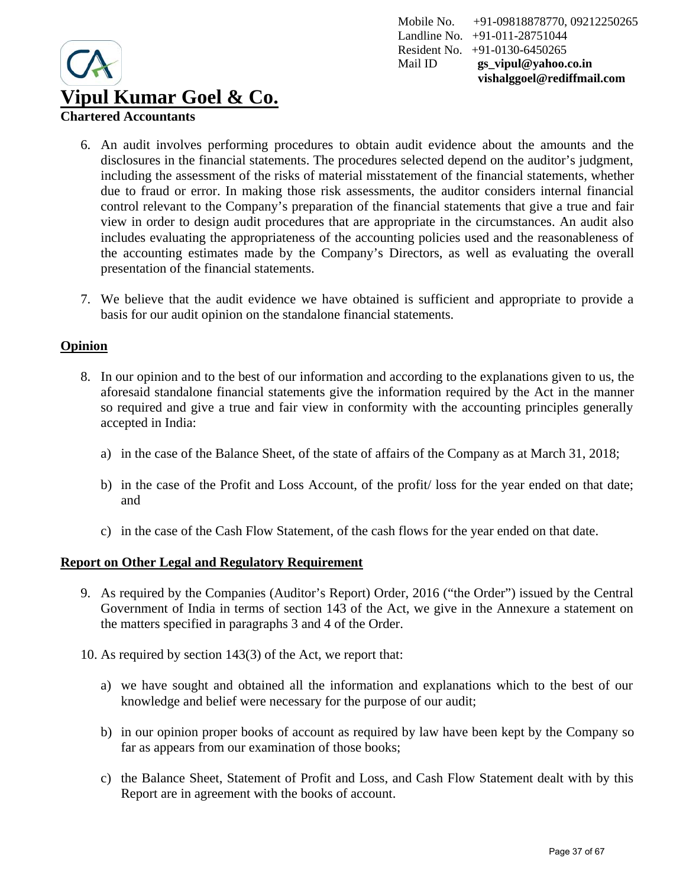6. An audit involves performing procedures to obtain audit evidence about the amounts and the disclosures in the financial statements. The procedures selected depend on the auditor's judgment, including the assessment of the risks of material misstatement of the financial statements, whether due to fraud or error. In making those risk assessments, the auditor considers internal financial control relevant to the Company's preparation of the financial statements that give a true and fair view in order to design audit procedures that are appropriate in the circumstances. An audit also includes evaluating the appropriateness of the accounting policies used and the reasonableness of the accounting estimates made by the Company's Directors, as well as evaluating the overall presentation of the financial statements.

7. We believe that the audit evidence we have obtained is sufficient and appropriate to provide a basis for our audit opinion on the standalone financial statements.

## Opinion

8. In our opinion and to the best of our information and according to the explanations given to us, the aforesaid standalone financial statements give the information required by the Act in the manner so required and give a true and fair view in conformity with the accounting principles generally accepted in India:

   a) in the case of the Balance Sheet, of the state of affairs of the Company as at March 31, 2018;

   b) in the case of the Profit and Loss Account, of the profit/ loss for the year ended on that date; and

   c) in the case of the Cash Flow Statement, of the cash flows for the year ended on that date.

## Report on Other Legal and Regulatory Requirement

9. As required by the Companies (Auditor's Report) Order, 2016 ("the Order") issued by the Central Government of India in terms of section 143 of the Act, we give in the Annexure a statement on the matters specified in paragraphs 3 and 4 of the Order.

10. As required by section 143(3) of the Act, we report that:

    a) we have sought and obtained all the information and explanations which to the best of our knowledge and belief were necessary for the purpose of our audit;

    b) in our opinion proper books of account as required by law have been kept by the Company so far as appears from our examination of those books;

    c) the Balance Sheet, Statement of Profit and Loss, and Cash Flow Statement dealt with by this Report are in agreement with the books of account.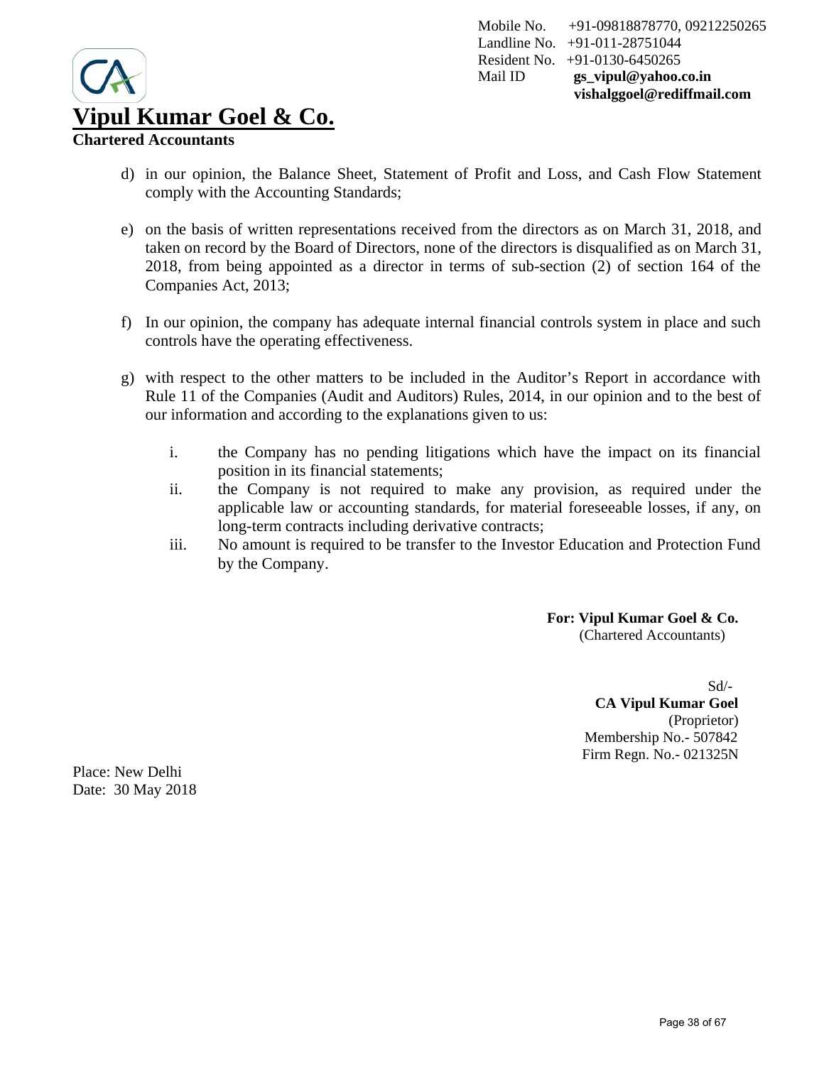Mobile No. +91-09818878770, 09212250265
Landline No. +91-011-28751044
Resident No. +91-0130-6450265
Mail ID **gs_vipul@yahoo.co.in**
**vishalggoel@rediffmail.com**

# Vipul Kumar Goel & Co.

**Chartered Accountants**

d) in our opinion, the Balance Sheet, Statement of Profit and Loss, and Cash Flow Statement comply with the Accounting Standards;

e) on the basis of written representations received from the directors as on March 31, 2018, and taken on record by the Board of Directors, none of the directors is disqualified as on March 31, 2018, from being appointed as a director in terms of sub-section (2) of section 164 of the Companies Act, 2013;

f) In our opinion, the company has adequate internal financial controls system in place and such controls have the operating effectiveness.

g) with respect to the other matters to be included in the Auditor's Report in accordance with Rule 11 of the Companies (Audit and Auditors) Rules, 2014, in our opinion and to the best of our information and according to the explanations given to us:

i. the Company has no pending litigations which have the impact on its financial position in its financial statements;

ii. the Company is not required to make any provision, as required under the applicable law or accounting standards, for material foreseeable losses, if any, on long-term contracts including derivative contracts;

iii. No amount is required to be transfer to the Investor Education and Protection Fund by the Company.

**For: Vipul Kumar Goel & Co.**
(Chartered Accountants)

Sd/-
**CA Vipul Kumar Goel**
(Proprietor)
Membership No.- 507842
Firm Regn. No.- 021325N

Place: New Delhi
Date: 30 May 2018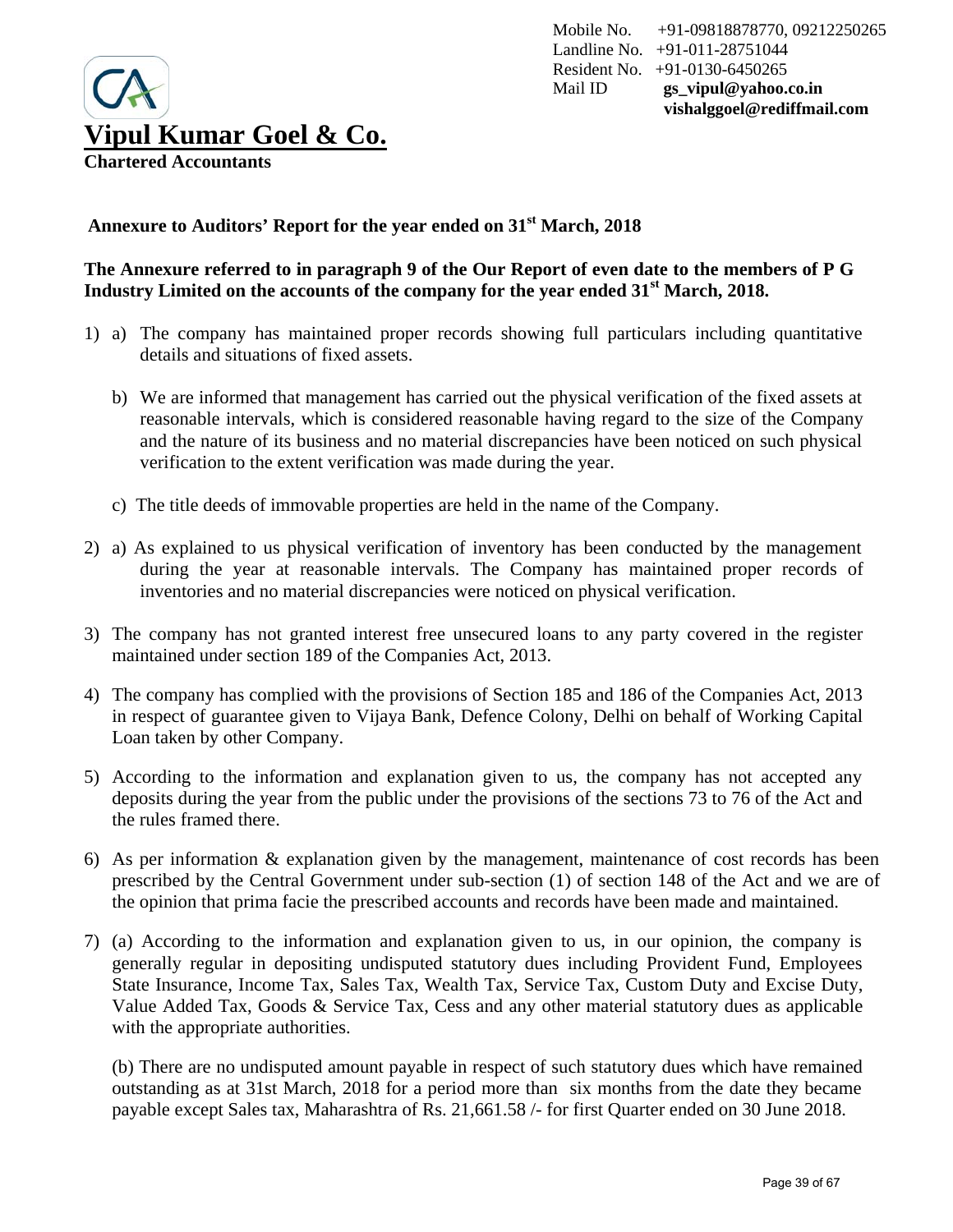Mobile No. +91-09818878770, 09212250265
Landline No. +91-011-28751044
Resident No. +91-0130-6450265
Mail ID **gs_vipul@yahoo.co.in**
**vishalggoel@rediffmail.com**

# Vipul Kumar Goel & Co.

**Chartered Accountants**

**Annexure to Auditors' Report for the year ended on 31st March, 2018**

**The Annexure referred to in paragraph 9 of the Our Report of even date to the members of P G Industry Limited on the accounts of the company for the year ended 31st March, 2018.**

1) a) The company has maintained proper records showing full particulars including quantitative details and situations of fixed assets.

   b) We are informed that management has carried out the physical verification of the fixed assets at reasonable intervals, which is considered reasonable having regard to the size of the Company and the nature of its business and no material discrepancies have been noticed on such physical verification to the extent verification was made during the year.

   c) The title deeds of immovable properties are held in the name of the Company.

2) a) As explained to us physical verification of inventory has been conducted by the management during the year at reasonable intervals. The Company has maintained proper records of inventories and no material discrepancies were noticed on physical verification.

3) The company has not granted interest free unsecured loans to any party covered in the register maintained under section 189 of the Companies Act, 2013.

4) The company has complied with the provisions of Section 185 and 186 of the Companies Act, 2013 in respect of guarantee given to Vijaya Bank, Defence Colony, Delhi on behalf of Working Capital Loan taken by other Company.

5) According to the information and explanation given to us, the company has not accepted any deposits during the year from the public under the provisions of the sections 73 to 76 of the Act and the rules framed there.

6) As per information & explanation given by the management, maintenance of cost records has been prescribed by the Central Government under sub-section (1) of section 148 of the Act and we are of the opinion that prima facie the prescribed accounts and records have been made and maintained.

7) (a) According to the information and explanation given to us, in our opinion, the company is generally regular in depositing undisputed statutory dues including Provident Fund, Employees State Insurance, Income Tax, Sales Tax, Wealth Tax, Service Tax, Custom Duty and Excise Duty, Value Added Tax, Goods & Service Tax, Cess and any other material statutory dues as applicable with the appropriate authorities.

   (b) There are no undisputed amount payable in respect of such statutory dues which have remained outstanding as at 31st March, 2018 for a period more than six months from the date they became payable except Sales tax, Maharashtra of Rs. 21,661.58 /- for first Quarter ended on 30 June 2018.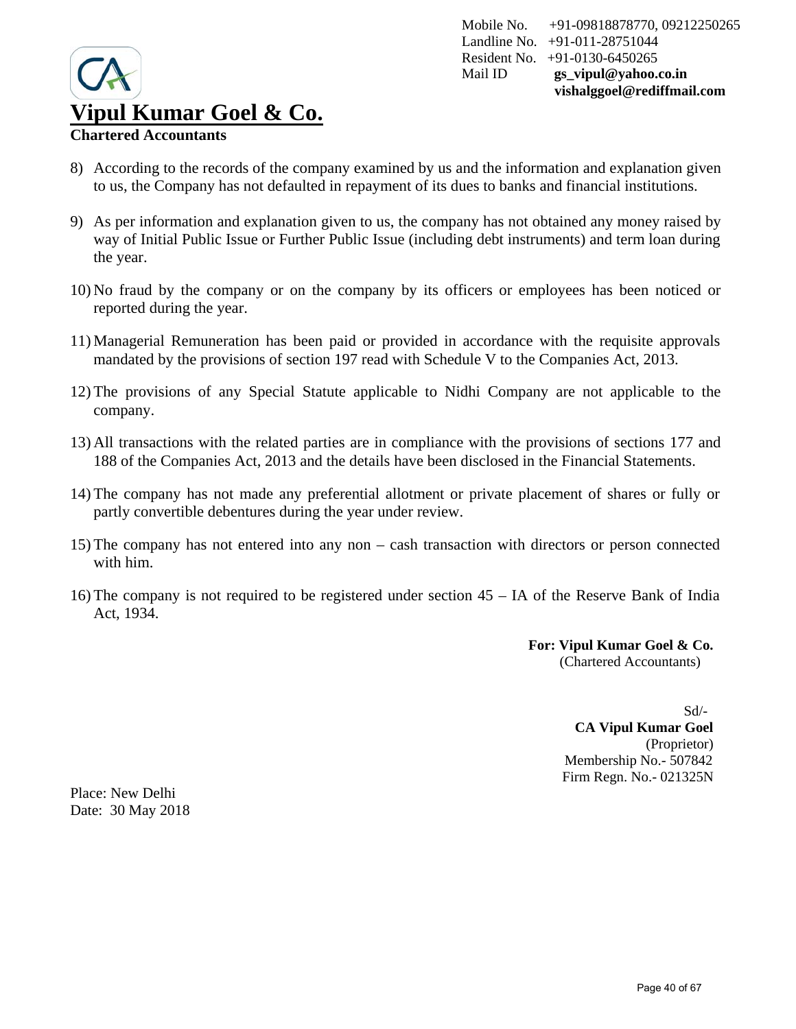Mobile No. +91-09818878770, 09212250265
Landline No. +91-011-28751044
Resident No. +91-0130-6450265
Mail ID **gs_vipul@yahoo.co.in**
**vishalggoel@rediffmail.com**

# Vipul Kumar Goel & Co.

**Chartered Accountants**

8) According to the records of the company examined by us and the information and explanation given to us, the Company has not defaulted in repayment of its dues to banks and financial institutions.

9) As per information and explanation given to us, the company has not obtained any money raised by way of Initial Public Issue or Further Public Issue (including debt instruments) and term loan during the year.

10) No fraud by the company or on the company by its officers or employees has been noticed or reported during the year.

11) Managerial Remuneration has been paid or provided in accordance with the requisite approvals mandated by the provisions of section 197 read with Schedule V to the Companies Act, 2013.

12) The provisions of any Special Statute applicable to Nidhi Company are not applicable to the company.

13) All transactions with the related parties are in compliance with the provisions of sections 177 and 188 of the Companies Act, 2013 and the details have been disclosed in the Financial Statements.

14) The company has not made any preferential allotment or private placement of shares or fully or partly convertible debentures during the year under review.

15) The company has not entered into any non – cash transaction with directors or person connected with him.

16) The company is not required to be registered under section 45 – IA of the Reserve Bank of India Act, 1934.

**For: Vipul Kumar Goel & Co.**
(Chartered Accountants)

Sd/-
**CA Vipul Kumar Goel**
(Proprietor)
Membership No.- 507842
Firm Regn. No.- 021325N

Place: New Delhi
Date: 30 May 2018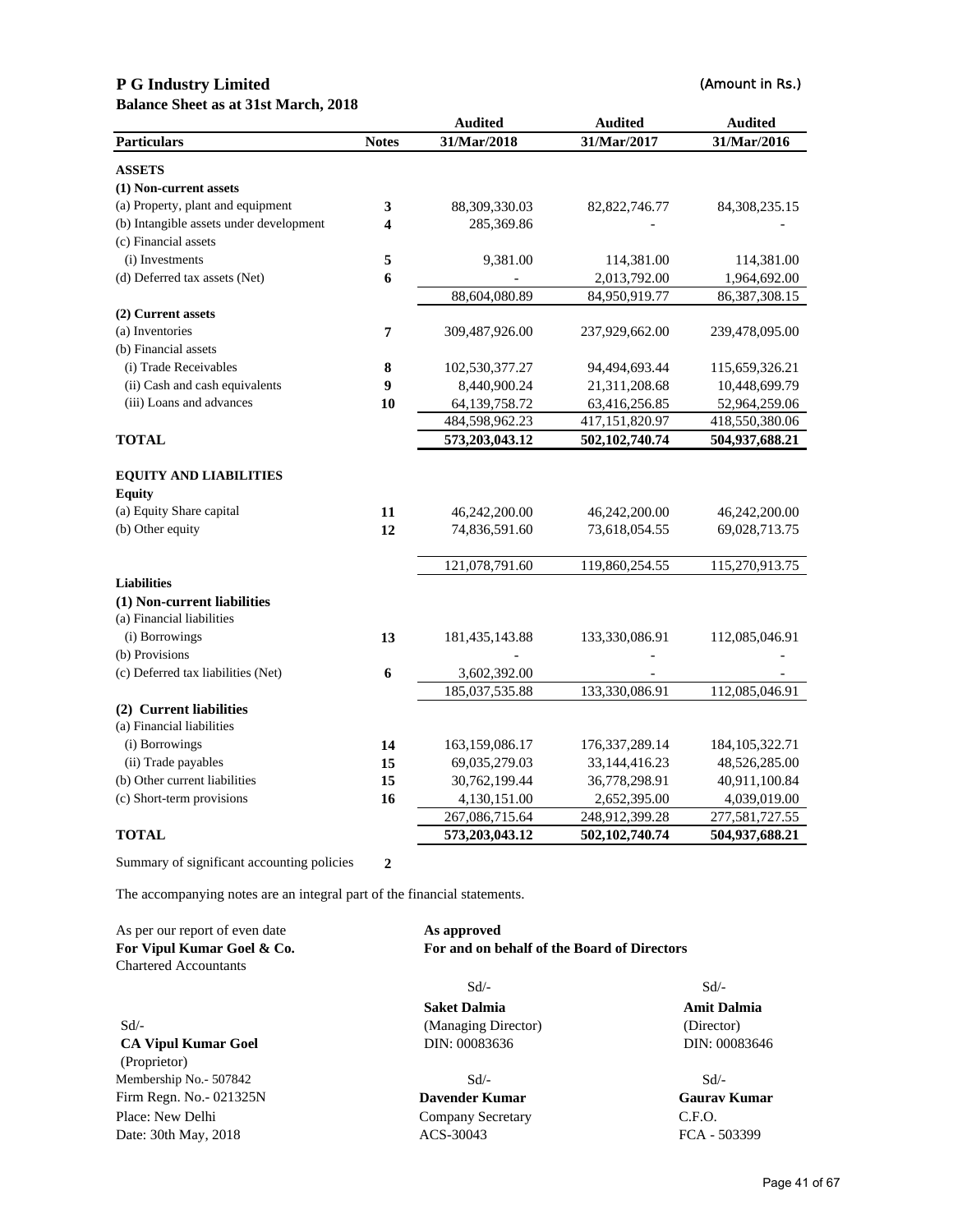# P G Industry Limited

(Amount in Rs.)

**Balance Sheet as at 31st March, 2018**

| Particulars | Notes | Audited 31/Mar/2018 | Audited 31/Mar/2017 | Audited 31/Mar/2016 |
|---|---|---|---|---|
| **ASSETS** | | | | |
| **(1) Non-current assets** | | | | |
| (a) Property, plant and equipment | **3** | 88,309,330.03 | 82,822,746.77 | 84,308,235.15 |
| (b) Intangible assets under development | **4** | 285,369.86 | - | - |
| (c) Financial assets | | | | |
| (i) Investments | **5** | 9,381.00 | 114,381.00 | 114,381.00 |
| (d) Deferred tax assets (Net) | **6** | - | 2,013,792.00 | 1,964,692.00 |
| | | 88,604,080.89 | 84,950,919.77 | 86,387,308.15 |
| **(2) Current assets** | | | | |
| (a) Inventories | **7** | 309,487,926.00 | 237,929,662.00 | 239,478,095.00 |
| (b) Financial assets | | | | |
| (i) Trade Receivables | **8** | 102,530,377.27 | 94,494,693.44 | 115,659,326.21 |
| (ii) Cash and cash equivalents | **9** | 8,440,900.24 | 21,311,208.68 | 10,448,699.79 |
| (iii) Loans and advances | **10** | 64,139,758.72 | 63,416,256.85 | 52,964,259.06 |
| | | 484,598,962.23 | 417,151,820.97 | 418,550,380.06 |
| **TOTAL** | | **573,203,043.12** | **502,102,740.74** | **504,937,688.21** |
| **EQUITY AND LIABILITIES** | | | | |
| **Equity** | | | | |
| (a) Equity Share capital | **11** | 46,242,200.00 | 46,242,200.00 | 46,242,200.00 |
| (b) Other equity | **12** | 74,836,591.60 | 73,618,054.55 | 69,028,713.75 |
| | | 121,078,791.60 | 119,860,254.55 | 115,270,913.75 |
| **Liabilities** | | | | |
| **(1) Non-current liabilities** | | | | |
| (a) Financial liabilities | | | | |
| (i) Borrowings | **13** | 181,435,143.88 | 133,330,086.91 | 112,085,046.91 |
| (b) Provisions | | - | - | - |
| (c) Deferred tax liabilities (Net) | **6** | 3,602,392.00 | - | - |
| | | 185,037,535.88 | 133,330,086.91 | 112,085,046.91 |
| **(2) Current liabilities** | | | | |
| (a) Financial liabilities | | | | |
| (i) Borrowings | **14** | 163,159,086.17 | 176,337,289.14 | 184,105,322.71 |
| (ii) Trade payables | **15** | 69,035,279.03 | 33,144,416.23 | 48,526,285.00 |
| (b) Other current liabilities | **15** | 30,762,199.44 | 36,778,298.91 | 40,911,100.84 |
| (c) Short-term provisions | **16** | 4,130,151.00 | 2,652,395.00 | 4,039,019.00 |
| | | 267,086,715.64 | 248,912,399.28 | 277,581,727.55 |
| **TOTAL** | | **573,203,043.12** | **502,102,740.74** | **504,937,688.21** |

Summary of significant accounting policies **2**

The accompanying notes are an integral part of the financial statements.

As per our report of even date
**For Vipul Kumar Goel & Co.**
Chartered Accountants

Sd/-
**CA Vipul Kumar Goel**
(Proprietor)
Membership No.- 507842
Firm Regn. No.- 021325N
Place: New Delhi
Date: 30th May, 2018

**As approved**
**For and on behalf of the Board of Directors**

Sd/-
**Saket Dalmia**
(Managing Director)
DIN: 00083636

Sd/-
**Amit Dalmia**
(Director)
DIN: 00083646

Sd/-
**Davender Kumar**
Company Secretary
ACS-30043

Sd/-
**Gaurav Kumar**
C.F.O.
FCA - 503399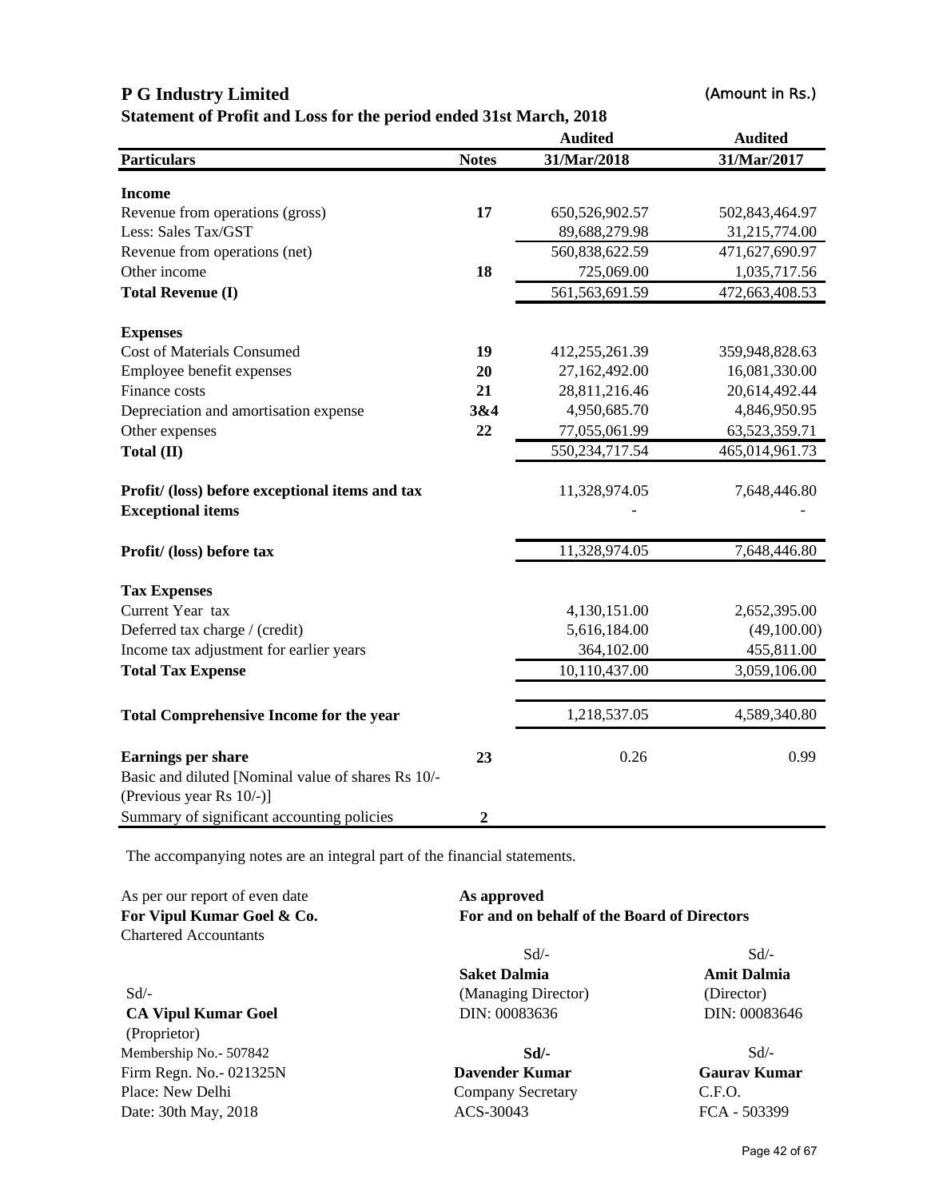# P G Industry Limited

(Amount in Rs.)

**Statement of Profit and Loss for the period ended 31st March, 2018**

| Particulars | Notes | Audited 31/Mar/2018 | Audited 31/Mar/2017 |
|---|---|---|---|
| **Income** | | | |
| Revenue from operations (gross) | **17** | 650,526,902.57 | 502,843,464.97 |
| Less: Sales Tax/GST | | 89,688,279.98 | 31,215,774.00 |
| Revenue from operations (net) | | 560,838,622.59 | 471,627,690.97 |
| Other income | **18** | 725,069.00 | 1,035,717.56 |
| **Total Revenue (I)** | | 561,563,691.59 | 472,663,408.53 |
| **Expenses** | | | |
| Cost of Materials Consumed | **19** | 412,255,261.39 | 359,948,828.63 |
| Employee benefit expenses | **20** | 27,162,492.00 | 16,081,330.00 |
| Finance costs | **21** | 28,811,216.46 | 20,614,492.44 |
| Depreciation and amortisation expense | **3&4** | 4,950,685.70 | 4,846,950.95 |
| Other expenses | **22** | 77,055,061.99 | 63,523,359.71 |
| **Total (II)** | | 550,234,717.54 | 465,014,961.73 |
| **Profit/ (loss) before exceptional items and tax** | | 11,328,974.05 | 7,648,446.80 |
| **Exceptional items** | | - | - |
| **Profit/ (loss) before tax** | | 11,328,974.05 | 7,648,446.80 |
| **Tax Expenses** | | | |
| Current Year tax | | 4,130,151.00 | 2,652,395.00 |
| Deferred tax charge / (credit) | | 5,616,184.00 | (49,100.00) |
| Income tax adjustment for earlier years | | 364,102.00 | 455,811.00 |
| **Total Tax Expense** | | 10,110,437.00 | 3,059,106.00 |
| **Total Comprehensive Income for the year** | | 1,218,537.05 | 4,589,340.80 |
| **Earnings per share** | **23** | 0.26 | 0.99 |
| Basic and diluted [Nominal value of shares Rs 10/- (Previous year Rs 10/-)] | | | |
| Summary of significant accounting policies | **2** | | |

The accompanying notes are an integral part of the financial statements.

As per our report of even date
**For Vipul Kumar Goel & Co.**
Chartered Accountants

Sd/-
**CA Vipul Kumar Goel**
(Proprietor)
Membership No.- 507842
Firm Regn. No.- 021325N
Place: New Delhi
Date: 30th May, 2018

**As approved**
**For and on behalf of the Board of Directors**

Sd/-
**Saket Dalmia**
(Managing Director)
DIN: 00083636

Sd/-
**Amit Dalmia**
(Director)
DIN: 00083646

**Sd/-**
**Davender Kumar**
Company Secretary
ACS-30043

Sd/-
**Gaurav Kumar**
C.F.O.
FCA - 503399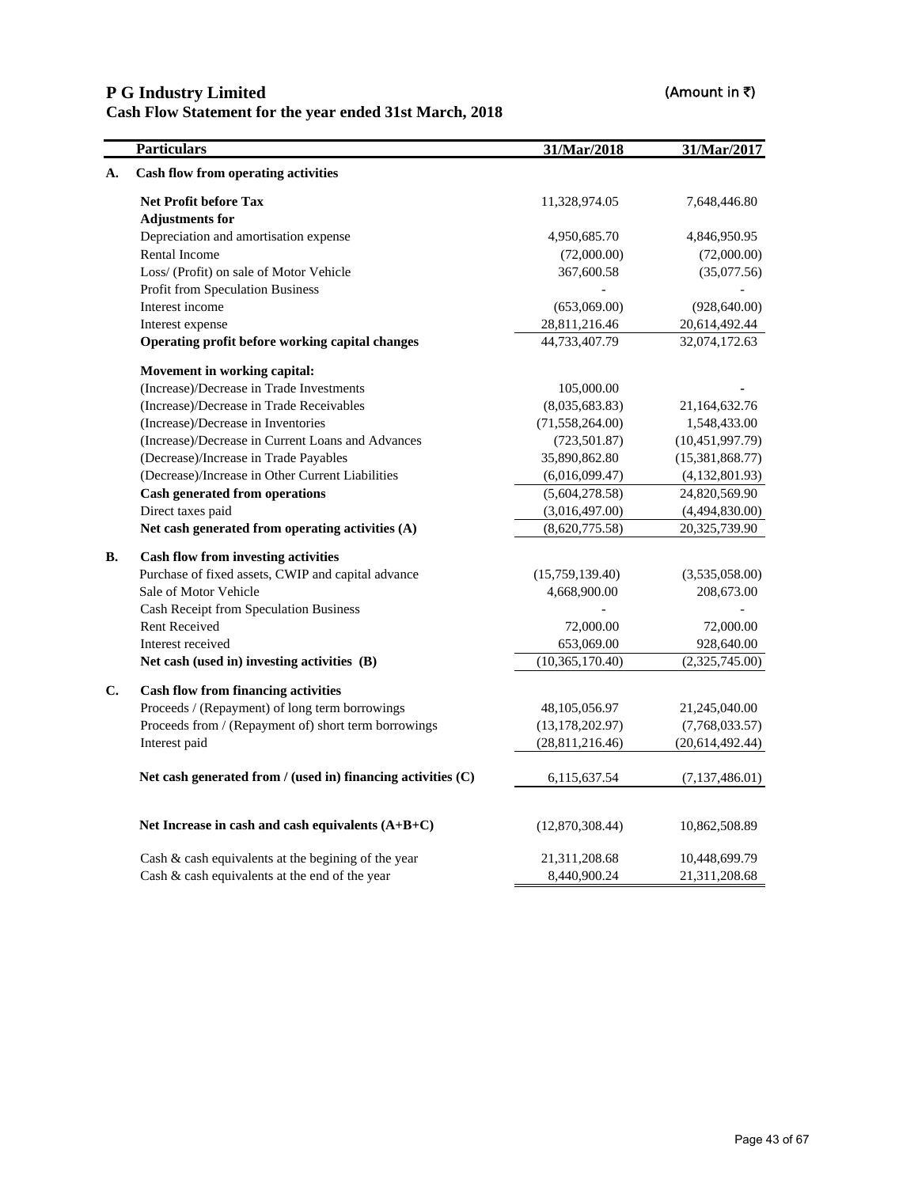# P G Industry Limited

(Amount in ₹)

## Cash Flow Statement for the year ended 31st March, 2018

| | Particulars | 31/Mar/2018 | 31/Mar/2017 |
|---|---|---|---|
| **A.** | **Cash flow from operating activities** | | |
| | **Net Profit before Tax** | 11,328,974.05 | 7,648,446.80 |
| | **Adjustments for** | | |
| | Depreciation and amortisation expense | 4,950,685.70 | 4,846,950.95 |
| | Rental Income | (72,000.00) | (72,000.00) |
| | Loss/ (Profit) on sale of Motor Vehicle | 367,600.58 | (35,077.56) |
| | Profit from Speculation Business | - | - |
| | Interest income | (653,069.00) | (928,640.00) |
| | Interest expense | 28,811,216.46 | 20,614,492.44 |
| | **Operating profit before working capital changes** | 44,733,407.79 | 32,074,172.63 |
| | **Movement in working capital:** | | |
| | (Increase)/Decrease in Trade Investments | 105,000.00 | - |
| | (Increase)/Decrease in Trade Receivables | (8,035,683.83) | 21,164,632.76 |
| | (Increase)/Decrease in Inventories | (71,558,264.00) | 1,548,433.00 |
| | (Increase)/Decrease in Current Loans and Advances | (723,501.87) | (10,451,997.79) |
| | (Decrease)/Increase in Trade Payables | 35,890,862.80 | (15,381,868.77) |
| | (Decrease)/Increase in Other Current Liabilities | (6,016,099.47) | (4,132,801.93) |
| | **Cash generated from operations** | (5,604,278.58) | 24,820,569.90 |
| | Direct taxes paid | (3,016,497.00) | (4,494,830.00) |
| | **Net cash generated from operating activities (A)** | (8,620,775.58) | 20,325,739.90 |
| **B.** | **Cash flow from investing activities** | | |
| | Purchase of fixed assets, CWIP and capital advance | (15,759,139.40) | (3,535,058.00) |
| | Sale of Motor Vehicle | 4,668,900.00 | 208,673.00 |
| | Cash Receipt from Speculation Business | - | - |
| | Rent Received | 72,000.00 | 72,000.00 |
| | Interest received | 653,069.00 | 928,640.00 |
| | **Net cash (used in) investing activities (B)** | (10,365,170.40) | (2,325,745.00) |
| **C.** | **Cash flow from financing activities** | | |
| | Proceeds / (Repayment) of long term borrowings | 48,105,056.97 | 21,245,040.00 |
| | Proceeds from / (Repayment of) short term borrowings | (13,178,202.97) | (7,768,033.57) |
| | Interest paid | (28,811,216.46) | (20,614,492.44) |
| | **Net cash generated from / (used in) financing activities (C)** | 6,115,637.54 | (7,137,486.01) |
| | **Net Increase in cash and cash equivalents (A+B+C)** | (12,870,308.44) | 10,862,508.89 |
| | Cash & cash equivalents at the begining of the year | 21,311,208.68 | 10,448,699.79 |
| | Cash & cash equivalents at the end of the year | 8,440,900.24 | 21,311,208.68 |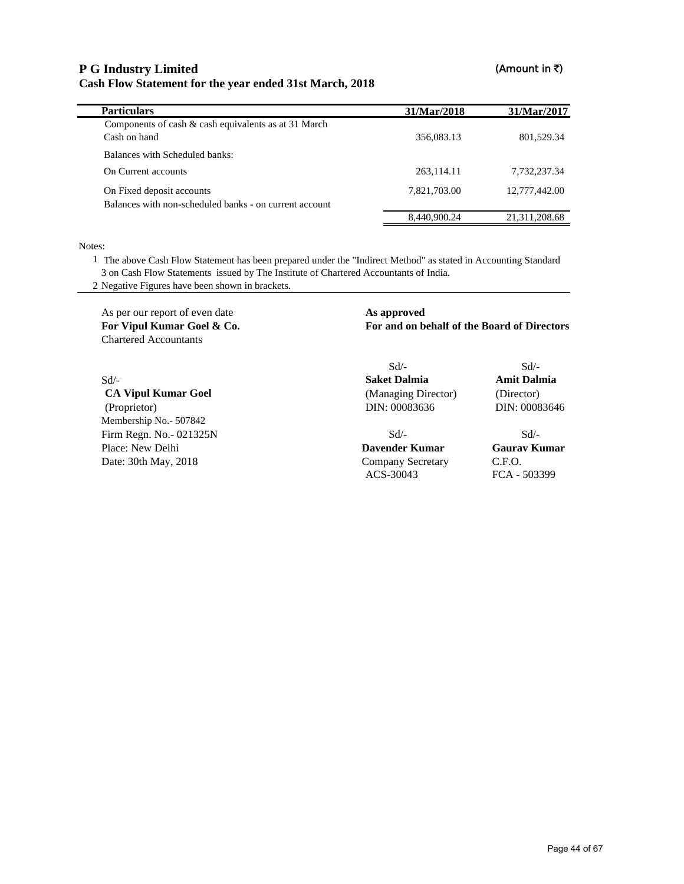# P G Industry Limited

(Amount in ₹)

## Cash Flow Statement for the year ended 31st March, 2018

| Particulars | 31/Mar/2018 | 31/Mar/2017 |
|---|---|---|
| Components of cash & cash equivalents as at 31 March | | |
| Cash on hand | 356,083.13 | 801,529.34 |
| Balances with Scheduled banks: | | |
| On Current accounts | 263,114.11 | 7,732,237.34 |
| On Fixed deposit accounts | 7,821,703.00 | 12,777,442.00 |
| Balances with non-scheduled banks - on current account | | |
| | 8,440,900.24 | 21,311,208.68 |

Notes:

1. The above Cash Flow Statement has been prepared under the "Indirect Method" as stated in Accounting Standard 3 on Cash Flow Statements issued by The Institute of Chartered Accountants of India.
2. Negative Figures have been shown in brackets.

As per our report of even date
**For Vipul Kumar Goel & Co.**
Chartered Accountants

Sd/-
**CA Vipul Kumar Goel**
(Proprietor)
Membership No.- 507842
Firm Regn. No.- 021325N
Place: New Delhi
Date: 30th May, 2018

**As approved**
**For and on behalf of the Board of Directors**

Sd/-
**Saket Dalmia**
(Managing Director)
DIN: 00083636

Sd/-
**Amit Dalmia**
(Director)
DIN: 00083646

Sd/-
**Davender Kumar**
Company Secretary
ACS-30043

Sd/-
**Gaurav Kumar**
C.F.O.
FCA - 503399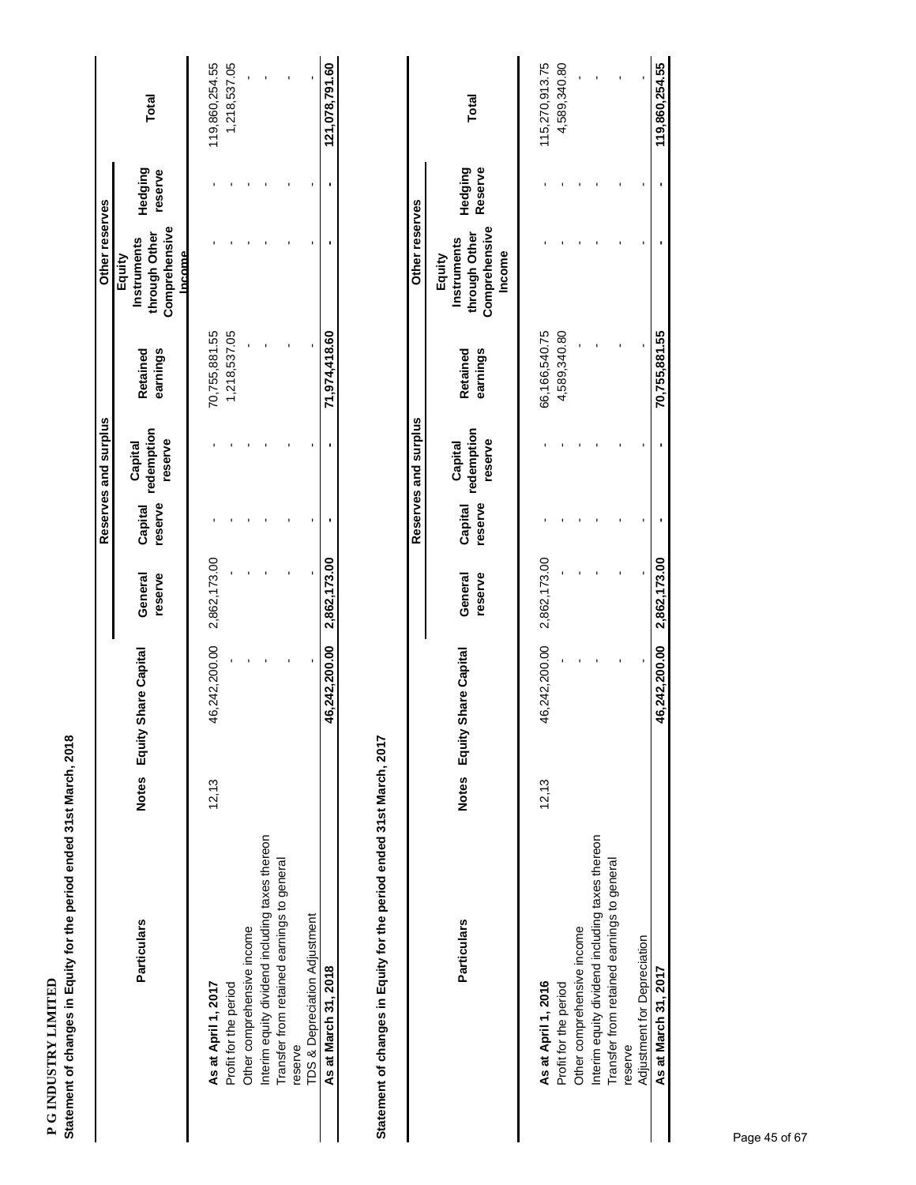**P G INDUSTRY LIMITED**

**Statement of changes in Equity for the period ended 31st March, 2018**

| Particulars | Notes | Equity Share Capital | Reserves and surplus | | | | Other reserves | | Total |
|---|---|---|---|---|---|---|---|---|---|
| | | | General reserve | Capital reserve | Capital redemption reserve | Retained earnings | Equity Instruments through Other Comprehensive Income | Hedging reserve | |
| **As at April 1, 2017** | 12,13 | 46,242,200.00 | 2,862,173.00 | - | - | 70,755,881.55 | - | - | 119,860,254.55 |
| Profit for the period | | - | - | - | - | 1,218,537.05 | - | - | 1,218,537.05 |
| Other comprehensive income | | - | - | - | - | - | - | - | - |
| Interim equity dividend including taxes thereon | | - | - | - | - | - | - | - | - |
| Transfer from retained earnings to general reserve | | - | - | - | - | - | - | - | - |
| TDS & Depreciation Adjustment | | - | - | - | - | - | - | - | - |
| **As at March 31, 2018** | | **46,242,200.00** | **2,862,173.00** | **-** | **-** | **71,974,418.60** | **-** | **-** | **121,078,791.60** |

**Statement of changes in Equity for the period ended 31st March, 2017**

| Particulars | Notes | Equity Share Capital | Reserves and surplus | | | | Other reserves | | Total |
|---|---|---|---|---|---|---|---|---|---|
| | | | General reserve | Capital reserve | Capital redemption reserve | Retained earnings | Equity Instruments through Other Comprehensive Income | Hedging Reserve | |
| **As at April 1, 2016** | 12,13 | 46,242,200.00 | 2,862,173.00 | - | - | 66,166,540.75 | - | - | 115,270,913.75 |
| Profit for the period | | - | - | - | - | 4,589,340.80 | - | - | 4,589,340.80 |
| Other comprehensive income | | - | - | - | - | - | - | - | - |
| Interim equity dividend including taxes thereon | | - | - | - | - | - | - | - | - |
| Transfer from retained earnings to general reserve | | - | - | - | - | - | - | - | - |
| Adjustment for Depreciation | | - | - | - | - | - | - | - | - |
| **As at March 31, 2017** | | **46,242,200.00** | **2,862,173.00** | **-** | **-** | **70,755,881.55** | **-** | **-** | **119,860,254.55** |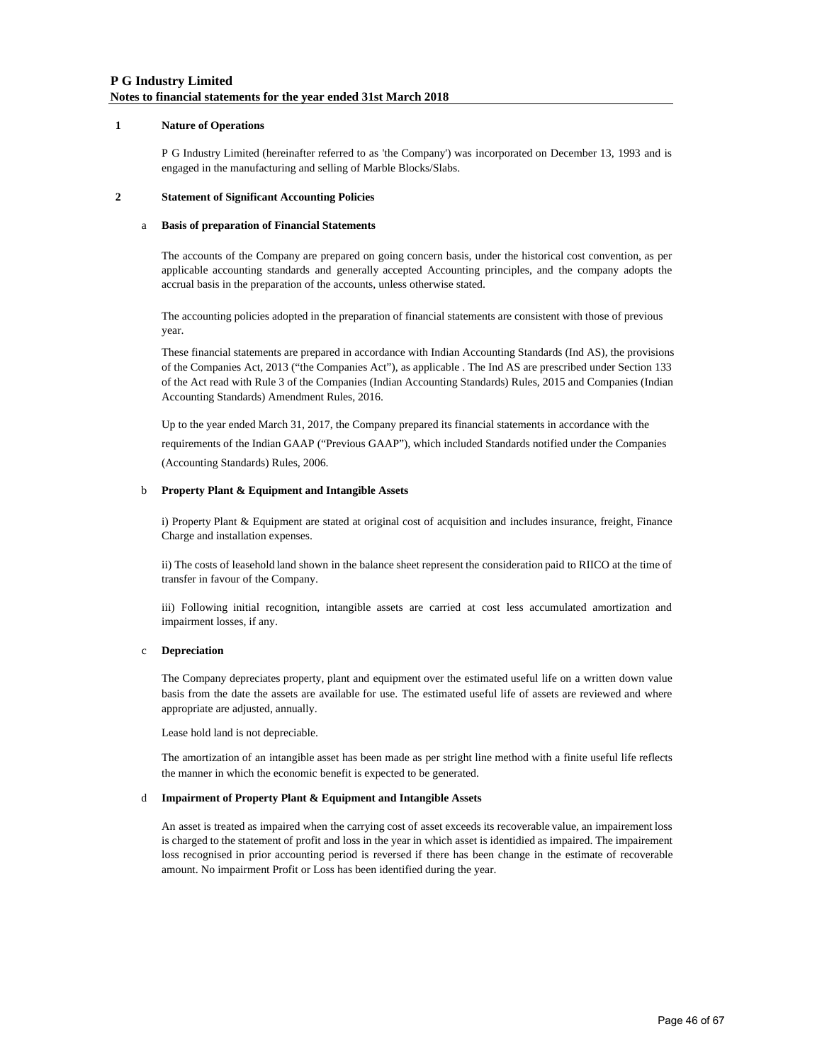**P G Industry Limited**

**Notes to financial statements for the year ended 31st March 2018**

**1 Nature of Operations**

P G Industry Limited (hereinafter referred to as 'the Company') was incorporated on December 13, 1993 and is engaged in the manufacturing and selling of Marble Blocks/Slabs.

**2 Statement of Significant Accounting Policies**

a **Basis of preparation of Financial Statements**

The accounts of the Company are prepared on going concern basis, under the historical cost convention, as per applicable accounting standards and generally accepted Accounting principles, and the company adopts the accrual basis in the preparation of the accounts, unless otherwise stated.

The accounting policies adopted in the preparation of financial statements are consistent with those of previous year.

These financial statements are prepared in accordance with Indian Accounting Standards (Ind AS), the provisions of the Companies Act, 2013 ("the Companies Act"), as applicable . The Ind AS are prescribed under Section 133 of the Act read with Rule 3 of the Companies (Indian Accounting Standards) Rules, 2015 and Companies (Indian Accounting Standards) Amendment Rules, 2016.

Up to the year ended March 31, 2017, the Company prepared its financial statements in accordance with the requirements of the Indian GAAP ("Previous GAAP"), which included Standards notified under the Companies (Accounting Standards) Rules, 2006.

b **Property Plant & Equipment and Intangible Assets**

i) Property Plant & Equipment are stated at original cost of acquisition and includes insurance, freight, Finance Charge and installation expenses.

ii) The costs of leasehold land shown in the balance sheet represent the consideration paid to RIICO at the time of transfer in favour of the Company.

iii) Following initial recognition, intangible assets are carried at cost less accumulated amortization and impairment losses, if any.

c **Depreciation**

The Company depreciates property, plant and equipment over the estimated useful life on a written down value basis from the date the assets are available for use. The estimated useful life of assets are reviewed and where appropriate are adjusted, annually.

Lease hold land is not depreciable.

The amortization of an intangible asset has been made as per stright line method with a finite useful life reflects the manner in which the economic benefit is expected to be generated.

d **Impairment of Property Plant & Equipment and Intangible Assets**

An asset is treated as impaired when the carrying cost of asset exceeds its recoverable value, an impairement loss is charged to the statement of profit and loss in the year in which asset is identidied as impaired. The impairement loss recognised in prior accounting period is reversed if there has been change in the estimate of recoverable amount. No impairment Profit or Loss has been identified during the year.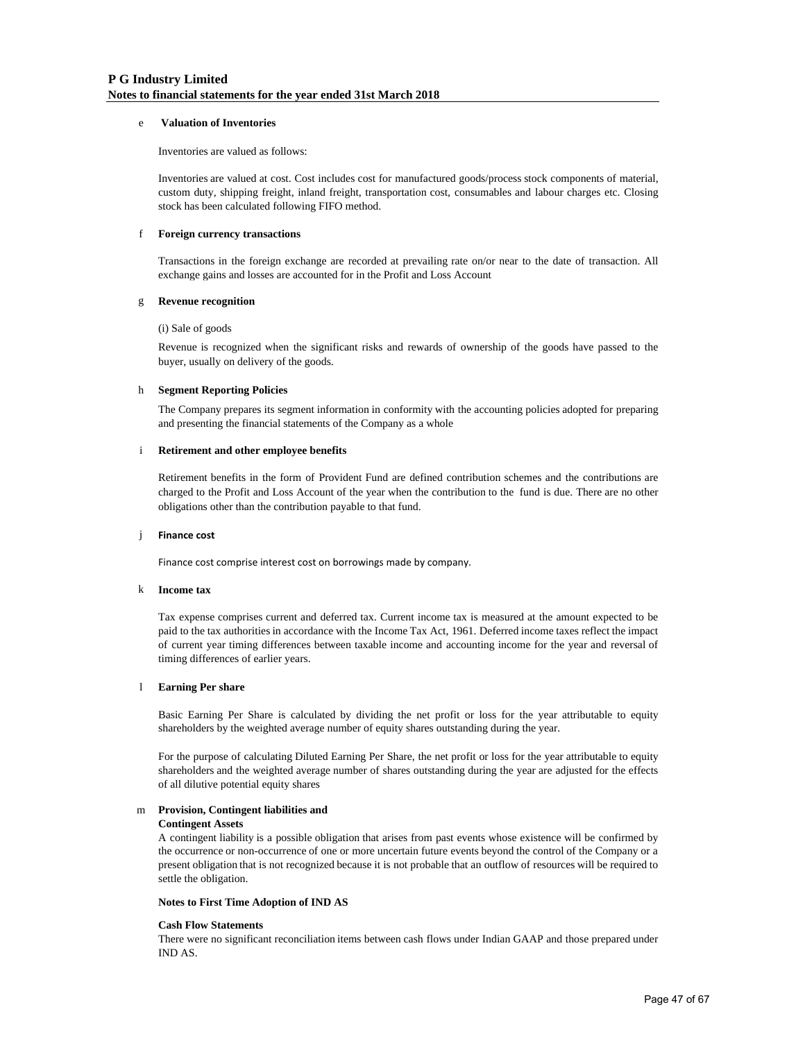**e Valuation of Inventories**

Inventories are valued as follows:

Inventories are valued at cost. Cost includes cost for manufactured goods/process stock components of material, custom duty, shipping freight, inland freight, transportation cost, consumables and labour charges etc. Closing stock has been calculated following FIFO method.

**f Foreign currency transactions**

Transactions in the foreign exchange are recorded at prevailing rate on/or near to the date of transaction. All exchange gains and losses are accounted for in the Profit and Loss Account

**g Revenue recognition**

(i) Sale of goods

Revenue is recognized when the significant risks and rewards of ownership of the goods have passed to the buyer, usually on delivery of the goods.

**h Segment Reporting Policies**

The Company prepares its segment information in conformity with the accounting policies adopted for preparing and presenting the financial statements of the Company as a whole

**i Retirement and other employee benefits**

Retirement benefits in the form of Provident Fund are defined contribution schemes and the contributions are charged to the Profit and Loss Account of the year when the contribution to the fund is due. There are no other obligations other than the contribution payable to that fund.

**j Finance cost**

Finance cost comprise interest cost on borrowings made by company.

**k Income tax**

Tax expense comprises current and deferred tax. Current income tax is measured at the amount expected to be paid to the tax authorities in accordance with the Income Tax Act, 1961. Deferred income taxes reflect the impact of current year timing differences between taxable income and accounting income for the year and reversal of timing differences of earlier years.

**l Earning Per share**

Basic Earning Per Share is calculated by dividing the net profit or loss for the year attributable to equity shareholders by the weighted average number of equity shares outstanding during the year.

For the purpose of calculating Diluted Earning Per Share, the net profit or loss for the year attributable to equity shareholders and the weighted average number of shares outstanding during the year are adjusted for the effects of all dilutive potential equity shares

**m Provision, Contingent liabilities and Contingent Assets**

A contingent liability is a possible obligation that arises from past events whose existence will be confirmed by the occurrence or non-occurrence of one or more uncertain future events beyond the control of the Company or a present obligation that is not recognized because it is not probable that an outflow of resources will be required to settle the obligation.

**Notes to First Time Adoption of IND AS**

**Cash Flow Statements**

There were no significant reconciliation items between cash flows under Indian GAAP and those prepared under IND AS.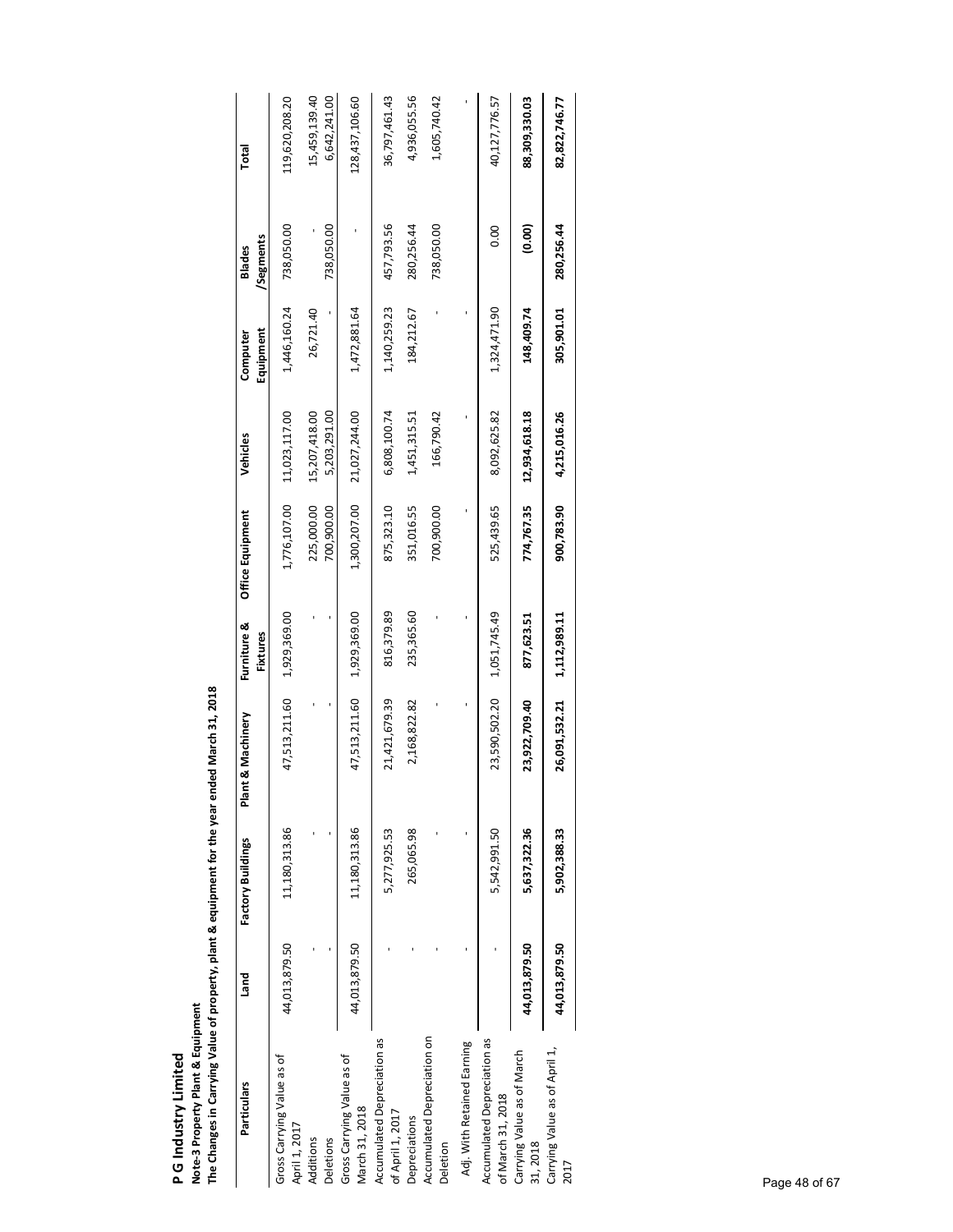# P G Industry Limited

**Note-3 Property Plant & Equipment**

**The Changes in Carrying Value of property, plant & equipment for the year ended March 31, 2018**

| Particulars | Land | Factory Buildings | Plant & Machinery | Furniture & Fixtures | Office Equipment | Vehicles | Computer Equipment | Blades /Segments | Total |
|---|---|---|---|---|---|---|---|---|---|
| Gross Carrying Value as of April 1, 2017 | 44,013,879.50 | 11,180,313.86 | 47,513,211.60 | 1,929,369.00 | 1,776,107.00 | 11,023,117.00 | 1,446,160.24 | 738,050.00 | 119,620,208.20 |
| Additions | - | - | - | - | 225,000.00 | 15,207,418.00 | 26,721.40 | - | 15,459,139.40 |
| Deletions | - | - | - | - | 700,900.00 | 5,203,291.00 | - | 738,050.00 | 6,642,241.00 |
| Gross Carrying Value as of March 31, 2018 | 44,013,879.50 | 11,180,313.86 | 47,513,211.60 | 1,929,369.00 | 1,300,207.00 | 21,027,244.00 | 1,472,881.64 | - | 128,437,106.60 |
| Accumulated Depreciation as of April 1, 2017 | - | 5,277,925.53 | 21,421,679.39 | 816,379.89 | 875,323.10 | 6,808,100.74 | 1,140,259.23 | 457,793.56 | 36,797,461.43 |
| Depreciations | - | 265,065.98 | 2,168,822.82 | 235,365.60 | 351,016.55 | 1,451,315.51 | 184,212.67 | 280,256.44 | 4,936,055.56 |
| Accumulated Depreciation on Deletion | - | - | - | - | 700,900.00 | 166,790.42 | - | 738,050.00 | 1,605,740.42 |
| Adj. With Retained Earning | - | - | - | - | - | - | - | | - |
| Accumulated Depreciation as of March 31, 2018 | - | 5,542,991.50 | 23,590,502.20 | 1,051,745.49 | 525,439.65 | 8,092,625.82 | 1,324,471.90 | 0.00 | 40,127,776.57 |
| Carrying Value as of March 31, 2018 | **44,013,879.50** | **5,637,322.36** | **23,922,709.40** | **877,623.51** | **774,767.35** | **12,934,618.18** | **148,409.74** | **(0.00)** | **88,309,330.03** |
| Carrying Value as of April 1, 2017 | **44,013,879.50** | **5,902,388.33** | **26,091,532.21** | **1,112,989.11** | **900,783.90** | **4,215,016.26** | **305,901.01** | **280,256.44** | **82,822,746.77** |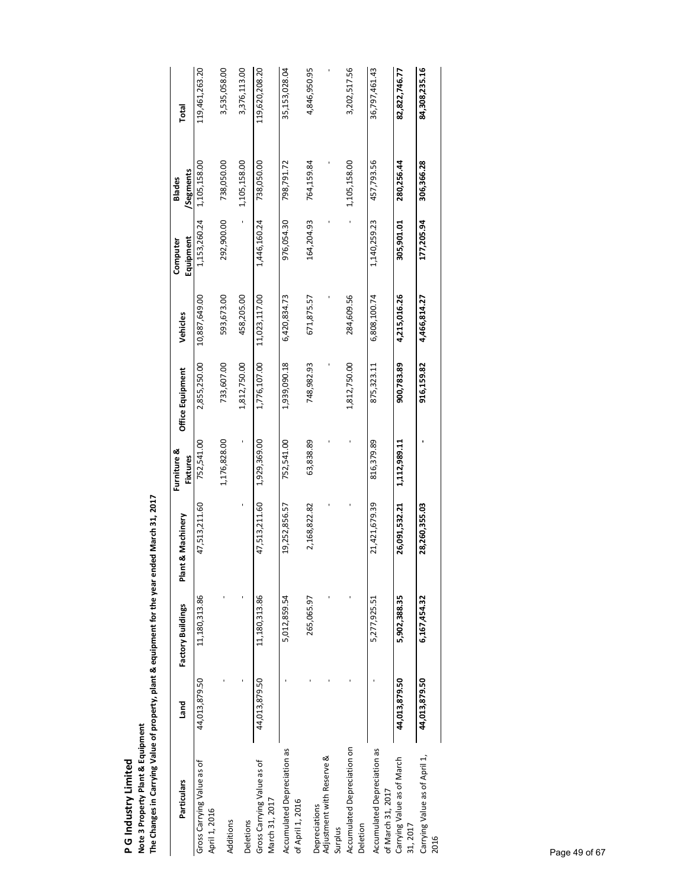# P G Industry Limited

**Note 3 Property Plant & Equipment**

**The Changes in Carrying Value of property, plant & equipment for the year ended March 31, 2017**

| Particulars | Land | Factory Buildings | Plant & Machinery | Furniture & Fixtures | Office Equipment | Vehicles | Computer Equipment | Blades /Segments | Total |
|---|---|---|---|---|---|---|---|---|---|
| Gross Carrying Value as of April 1, 2016 | 44,013,879.50 | 11,180,313.86 | 47,513,211.60 | 752,541.00 | 2,855,250.00 | 10,887,649.00 | 1,153,260.24 | 1,105,158.00 | 119,461,263.20 |
| Additions | - | - | | 1,176,828.00 | 733,607.00 | 593,673.00 | 292,900.00 | 738,050.00 | 3,535,058.00 |
| Deletions | - | - | - | - | 1,812,750.00 | 458,205.00 | - | 1,105,158.00 | 3,376,113.00 |
| Gross Carrying Value as of March 31, 2017 | 44,013,879.50 | 11,180,313.86 | 47,513,211.60 | 1,929,369.00 | 1,776,107.00 | 11,023,117.00 | 1,446,160.24 | 738,050.00 | 119,620,208.20 |
| Accumulated Depreciation as of April 1, 2016 | - | 5,012,859.54 | 19,252,856.57 | 752,541.00 | 1,939,090.18 | 6,420,834.73 | 976,054.30 | 798,791.72 | 35,153,028.04 |
| Depreciations | - | 265,065.97 | 2,168,822.82 | 63,838.89 | 748,982.93 | 671,875.57 | 164,204.93 | 764,159.84 | 4,846,950.95 |
| Adjustment with Reserve & Surplus | - | - | - | - | - | - | - | - | - |
| Accumulated Depreciation on Deletion | - | - | - | - | 1,812,750.00 | 284,609.56 | - | 1,105,158.00 | 3,202,517.56 |
| Accumulated Depreciation as of March 31, 2017 | - | 5,277,925.51 | 21,421,679.39 | 816,379.89 | 875,323.11 | 6,808,100.74 | 1,140,259.23 | 457,793.56 | 36,797,461.43 |
| **Carrying Value as of March 31, 2017** | **44,013,879.50** | **5,902,388.35** | **26,091,532.21** | **1,112,989.11** | **900,783.89** | **4,215,016.26** | **305,901.01** | **280,256.44** | **82,822,746.77** |
| **Carrying Value as of April 1, 2016** | **44,013,879.50** | **6,167,454.32** | **28,260,355.03** | **-** | **916,159.82** | **4,466,814.27** | **177,205.94** | **306,366.28** | **84,308,235.16** |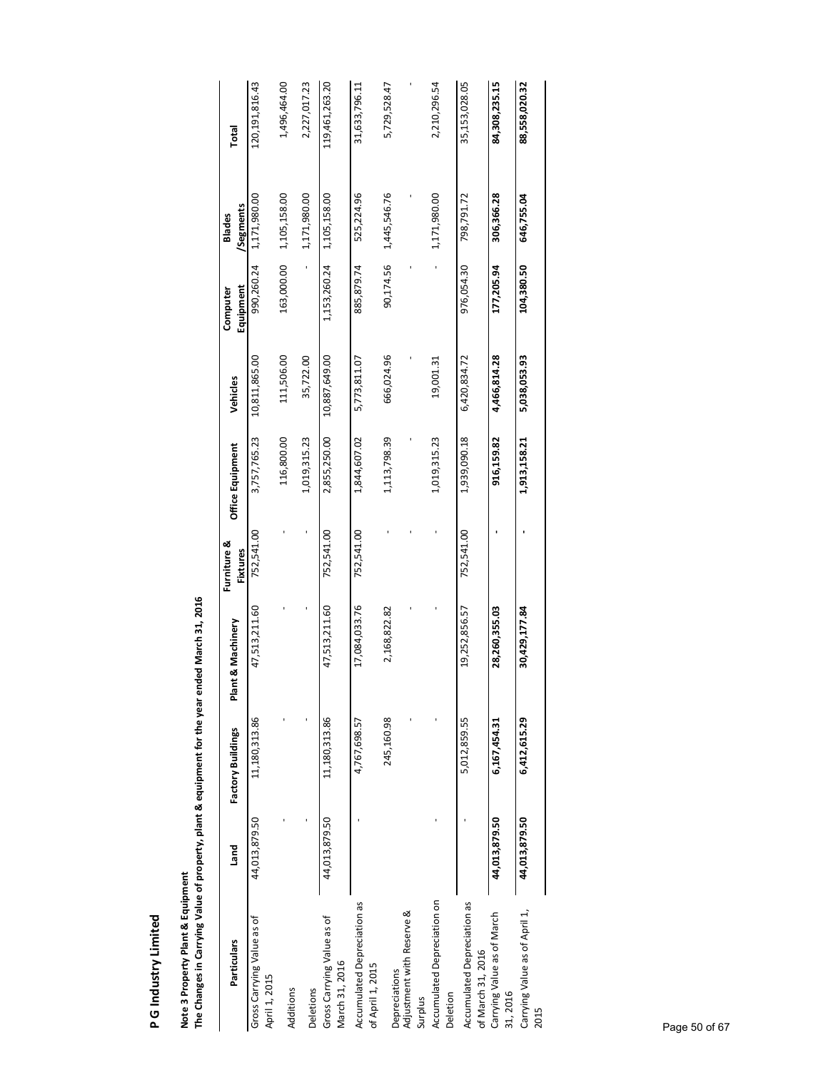# P G Industry Limited

**Note 3 Property Plant & Equipment**

**The Changes in Carrying Value of property, plant & equipment for the year ended March 31, 2016**

| Particulars | Land | Factory Buildings | Plant & Machinery | Furniture & Fixtures | Office Equipment | Vehicles | Computer Equipment | Blades /Segments | Total |
|---|---|---|---|---|---|---|---|---|---|
| Gross Carrying Value as of April 1, 2015 | 44,013,879.50 | 11,180,313.86 | 47,513,211.60 | 752,541.00 | 3,757,765.23 | 10,811,865.00 | 990,260.24 | 1,171,980.00 | 120,191,816.43 |
| Additions | - | - | - | - | 116,800.00 | 111,506.00 | 163,000.00 | 1,105,158.00 | 1,496,464.00 |
| Deletions | - | - | - | - | 1,019,315.23 | 35,722.00 | - | 1,171,980.00 | 2,227,017.23 |
| Gross Carrying Value as of March 31, 2016 | 44,013,879.50 | 11,180,313.86 | 47,513,211.60 | 752,541.00 | 2,855,250.00 | 10,887,649.00 | 1,153,260.24 | 1,105,158.00 | 119,461,263.20 |
| Accumulated Depreciation as of April 1, 2015 | - | 4,767,698.57 | 17,084,033.76 | 752,541.00 | 1,844,607.02 | 5,773,811.07 | 885,879.74 | 525,224.96 | 31,633,796.11 |
| Depreciations | | 245,160.98 | 2,168,822.82 | - | 1,113,798.39 | 666,024.96 | 90,174.56 | 1,445,546.76 | 5,729,528.47 |
| Adjustment with Reserve & Surplus | | - | - | - | - | - | - | - | - |
| Accumulated Depreciation on Deletion | - | - | - | - | 1,019,315.23 | 19,001.31 | - | 1,171,980.00 | 2,210,296.54 |
| Accumulated Depreciation as of March 31, 2016 | - | 5,012,859.55 | 19,252,856.57 | 752,541.00 | 1,939,090.18 | 6,420,834.72 | 976,054.30 | 798,791.72 | 35,153,028.05 |
| **Carrying Value as of March 31, 2016** | **44,013,879.50** | **6,167,454.31** | **28,260,355.03** | **-** | **916,159.82** | **4,466,814.28** | **177,205.94** | **306,366.28** | **84,308,235.15** |
| **Carrying Value as of April 1, 2015** | **44,013,879.50** | **6,412,615.29** | **30,429,177.84** | **-** | **1,913,158.21** | **5,038,053.93** | **104,380.50** | **646,755.04** | **88,558,020.32** |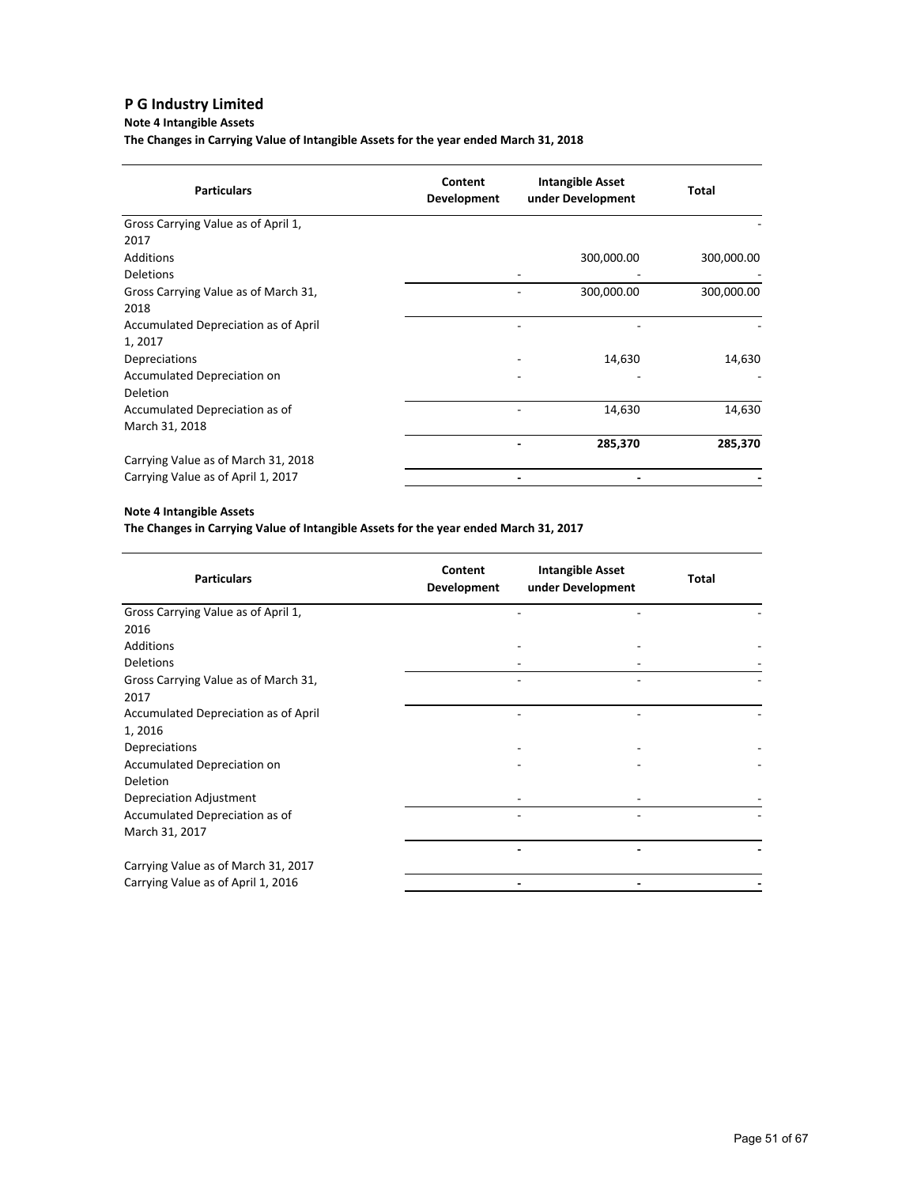## P G Industry Limited

**Note 4 Intangible Assets**

**The Changes in Carrying Value of Intangible Assets for the year ended March 31, 2018**

| Particulars | Content Development | Intangible Asset under Development | Total |
|---|---|---|---|
| Gross Carrying Value as of April 1, 2017 | | | - |
| Additions | | 300,000.00 | 300,000.00 |
| Deletions | - | - | - |
| Gross Carrying Value as of March 31, 2018 | - | 300,000.00 | 300,000.00 |
| Accumulated Depreciation as of April 1, 2017 | - | - | - |
| Depreciations | - | 14,630 | 14,630 |
| Accumulated Depreciation on Deletion | - | - | - |
| Accumulated Depreciation as of March 31, 2018 | - | 14,630 | 14,630 |
| Carrying Value as of March 31, 2018 | **-** | **285,370** | **285,370** |
| Carrying Value as of April 1, 2017 | **-** | **-** | **-** |

**Note 4 Intangible Assets**

**The Changes in Carrying Value of Intangible Assets for the year ended March 31, 2017**

| Particulars | Content Development | Intangible Asset under Development | Total |
|---|---|---|---|
| Gross Carrying Value as of April 1, 2016 | - | - | - |
| Additions | - | - | - |
| Deletions | - | - | - |
| Gross Carrying Value as of March 31, 2017 | - | - | - |
| Accumulated Depreciation as of April 1, 2016 | - | - | - |
| Depreciations | - | - | - |
| Accumulated Depreciation on Deletion | - | - | - |
| Depreciation Adjustment | - | - | - |
| Accumulated Depreciation as of March 31, 2017 | - | - | - |
| Carrying Value as of March 31, 2017 | **-** | **-** | **-** |
| Carrying Value as of April 1, 2016 | **-** | **-** | **-** |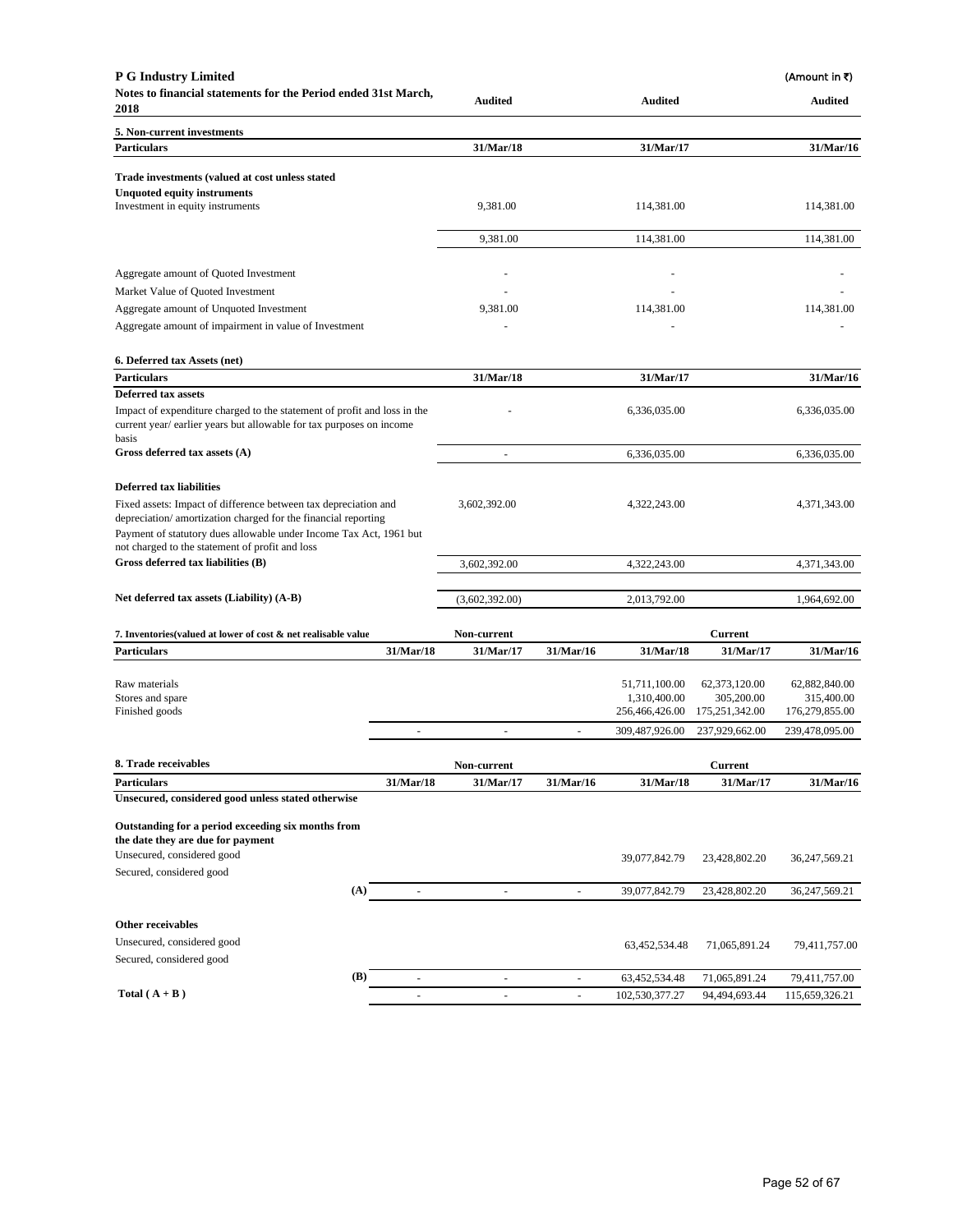**P G Industry Limited** (Amount in ₹)

**Notes to financial statements for the Period ended 31st March, 2018**

| | Audited | Audited | Audited |
|---|---|---|---|

### 5. Non-current investments

| Particulars | 31/Mar/18 | 31/Mar/17 | 31/Mar/16 |
|---|---|---|---|
| **Trade investments (valued at cost unless stated** | | | |
| **Unquoted equity instruments** | | | |
| Investment in equity instruments | 9,381.00 | 114,381.00 | 114,381.00 |
| | 9,381.00 | 114,381.00 | 114,381.00 |
| Aggregate amount of Quoted Investment | - | - | - |
| Market Value of Quoted Investment | - | - | - |
| Aggregate amount of Unquoted Investment | 9,381.00 | 114,381.00 | 114,381.00 |
| Aggregate amount of impairment in value of Investment | - | - | - |

### 6. Deferred tax Assets (net)

| Particulars | 31/Mar/18 | 31/Mar/17 | 31/Mar/16 |
|---|---|---|---|
| **Deferred tax assets** | | | |
| Impact of expenditure charged to the statement of profit and loss in the current year/ earlier years but allowable for tax purposes on income basis | - | 6,336,035.00 | 6,336,035.00 |
| **Gross deferred tax assets (A)** | - | 6,336,035.00 | 6,336,035.00 |
| **Deferred tax liabilities** | | | |
| Fixed assets: Impact of difference between tax depreciation and depreciation/ amortization charged for the financial reporting | 3,602,392.00 | 4,322,243.00 | 4,371,343.00 |
| Payment of statutory dues allowable under Income Tax Act, 1961 but not charged to the statement of profit and loss | | | |
| **Gross deferred tax liabilities (B)** | 3,602,392.00 | 4,322,243.00 | 4,371,343.00 |
| **Net deferred tax assets (Liability) (A-B)** | (3,602,392.00) | 2,013,792.00 | 1,964,692.00 |

### 7. Inventories(valued at lower of cost & net realisable value

| | Non-current | | | Current | | |
|---|---|---|---|---|---|---|
| **Particulars** | **31/Mar/18** | **31/Mar/17** | **31/Mar/16** | **31/Mar/18** | **31/Mar/17** | **31/Mar/16** |
| Raw materials | | | | 51,711,100.00 | 62,373,120.00 | 62,882,840.00 |
| Stores and spare | | | | 1,310,400.00 | 305,200.00 | 315,400.00 |
| Finished goods | | | | 256,466,426.00 | 175,251,342.00 | 176,279,855.00 |
| | - | - | - | 309,487,926.00 | 237,929,662.00 | 239,478,095.00 |

### 8. Trade receivables

| | Non-current | | | Current | | |
|---|---|---|---|---|---|---|
| **Particulars** | **31/Mar/18** | **31/Mar/17** | **31/Mar/16** | **31/Mar/18** | **31/Mar/17** | **31/Mar/16** |
| **Unsecured, considered good unless stated otherwise** | | | | | | |
| **Outstanding for a period exceeding six months from the date they are due for payment** | | | | | | |
| Unsecured, considered good | | | | 39,077,842.79 | 23,428,802.20 | 36,247,569.21 |
| Secured, considered good | | | | | | |
| **(A)** | - | - | - | 39,077,842.79 | 23,428,802.20 | 36,247,569.21 |
| **Other receivables** | | | | | | |
| Unsecured, considered good | | | | 63,452,534.48 | 71,065,891.24 | 79,411,757.00 |
| Secured, considered good | | | | | | |
| **(B)** | - | - | - | 63,452,534.48 | 71,065,891.24 | 79,411,757.00 |
| **Total ( A + B )** | - | - | - | 102,530,377.27 | 94,494,693.44 | 115,659,326.21 |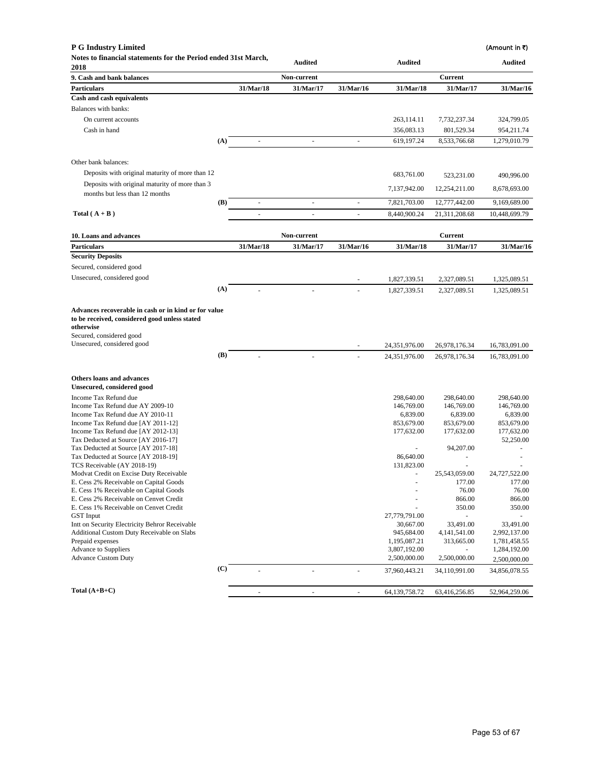**P G Industry Limited** (Amount in ₹)

**Notes to financial statements for the Period ended 31st March, 2018**

| **9. Cash and bank balances** | | Audited | | | Audited | | Audited |
|---|---|---|---|---|---|---|---|
| | | | **Non-current** | | | **Current** | |
| **Particulars** | | **31/Mar/18** | **31/Mar/17** | **31/Mar/16** | **31/Mar/18** | **31/Mar/17** | **31/Mar/16** |
| **Cash and cash equivalents** | | | | | | | |
| Balances with banks: | | | | | | | |
| On current accounts | | | | | 263,114.11 | 7,732,237.34 | 324,799.05 |
| Cash in hand | | | | | 356,083.13 | 801,529.34 | 954,211.74 |
| | **(A)** | - | - | - | 619,197.24 | 8,533,766.68 | 1,279,010.79 |
| Other bank balances: | | | | | | | |
| Deposits with original maturity of more than 12 | | | | | 683,761.00 | 523,231.00 | 490,996.00 |
| Deposits with original maturity of more than 3 months but less than 12 months | | | | | 7,137,942.00 | 12,254,211.00 | 8,678,693.00 |
| | **(B)** | - | - | - | 7,821,703.00 | 12,777,442.00 | 9,169,689.00 |
| **Total ( A + B )** | | - | - | - | 8,440,900.24 | 21,311,208.68 | 10,448,699.79 |

| **10. Loans and advances** | | | **Non-current** | | | **Current** | |
|---|---|---|---|---|---|---|---|
| **Particulars** | | **31/Mar/18** | **31/Mar/17** | **31/Mar/16** | **31/Mar/18** | **31/Mar/17** | **31/Mar/16** |
| **Security Deposits** | | | | | | | |
| Secured, considered good | | | | | | | |
| Unsecured, considered good | | | | - | 1,827,339.51 | 2,327,089.51 | 1,325,089.51 |
| | **(A)** | - | - | - | 1,827,339.51 | 2,327,089.51 | 1,325,089.51 |
| **Advances recoverable in cash or in kind or for value to be received, considered good unless stated otherwise** | | | | | | | |
| Secured, considered good | | | | | | | |
| Unsecured, considered good | | | | - | 24,351,976.00 | 26,978,176.34 | 16,783,091.00 |
| | **(B)** | - | - | - | 24,351,976.00 | 26,978,176.34 | 16,783,091.00 |
| **Others loans and advances** | | | | | | | |
| **Unsecured, considered good** | | | | | | | |
| Income Tax Refund due | | | | | 298,640.00 | 298,640.00 | 298,640.00 |
| Income Tax Refund due AY 2009-10 | | | | | 146,769.00 | 146,769.00 | 146,769.00 |
| Income Tax Refund due AY 2010-11 | | | | | 6,839.00 | 6,839.00 | 6,839.00 |
| Income Tax Refund due [AY 2011-12] | | | | | 853,679.00 | 853,679.00 | 853,679.00 |
| Income Tax Refund due [AY 2012-13] | | | | | 177,632.00 | 177,632.00 | 177,632.00 |
| Tax Deducted at Source [AY 2016-17] | | | | | | | 52,250.00 |
| Tax Deducted at Source [AY 2017-18] | | | | | - | 94,207.00 | - |
| Tax Deducted at Source [AY 2018-19] | | | | | 86,640.00 | - | - |
| TCS Receivable (AY 2018-19) | | | | | 131,823.00 | - | - |
| Modvat Credit on Excise Duty Receivable | | | | | - | 25,543,059.00 | 24,727,522.00 |
| E. Cess 2% Receivable on Capital Goods | | | | | - | 177.00 | 177.00 |
| E. Cess 1% Receivable on Capital Goods | | | | | - | 76.00 | 76.00 |
| E. Cess 2% Receivable on Cenvet Credit | | | | | - | 866.00 | 866.00 |
| E. Cess 1% Receivable on Cenvet Credit | | | | | - | 350.00 | 350.00 |
| GST Input | | | | | 27,779,791.00 | - | - |
| Intt on Security Electricity Behror Receivable | | | | | 30,667.00 | 33,491.00 | 33,491.00 |
| Additional Custom Duty Receivable on Slabs | | | | | 945,684.00 | 4,141,541.00 | 2,992,137.00 |
| Prepaid expenses | | | | | 1,195,087.21 | 313,665.00 | 1,781,458.55 |
| Advance to Suppliers | | | | | 3,807,192.00 | - | 1,284,192.00 |
| Advance Custom Duty | | | | | 2,500,000.00 | 2,500,000.00 | 2,500,000.00 |
| | **(C)** | - | - | - | 37,960,443.21 | 34,110,991.00 | 34,856,078.55 |
| **Total (A+B+C)** | | - | - | - | 64,139,758.72 | 63,416,256.85 | 52,964,259.06 |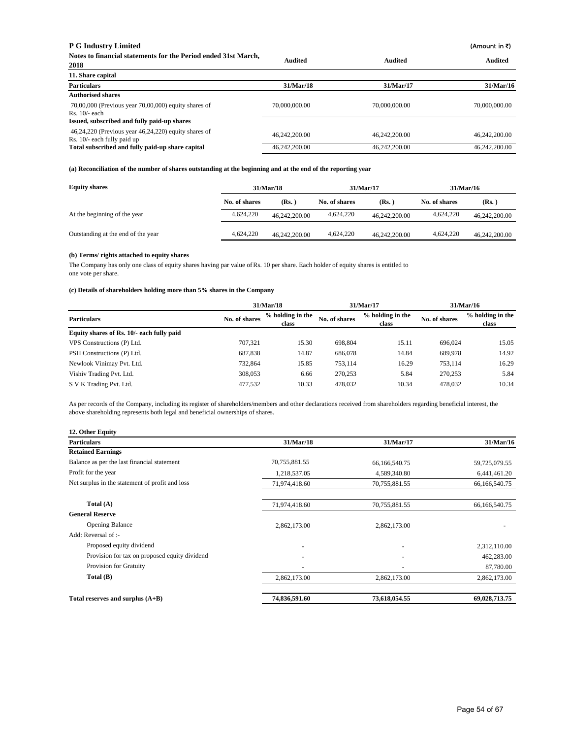**P G Industry Limited** (Amount in ₹)

**Notes to financial statements for the Period ended 31st March, 2018**

**11. Share capital**

| Particulars | Audited 31/Mar/18 | Audited 31/Mar/17 | Audited 31/Mar/16 |
|---|---|---|---|
| **Authorised shares** | | | |
| 70,00,000 (Previous year 70,00,000) equity shares of Rs. 10/- each | 70,000,000.00 | 70,000,000.00 | 70,000,000.00 |
| **Issued, subscribed and fully paid-up shares** | | | |
| 46,24,220 (Previous year 46,24,220) equity shares of Rs. 10/- each fully paid up | 46,242,200.00 | 46,242,200.00 | 46,242,200.00 |
| **Total subscribed and fully paid-up share capital** | 46,242,200.00 | 46,242,200.00 | 46,242,200.00 |

**(a) Reconciliation of the number of shares outstanding at the beginning and at the end of the reporting year**

| Equity shares | 31/Mar/18 | | 31/Mar/17 | | 31/Mar/16 | |
|---|---|---|---|---|---|---|
| | No. of shares | (Rs. ) | No. of shares | (Rs. ) | No. of shares | (Rs. ) |
| At the beginning of the year | 4,624,220 | 46,242,200.00 | 4,624,220 | 46,242,200.00 | 4,624,220 | 46,242,200.00 |
| Outstanding at the end of the year | 4,624,220 | 46,242,200.00 | 4,624,220 | 46,242,200.00 | 4,624,220 | 46,242,200.00 |

**(b) Terms/ rights attached to equity shares**

The Company has only one class of equity shares having par value of Rs. 10 per share. Each holder of equity shares is entitled to one vote per share.

**(c) Details of shareholders holding more than 5% shares in the Company**

| Particulars | 31/Mar/18 | | 31/Mar/17 | | 31/Mar/16 | |
|---|---|---|---|---|---|---|
| | No. of shares | % holding in the class | No. of shares | % holding in the class | No. of shares | % holding in the class |
| **Equity shares of Rs. 10/- each fully paid** | | | | | | |
| VPS Constructions (P) Ltd. | 707,321 | 15.30 | 698,804 | 15.11 | 696,024 | 15.05 |
| PSH Constructions (P) Ltd. | 687,838 | 14.87 | 686,078 | 14.84 | 689,978 | 14.92 |
| Newlook Vinimay Pvt. Ltd. | 732,864 | 15.85 | 753,114 | 16.29 | 753,114 | 16.29 |
| Vishiv Trading Pvt. Ltd. | 308,053 | 6.66 | 270,253 | 5.84 | 270,253 | 5.84 |
| S V K Trading Pvt. Ltd. | 477,532 | 10.33 | 478,032 | 10.34 | 478,032 | 10.34 |

As per records of the Company, including its register of shareholders/members and other declarations received from shareholders regarding beneficial interest, the above shareholding represents both legal and beneficial ownerships of shares.

**12. Other Equity**

| Particulars | 31/Mar/18 | 31/Mar/17 | 31/Mar/16 |
|---|---|---|---|
| **Retained Earnings** | | | |
| Balance as per the last financial statement | 70,755,881.55 | 66,166,540.75 | 59,725,079.55 |
| Profit for the year | 1,218,537.05 | 4,589,340.80 | 6,441,461.20 |
| Net surplus in the statement of profit and loss | 71,974,418.60 | 70,755,881.55 | 66,166,540.75 |
| **Total (A)** | 71,974,418.60 | 70,755,881.55 | 66,166,540.75 |
| **General Reserve** | | | |
| Opening Balance | 2,862,173.00 | 2,862,173.00 | - |
| Add: Reversal of :- | | | |
| Proposed equity dividend | - | - | 2,312,110.00 |
| Provision for tax on proposed equity dividend | - | - | 462,283.00 |
| Provision for Gratuity | - | - | 87,780.00 |
| **Total (B)** | 2,862,173.00 | 2,862,173.00 | 2,862,173.00 |
| **Total reserves and surplus (A+B)** | **74,836,591.60** | **73,618,054.55** | **69,028,713.75** |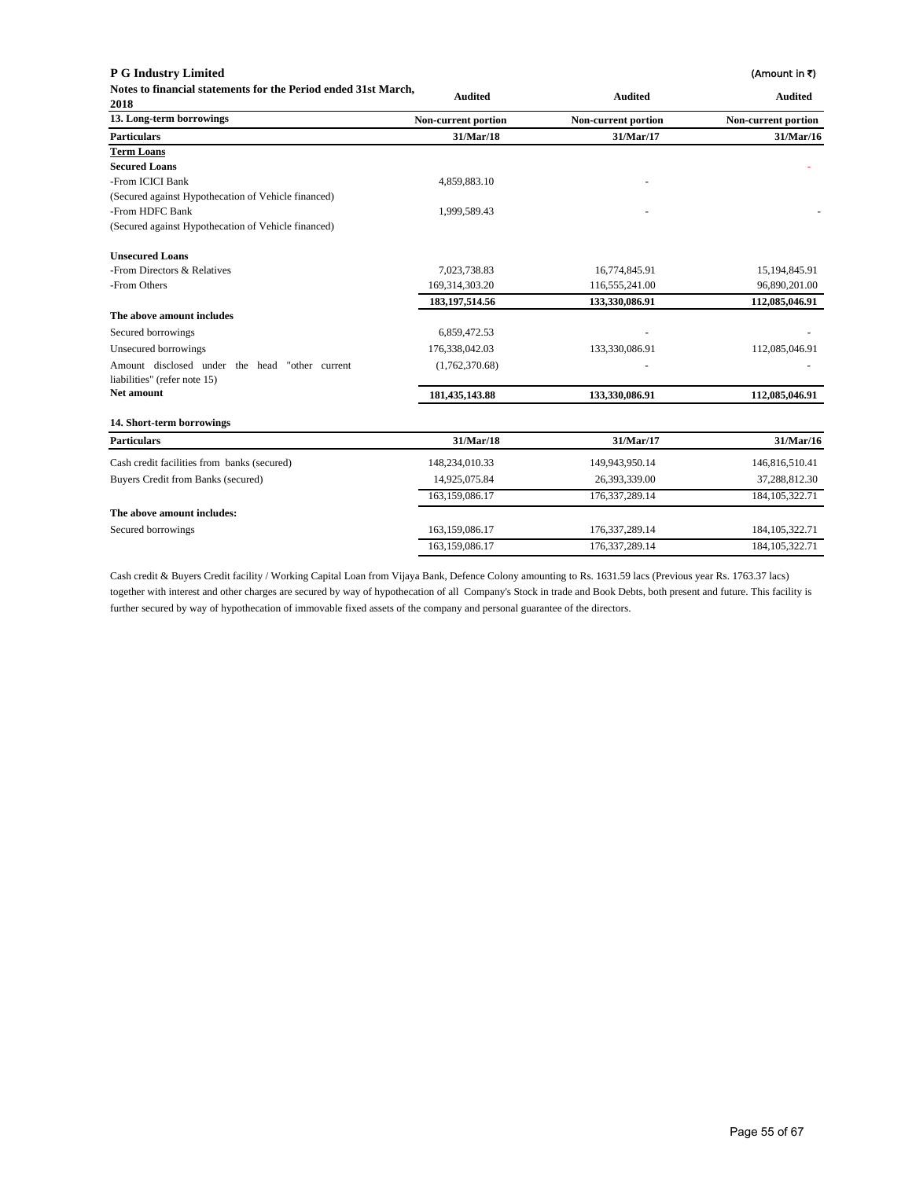**P G Industry Limited** (Amount in ₹)

**Notes to financial statements for the Period ended 31st March, 2018**

| **13. Long-term borrowings** | **Audited** | **Audited** | **Audited** |
|---|---|---|---|
| | **Non-current portion** | **Non-current portion** | **Non-current portion** |
| **Particulars** | **31/Mar/18** | **31/Mar/17** | **31/Mar/16** |
| **Term Loans** | | | |
| **Secured Loans** | | | - |
| -From ICICI Bank | 4,859,883.10 | - | |
| (Secured against Hypothecation of Vehicle financed) | | | |
| -From HDFC Bank | 1,999,589.43 | - | - |
| (Secured against Hypothecation of Vehicle financed) | | | |
| **Unsecured Loans** | | | |
| -From Directors & Relatives | 7,023,738.83 | 16,774,845.91 | 15,194,845.91 |
| -From Others | 169,314,303.20 | 116,555,241.00 | 96,890,201.00 |
| | **183,197,514.56** | **133,330,086.91** | **112,085,046.91** |
| **The above amount includes** | | | |
| Secured borrowings | 6,859,472.53 | - | - |
| Unsecured borrowings | 176,338,042.03 | 133,330,086.91 | 112,085,046.91 |
| Amount disclosed under the head "other current liabilities" (refer note 15) | (1,762,370.68) | - | - |
| **Net amount** | **181,435,143.88** | **133,330,086.91** | **112,085,046.91** |

**14. Short-term borrowings**

| **Particulars** | **31/Mar/18** | **31/Mar/17** | **31/Mar/16** |
|---|---|---|---|
| Cash credit facilities from banks (secured) | 148,234,010.33 | 149,943,950.14 | 146,816,510.41 |
| Buyers Credit from Banks (secured) | 14,925,075.84 | 26,393,339.00 | 37,288,812.30 |
| | 163,159,086.17 | 176,337,289.14 | 184,105,322.71 |
| **The above amount includes:** | | | |
| Secured borrowings | 163,159,086.17 | 176,337,289.14 | 184,105,322.71 |
| | 163,159,086.17 | 176,337,289.14 | 184,105,322.71 |

Cash credit & Buyers Credit facility / Working Capital Loan from Vijaya Bank, Defence Colony amounting to Rs. 1631.59 lacs (Previous year Rs. 1763.37 lacs) together with interest and other charges are secured by way of hypothecation of all Company's Stock in trade and Book Debts, both present and future. This facility is further secured by way of hypothecation of immovable fixed assets of the company and personal guarantee of the directors.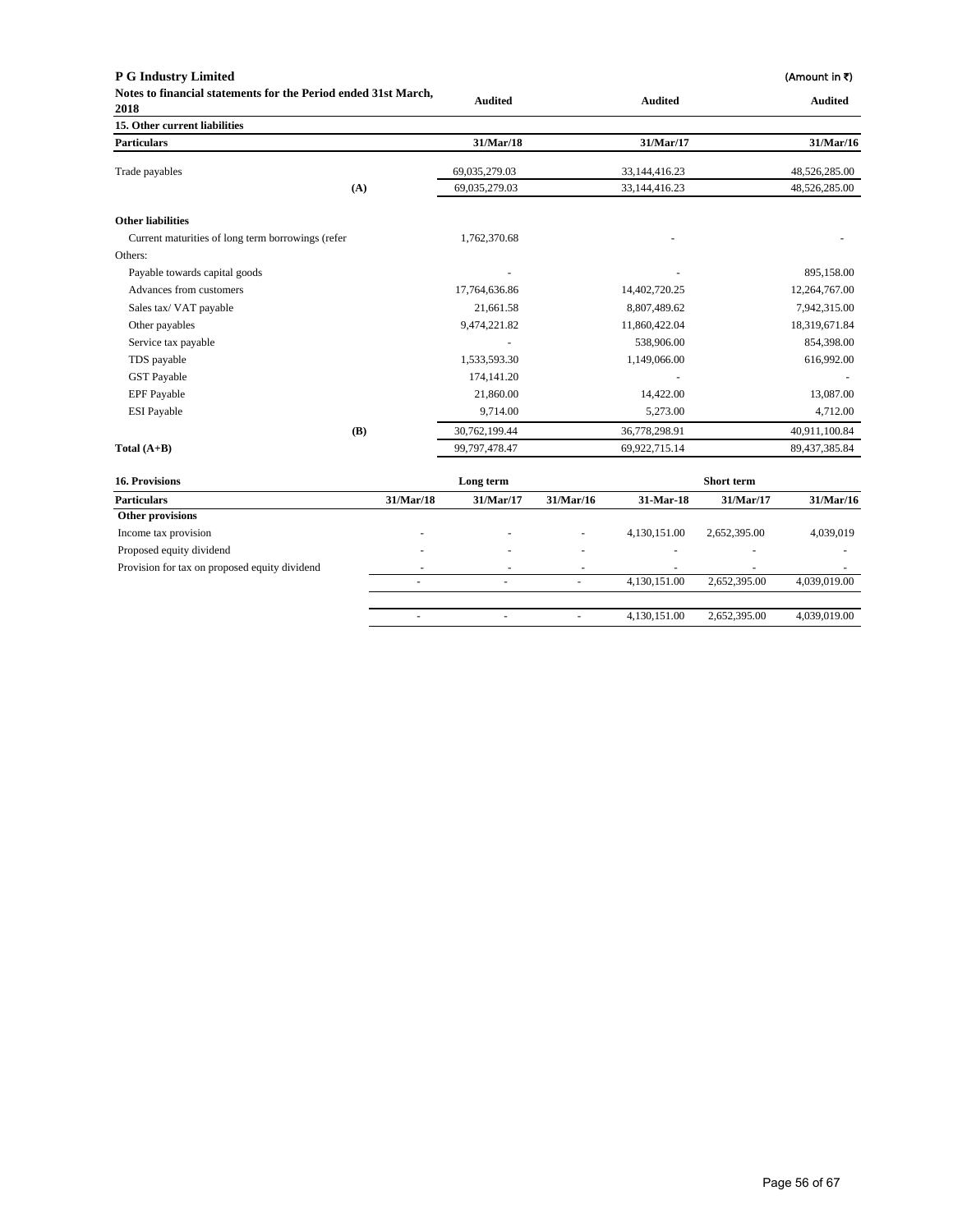**P G Industry Limited** (Amount in ₹)

**Notes to financial statements for the Period ended 31st March, 2018**

**15. Other current liabilities**

| Particulars | | Audited 31/Mar/18 | Audited 31/Mar/17 | Audited 31/Mar/16 |
|---|---|---|---|---|
| Trade payables | | 69,035,279.03 | 33,144,416.23 | 48,526,285.00 |
| | (A) | 69,035,279.03 | 33,144,416.23 | 48,526,285.00 |
| **Other liabilities** | | | | |
| Current maturities of long term borrowings (refer | | 1,762,370.68 | - | - |
| Others: | | | | |
| Payable towards capital goods | | - | - | 895,158.00 |
| Advances from customers | | 17,764,636.86 | 14,402,720.25 | 12,264,767.00 |
| Sales tax/ VAT payable | | 21,661.58 | 8,807,489.62 | 7,942,315.00 |
| Other payables | | 9,474,221.82 | 11,860,422.04 | 18,319,671.84 |
| Service tax payable | | - | 538,906.00 | 854,398.00 |
| TDS payable | | 1,533,593.30 | 1,149,066.00 | 616,992.00 |
| GST Payable | | 174,141.20 | - | - |
| EPF Payable | | 21,860.00 | 14,422.00 | 13,087.00 |
| ESI Payable | | 9,714.00 | 5,273.00 | 4,712.00 |
| | (B) | 30,762,199.44 | 36,778,298.91 | 40,911,100.84 |
| **Total (A+B)** | | 99,797,478.47 | 69,922,715.14 | 89,437,385.84 |

**16. Provisions**

| Particulars | Long term 31/Mar/18 | Long term 31/Mar/17 | Long term 31/Mar/16 | Short term 31-Mar-18 | Short term 31/Mar/17 | Short term 31/Mar/16 |
|---|---|---|---|---|---|---|
| **Other provisions** | | | | | | |
| Income tax provision | - | - | - | 4,130,151.00 | 2,652,395.00 | 4,039,019 |
| Proposed equity dividend | - | - | - | - | - | - |
| Provision for tax on proposed equity dividend | - | - | - | - | - | - |
| | - | - | - | 4,130,151.00 | 2,652,395.00 | 4,039,019.00 |
| | - | - | - | 4,130,151.00 | 2,652,395.00 | 4,039,019.00 |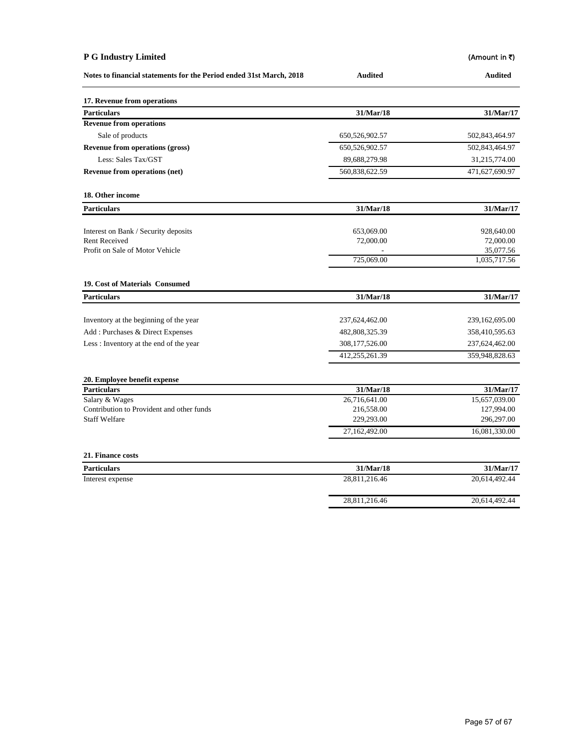**P G Industry Limited** (Amount in ₹)

**Notes to financial statements for the Period ended 31st March, 2018** | **Audited** | **Audited**

### 17. Revenue from operations

| **Particulars** | **31/Mar/18** | **31/Mar/17** |
|---|---|---|
| **Revenue from operations** | | |
| Sale of products | 650,526,902.57 | 502,843,464.97 |
| **Revenue from operations (gross)** | 650,526,902.57 | 502,843,464.97 |
| Less: Sales Tax/GST | 89,688,279.98 | 31,215,774.00 |
| **Revenue from operations (net)** | 560,838,622.59 | 471,627,690.97 |

### 18. Other income

| **Particulars** | **31/Mar/18** | **31/Mar/17** |
|---|---|---|
| Interest on Bank / Security deposits | 653,069.00 | 928,640.00 |
| Rent Received | 72,000.00 | 72,000.00 |
| Profit on Sale of Motor Vehicle | - | 35,077.56 |
| | 725,069.00 | 1,035,717.56 |

### 19. Cost of Materials Consumed

| **Particulars** | **31/Mar/18** | **31/Mar/17** |
|---|---|---|
| Inventory at the beginning of the year | 237,624,462.00 | 239,162,695.00 |
| Add : Purchases & Direct Expenses | 482,808,325.39 | 358,410,595.63 |
| Less : Inventory at the end of the year | 308,177,526.00 | 237,624,462.00 |
| | 412,255,261.39 | 359,948,828.63 |

### 20. Employee benefit expense

| **Particulars** | **31/Mar/18** | **31/Mar/17** |
|---|---|---|
| Salary & Wages | 26,716,641.00 | 15,657,039.00 |
| Contribution to Provident and other funds | 216,558.00 | 127,994.00 |
| Staff Welfare | 229,293.00 | 296,297.00 |
| | 27,162,492.00 | 16,081,330.00 |

### 21. Finance costs

| **Particulars** | **31/Mar/18** | **31/Mar/17** |
|---|---|---|
| Interest expense | 28,811,216.46 | 20,614,492.44 |
| | 28,811,216.46 | 20,614,492.44 |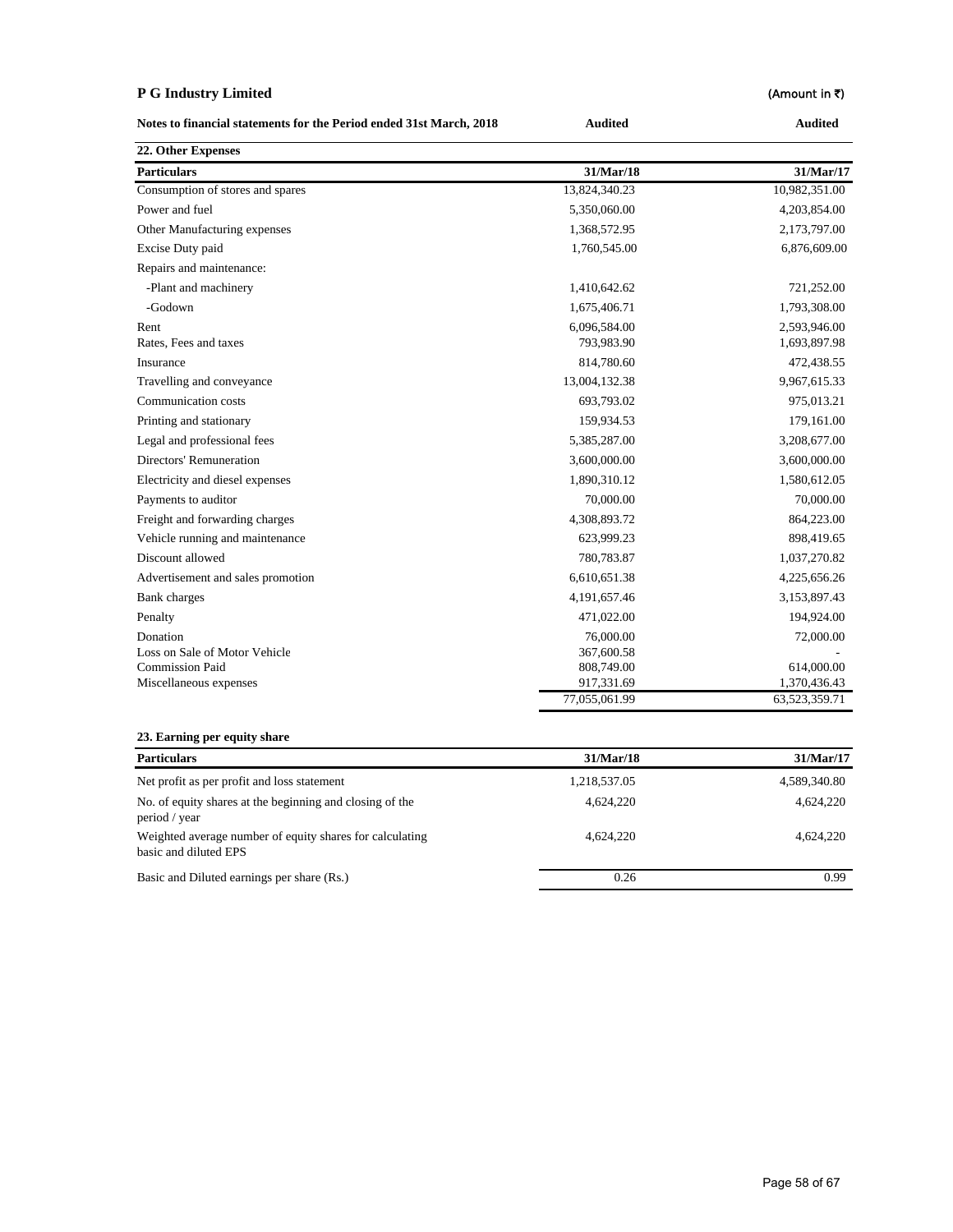**P G Industry Limited** (Amount in ₹)

**Notes to financial statements for the Period ended 31st March, 2018** — **Audited** | **Audited**

**22. Other Expenses**

| Particulars | 31/Mar/18 | 31/Mar/17 |
|---|---|---|
| Consumption of stores and spares | 13,824,340.23 | 10,982,351.00 |
| Power and fuel | 5,350,060.00 | 4,203,854.00 |
| Other Manufacturing expenses | 1,368,572.95 | 2,173,797.00 |
| Excise Duty paid | 1,760,545.00 | 6,876,609.00 |
| Repairs and maintenance: | | |
| -Plant and machinery | 1,410,642.62 | 721,252.00 |
| -Godown | 1,675,406.71 | 1,793,308.00 |
| Rent | 6,096,584.00 | 2,593,946.00 |
| Rates, Fees and taxes | 793,983.90 | 1,693,897.98 |
| Insurance | 814,780.60 | 472,438.55 |
| Travelling and conveyance | 13,004,132.38 | 9,967,615.33 |
| Communication costs | 693,793.02 | 975,013.21 |
| Printing and stationary | 159,934.53 | 179,161.00 |
| Legal and professional fees | 5,385,287.00 | 3,208,677.00 |
| Directors' Remuneration | 3,600,000.00 | 3,600,000.00 |
| Electricity and diesel expenses | 1,890,310.12 | 1,580,612.05 |
| Payments to auditor | 70,000.00 | 70,000.00 |
| Freight and forwarding charges | 4,308,893.72 | 864,223.00 |
| Vehicle running and maintenance | 623,999.23 | 898,419.65 |
| Discount allowed | 780,783.87 | 1,037,270.82 |
| Advertisement and sales promotion | 6,610,651.38 | 4,225,656.26 |
| Bank charges | 4,191,657.46 | 3,153,897.43 |
| Penalty | 471,022.00 | 194,924.00 |
| Donation | 76,000.00 | 72,000.00 |
| Loss on Sale of Motor Vehicle | 367,600.58 | - |
| Commission Paid | 808,749.00 | 614,000.00 |
| Miscellaneous expenses | 917,331.69 | 1,370,436.43 |
| | 77,055,061.99 | 63,523,359.71 |

**23. Earning per equity share**

| Particulars | 31/Mar/18 | 31/Mar/17 |
|---|---|---|
| Net profit as per profit and loss statement | 1,218,537.05 | 4,589,340.80 |
| No. of equity shares at the beginning and closing of the period / year | 4,624,220 | 4,624,220 |
| Weighted average number of equity shares for calculating basic and diluted EPS | 4,624,220 | 4,624,220 |
| Basic and Diluted earnings per share (Rs.) | 0.26 | 0.99 |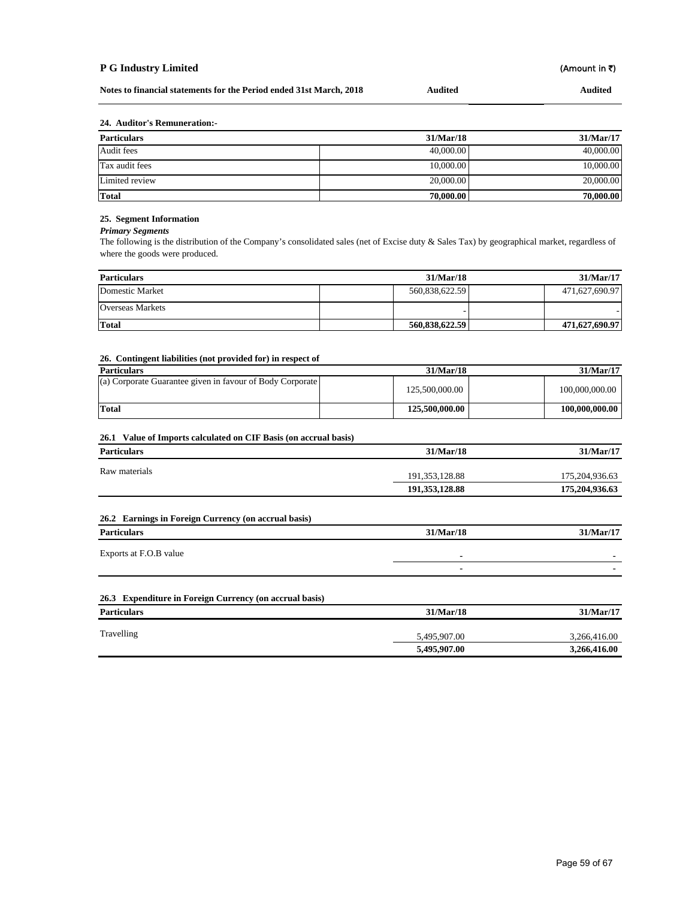**P G Industry Limited** (Amount in ₹)

**Notes to financial statements for the Period ended 31st March, 2018** **Audited** **Audited**

### 24. Auditor's Remuneration:-

| Particulars | 31/Mar/18 | 31/Mar/17 |
|---|---|---|
| Audit fees | 40,000.00 | 40,000.00 |
| Tax audit fees | 10,000.00 | 10,000.00 |
| Limited review | 20,000.00 | 20,000.00 |
| **Total** | **70,000.00** | **70,000.00** |

### 25. Segment Information

***Primary Segments***

The following is the distribution of the Company's consolidated sales (net of Excise duty & Sales Tax) by geographical market, regardless of where the goods were produced.

| Particulars | 31/Mar/18 | 31/Mar/17 |
|---|---|---|
| Domestic Market | 560,838,622.59 | 471,627,690.97 |
| Overseas Markets | - | - |
| **Total** | **560,838,622.59** | **471,627,690.97** |

### 26. Contingent liabilities (not provided for) in respect of

| Particulars | 31/Mar/18 | 31/Mar/17 |
|---|---|---|
| (a) Corporate Guarantee given in favour of Body Corporate | 125,500,000.00 | 100,000,000.00 |
| **Total** | **125,500,000.00** | **100,000,000.00** |

### 26.1 Value of Imports calculated on CIF Basis (on accrual basis)

| Particulars | 31/Mar/18 | 31/Mar/17 |
|---|---|---|
| Raw materials | 191,353,128.88 | 175,204,936.63 |
| | **191,353,128.88** | **175,204,936.63** |

### 26.2 Earnings in Foreign Currency (on accrual basis)

| Particulars | 31/Mar/18 | 31/Mar/17 |
|---|---|---|
| Exports at F.O.B value | - | - |
| | - | - |

### 26.3 Expenditure in Foreign Currency (on accrual basis)

| Particulars | 31/Mar/18 | 31/Mar/17 |
|---|---|---|
| Travelling | 5,495,907.00 | 3,266,416.00 |
| | **5,495,907.00** | **3,266,416.00** |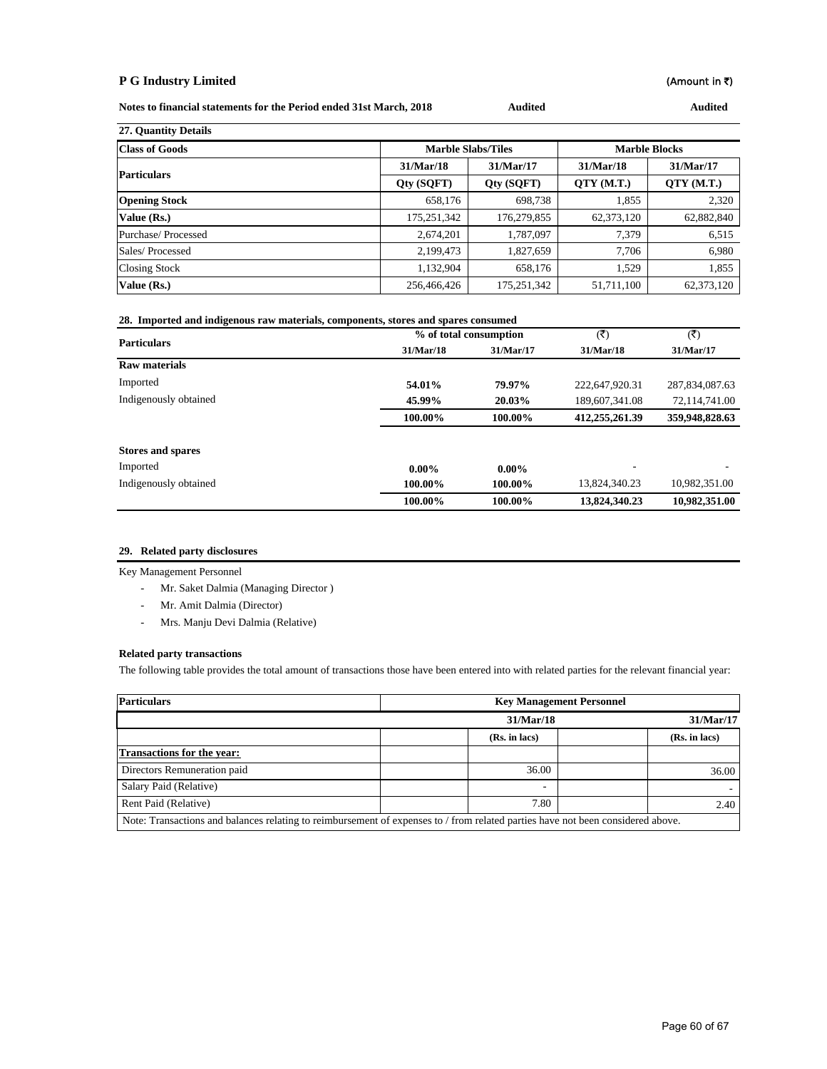**P G Industry Limited** (Amount in ₹)

**Notes to financial statements for the Period ended 31st March, 2018** **Audited** **Audited**

**27. Quantity Details**

| **Class of Goods** | **Marble Slabs/Tiles** | | **Marble Blocks** | |
|---|---|---|---|---|
| **Particulars** | **31/Mar/18** | **31/Mar/17** | **31/Mar/18** | **31/Mar/17** |
| | **Qty (SQFT)** | **Qty (SQFT)** | **QTY (M.T.)** | **QTY (M.T.)** |
| **Opening Stock** | 658,176 | 698,738 | 1,855 | 2,320 |
| **Value (Rs.)** | 175,251,342 | 176,279,855 | 62,373,120 | 62,882,840 |
| Purchase/ Processed | 2,674,201 | 1,787,097 | 7,379 | 6,515 |
| Sales/ Processed | 2,199,473 | 1,827,659 | 7,706 | 6,980 |
| Closing Stock | 1,132,904 | 658,176 | 1,529 | 1,855 |
| **Value (Rs.)** | 256,466,426 | 175,251,342 | 51,711,100 | 62,373,120 |

**28. Imported and indigenous raw materials, components, stores and spares consumed**

| **Particulars** | **% of total consumption** | | **(₹)** | **(₹)** |
|---|---|---|---|---|
| | **31/Mar/18** | **31/Mar/17** | **31/Mar/18** | **31/Mar/17** |
| **Raw materials** | | | | |
| Imported | **54.01%** | **79.97%** | 222,647,920.31 | 287,834,087.63 |
| Indigenously obtained | **45.99%** | **20.03%** | 189,607,341.08 | 72,114,741.00 |
| | **100.00%** | **100.00%** | **412,255,261.39** | **359,948,828.63** |
| **Stores and spares** | | | | |
| Imported | **0.00%** | **0.00%** | - | - |
| Indigenously obtained | **100.00%** | **100.00%** | 13,824,340.23 | 10,982,351.00 |
| | **100.00%** | **100.00%** | **13,824,340.23** | **10,982,351.00** |

**29. Related party disclosures**

Key Management Personnel

- Mr. Saket Dalmia (Managing Director )
- Mr. Amit Dalmia (Director)
- Mrs. Manju Devi Dalmia (Relative)

**Related party transactions**

The following table provides the total amount of transactions those have been entered into with related parties for the relevant financial year:

| **Particulars** | **Key Management Personnel** | |
|---|---|---|
| | **31/Mar/18** | **31/Mar/17** |
| | **(Rs. in lacs)** | **(Rs. in lacs)** |
| **Transactions for the year:** | | |
| Directors Remuneration paid | 36.00 | 36.00 |
| Salary Paid (Relative) | - | - |
| Rent Paid (Relative) | 7.80 | 2.40 |

Note: Transactions and balances relating to reimbursement of expenses to / from related parties have not been considered above.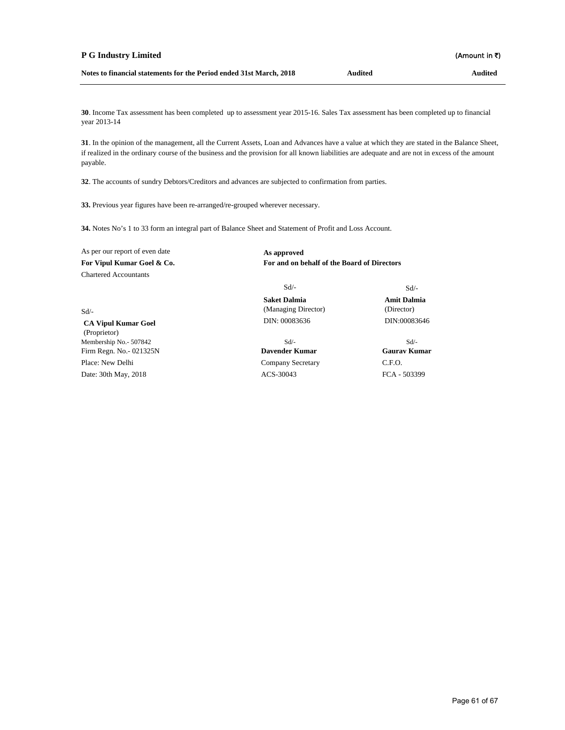**P G Industry Limited** (Amount in ₹)

**Notes to financial statements for the Period ended 31st March, 2018** **Audited** **Audited**

**30**. Income Tax assessment has been completed up to assessment year 2015-16. Sales Tax assessment has been completed up to financial year 2013-14

**31**. In the opinion of the management, all the Current Assets, Loan and Advances have a value at which they are stated in the Balance Sheet, if realized in the ordinary course of the business and the provision for all known liabilities are adequate and are not in excess of the amount payable.

**32**. The accounts of sundry Debtors/Creditors and advances are subjected to confirmation from parties.

**33.** Previous year figures have been re-arranged/re-grouped wherever necessary.

**34.** Notes No's 1 to 33 form an integral part of Balance Sheet and Statement of Profit and Loss Account.

| As per our report of even date | **As approved** | |
|---|---|---|
| **For Vipul Kumar Goel & Co.** | **For and on behalf of the Board of Directors** | |
| Chartered Accountants | | |
| | Sd/- | Sd/- |
| | **Saket Dalmia** | **Amit Dalmia** |
| Sd/- | (Managing Director) | (Director) |
| **CA Vipul Kumar Goel** | DIN: 00083636 | DIN:00083646 |
| (Proprietor) | | |
| Membership No.- 507842 | Sd/- | Sd/- |
| Firm Regn. No.- 021325N | **Davender Kumar** | **Gaurav Kumar** |
| Place: New Delhi | Company Secretary | C.F.O. |
| Date: 30th May, 2018 | ACS-30043 | FCA - 503399 |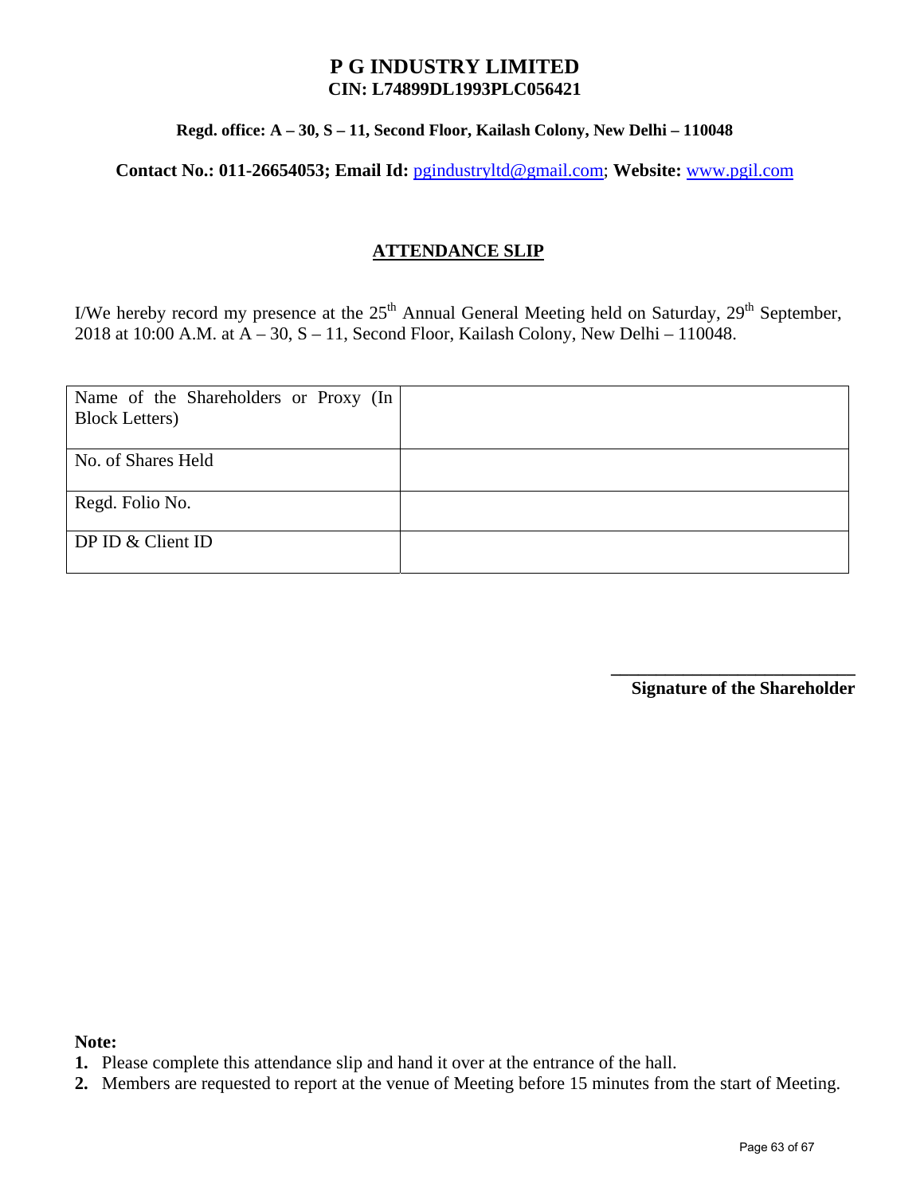# P G INDUSTRY LIMITED

**CIN: L74899DL1993PLC056421**

**Regd. office: A – 30, S – 11, Second Floor, Kailash Colony, New Delhi – 110048**

**Contact No.: 011-26654053; Email Id:** pgindustryltd@gmail.com; **Website:** www.pgil.com

## ATTENDANCE SLIP

I/We hereby record my presence at the 25th Annual General Meeting held on Saturday, 29th September, 2018 at 10:00 A.M. at A – 30, S – 11, Second Floor, Kailash Colony, New Delhi – 110048.

| Name of the Shareholders or Proxy (In Block Letters) | |
|---|---|
| No. of Shares Held | |
| Regd. Folio No. | |
| DP ID & Client ID | |

\_\_\_\_\_\_\_\_\_\_\_\_\_\_\_\_\_\_\_\_\_\_\_\_\_\_\_\_

**Signature of the Shareholder**

**Note:**

1. Please complete this attendance slip and hand it over at the entrance of the hall.
2. Members are requested to report at the venue of Meeting before 15 minutes from the start of Meeting.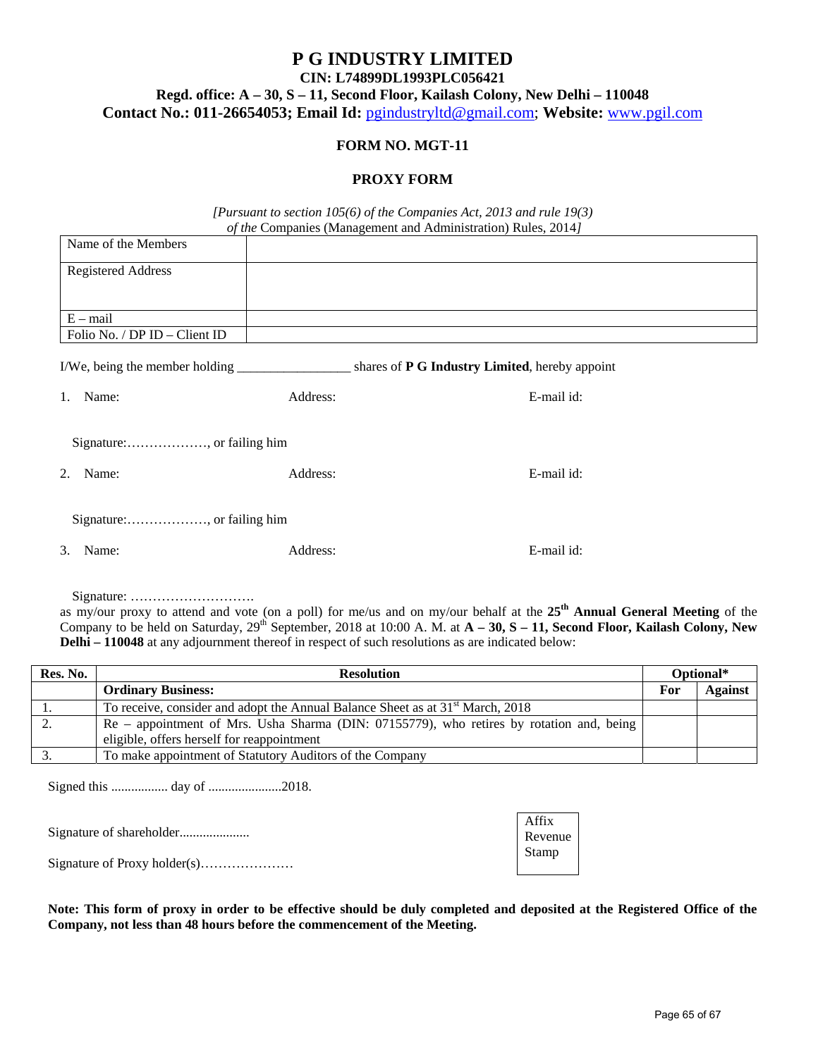# P G INDUSTRY LIMITED

**CIN: L74899DL1993PLC056421**

**Regd. office: A – 30, S – 11, Second Floor, Kailash Colony, New Delhi – 110048**

**Contact No.: 011-26654053; Email Id:** pgindustryltd@gmail.com; **Website:** www.pgil.com

## FORM NO. MGT-11

## PROXY FORM

*[Pursuant to section 105(6) of the Companies Act, 2013 and rule 19(3) of the* Companies (Management and Administration) Rules, 2014*]*

| Name of the Members | |
|---|---|
| Registered Address | |
| E – mail | |
| Folio No. / DP ID – Client ID | |

I/We, being the member holding _________________ shares of **P G Industry Limited**, hereby appoint

1. Name: Address: E-mail id:

   Signature:………………, or failing him

2. Name: Address: E-mail id:

   Signature:………………, or failing him

3. Name: Address: E-mail id:

   Signature: ……………………….

as my/our proxy to attend and vote (on a poll) for me/us and on my/our behalf at the **25th Annual General Meeting** of the Company to be held on Saturday, 29th September, 2018 at 10:00 A. M. at **A – 30, S – 11, Second Floor, Kailash Colony, New Delhi – 110048** at any adjournment thereof in respect of such resolutions as are indicated below:

| Res. No. | Resolution | Optional* | |
|---|---|---|---|
| | **Ordinary Business:** | **For** | **Against** |
| 1. | To receive, consider and adopt the Annual Balance Sheet as at 31st March, 2018 | | |
| 2. | Re – appointment of Mrs. Usha Sharma (DIN: 07155779), who retires by rotation and, being eligible, offers herself for reappointment | | |
| 3. | To make appointment of Statutory Auditors of the Company | | |

Signed this ................. day of ......................2018.

Signature of shareholder.....................

Signature of Proxy holder(s)…………………

Affix Revenue Stamp

**Note: This form of proxy in order to be effective should be duly completed and deposited at the Registered Office of the Company, not less than 48 hours before the commencement of the Meeting.**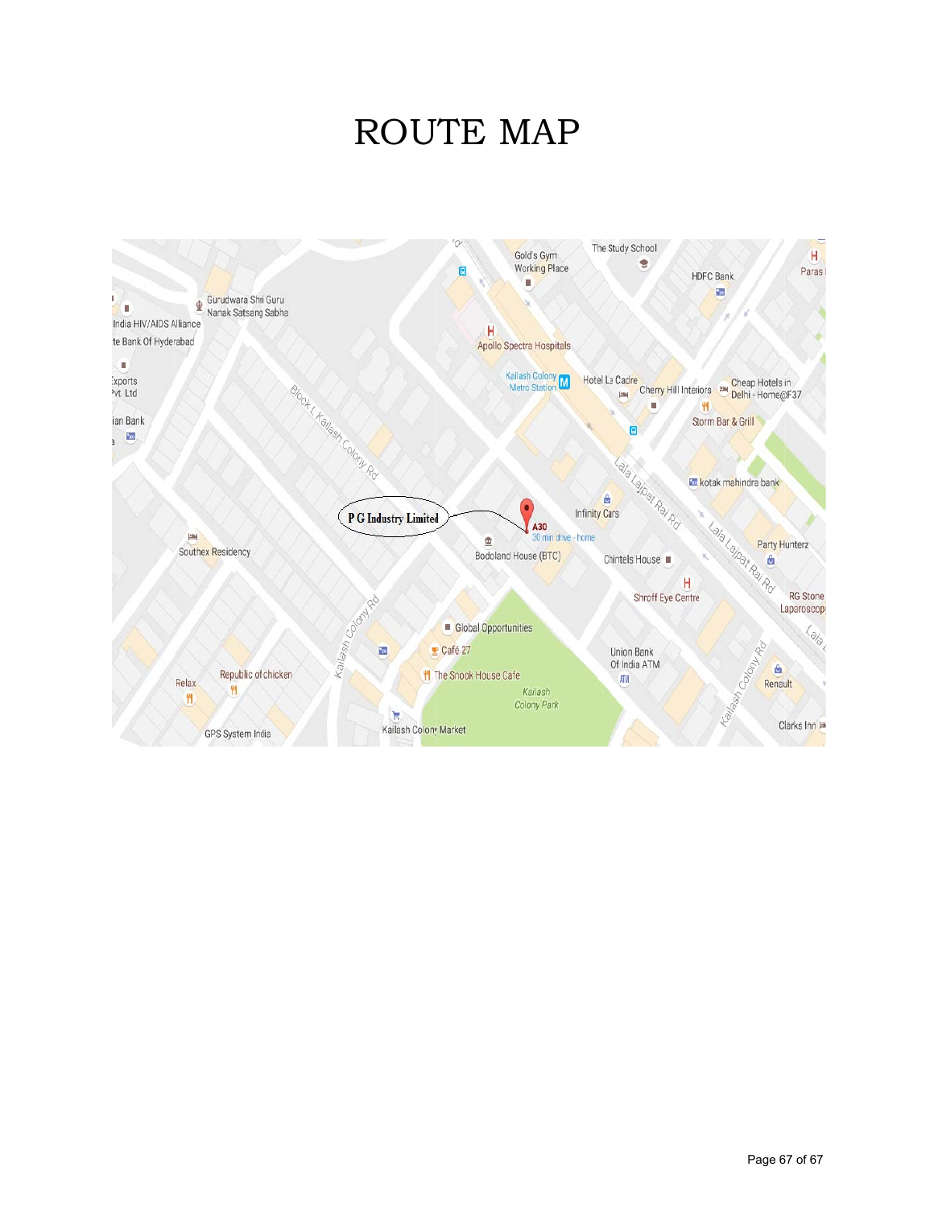# ROUTE MAP

P G Industry Limited

A30

30 min drive - home